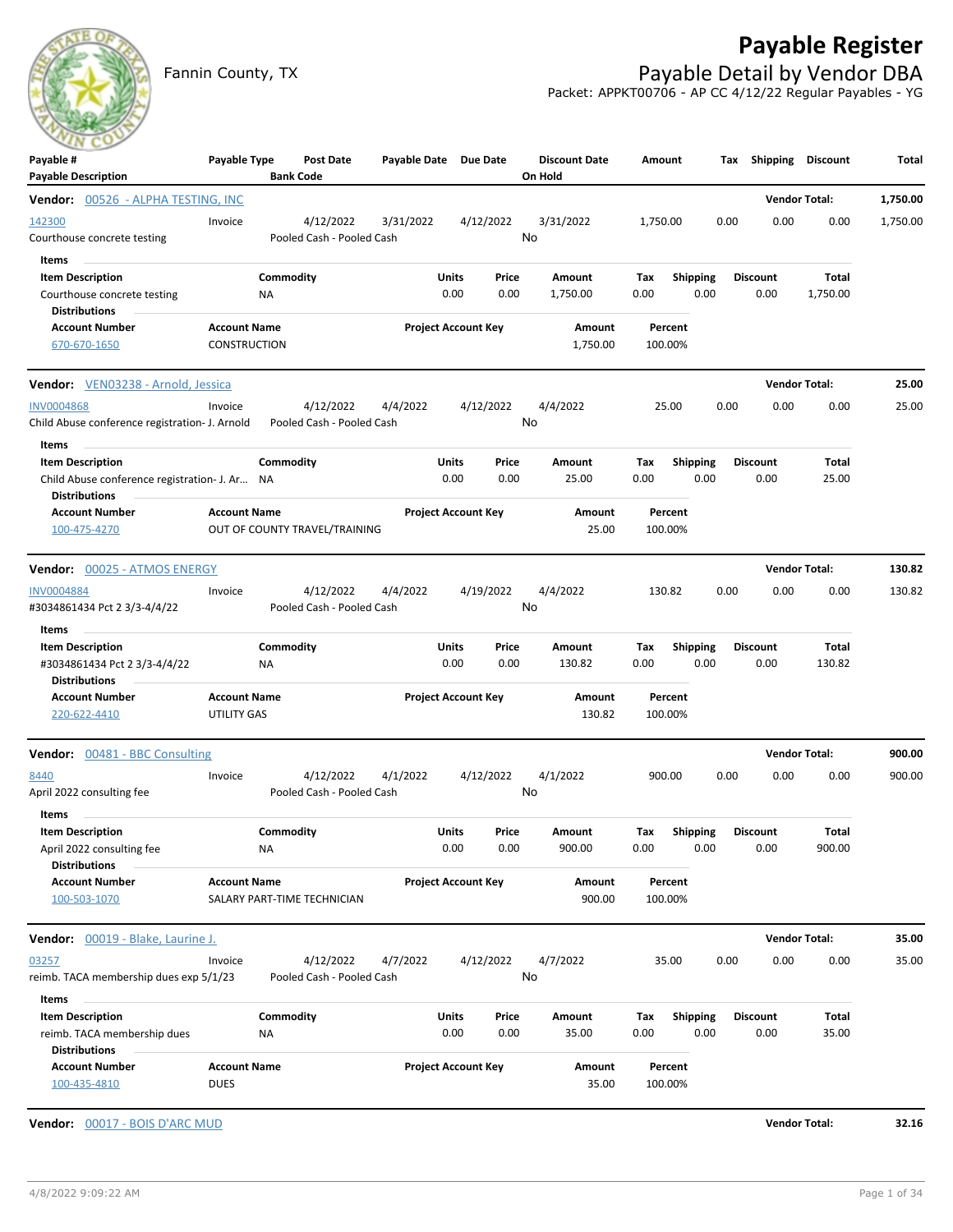# Payable Register

Fannin County, TX

## Payable Detail by Vendor DBA

Packet: APPKT00706 - AP CC 4/12/22 Regular Payables - YG

| Payable # / Payable Description | Payable Type | Post Date / Bank Code | Payable Date | Due Date | Discount Date / On Hold | Amount | Tax | Shipping | Discount | Total |
|---|---|---|---|---|---|---|---|---|---|---|

**Vendor: 00526 - ALPHA TESTING, INC** — Vendor Total: 1,750.00

| Payable # | Payable Type | Post Date | Payable Date | Due Date | Discount Date | Amount | Tax | Shipping | Discount | Total |
|---|---|---|---|---|---|---|---|---|---|---|
| 142300 | Invoice | 4/12/2022 | 3/31/2022 | 4/12/2022 | 3/31/2022 | 1,750.00 | 0.00 | 0.00 | 0.00 | 1,750.00 |
| Courthouse concrete testing | | Pooled Cash - Pooled Cash | | | No | | | | | |

Items

| Item Description | Commodity | Units | Price | Amount | Tax | Shipping | Discount | Total |
|---|---|---|---|---|---|---|---|---|
| Courthouse concrete testing | NA | 0.00 | 0.00 | 1,750.00 | 0.00 | 0.00 | 0.00 | 1,750.00 |

Distributions

| Account Number | Account Name | Project Account Key | Amount | Percent |
|---|---|---|---|---|
| 670-670-1650 | CONSTRUCTION | | 1,750.00 | 100.00% |

**Vendor: VEN03238 - Arnold, Jessica** — Vendor Total: 25.00

| Payable # | Payable Type | Post Date | Payable Date | Due Date | Discount Date | Amount | Tax | Shipping | Discount | Total |
|---|---|---|---|---|---|---|---|---|---|---|
| INV0004868 | Invoice | 4/12/2022 | 4/4/2022 | 4/12/2022 | 4/4/2022 | 25.00 | 0.00 | 0.00 | 0.00 | 25.00 |
| Child Abuse conference registration- J. Arnold | | Pooled Cash - Pooled Cash | | | No | | | | | |

Items

| Item Description | Commodity | Units | Price | Amount | Tax | Shipping | Discount | Total |
|---|---|---|---|---|---|---|---|---|
| Child Abuse conference registration- J. Ar... | NA | 0.00 | 0.00 | 25.00 | 0.00 | 0.00 | 0.00 | 25.00 |

Distributions

| Account Number | Account Name | Project Account Key | Amount | Percent |
|---|---|---|---|---|
| 100-475-4270 | OUT OF COUNTY TRAVEL/TRAINING | | 25.00 | 100.00% |

**Vendor: 00025 - ATMOS ENERGY** — Vendor Total: 130.82

| Payable # | Payable Type | Post Date | Payable Date | Due Date | Discount Date | Amount | Tax | Shipping | Discount | Total |
|---|---|---|---|---|---|---|---|---|---|---|
| INV0004884 | Invoice | 4/12/2022 | 4/4/2022 | 4/19/2022 | 4/4/2022 | 130.82 | 0.00 | 0.00 | 0.00 | 130.82 |
| #3034861434 Pct 2 3/3-4/4/22 | | Pooled Cash - Pooled Cash | | | No | | | | | |

Items

| Item Description | Commodity | Units | Price | Amount | Tax | Shipping | Discount | Total |
|---|---|---|---|---|---|---|---|---|
| #3034861434 Pct 2 3/3-4/4/22 | NA | 0.00 | 0.00 | 130.82 | 0.00 | 0.00 | 0.00 | 130.82 |

Distributions

| Account Number | Account Name | Project Account Key | Amount | Percent |
|---|---|---|---|---|
| 220-622-4410 | UTILITY GAS | | 130.82 | 100.00% |

**Vendor: 00481 - BBC Consulting** — Vendor Total: 900.00

| Payable # | Payable Type | Post Date | Payable Date | Due Date | Discount Date | Amount | Tax | Shipping | Discount | Total |
|---|---|---|---|---|---|---|---|---|---|---|
| 8440 | Invoice | 4/12/2022 | 4/1/2022 | 4/12/2022 | 4/1/2022 | 900.00 | 0.00 | 0.00 | 0.00 | 900.00 |
| April 2022 consulting fee | | Pooled Cash - Pooled Cash | | | No | | | | | |

Items

| Item Description | Commodity | Units | Price | Amount | Tax | Shipping | Discount | Total |
|---|---|---|---|---|---|---|---|---|
| April 2022 consulting fee | NA | 0.00 | 0.00 | 900.00 | 0.00 | 0.00 | 0.00 | 900.00 |

Distributions

| Account Number | Account Name | Project Account Key | Amount | Percent |
|---|---|---|---|---|
| 100-503-1070 | SALARY PART-TIME TECHNICIAN | | 900.00 | 100.00% |

**Vendor: 00019 - Blake, Laurine J.** — Vendor Total: 35.00

| Payable # | Payable Type | Post Date | Payable Date | Due Date | Discount Date | Amount | Tax | Shipping | Discount | Total |
|---|---|---|---|---|---|---|---|---|---|---|
| 03257 | Invoice | 4/12/2022 | 4/7/2022 | 4/12/2022 | 4/7/2022 | 35.00 | 0.00 | 0.00 | 0.00 | 35.00 |
| reimb. TACA membership dues exp 5/1/23 | | Pooled Cash - Pooled Cash | | | No | | | | | |

Items

| Item Description | Commodity | Units | Price | Amount | Tax | Shipping | Discount | Total |
|---|---|---|---|---|---|---|---|---|
| reimb. TACA membership dues | NA | 0.00 | 0.00 | 35.00 | 0.00 | 0.00 | 0.00 | 35.00 |

Distributions

| Account Number | Account Name | Project Account Key | Amount | Percent |
|---|---|---|---|---|
| 100-435-4810 | DUES | | 35.00 | 100.00% |

**Vendor: 00017 - BOIS D'ARC MUD** — Vendor Total: 32.16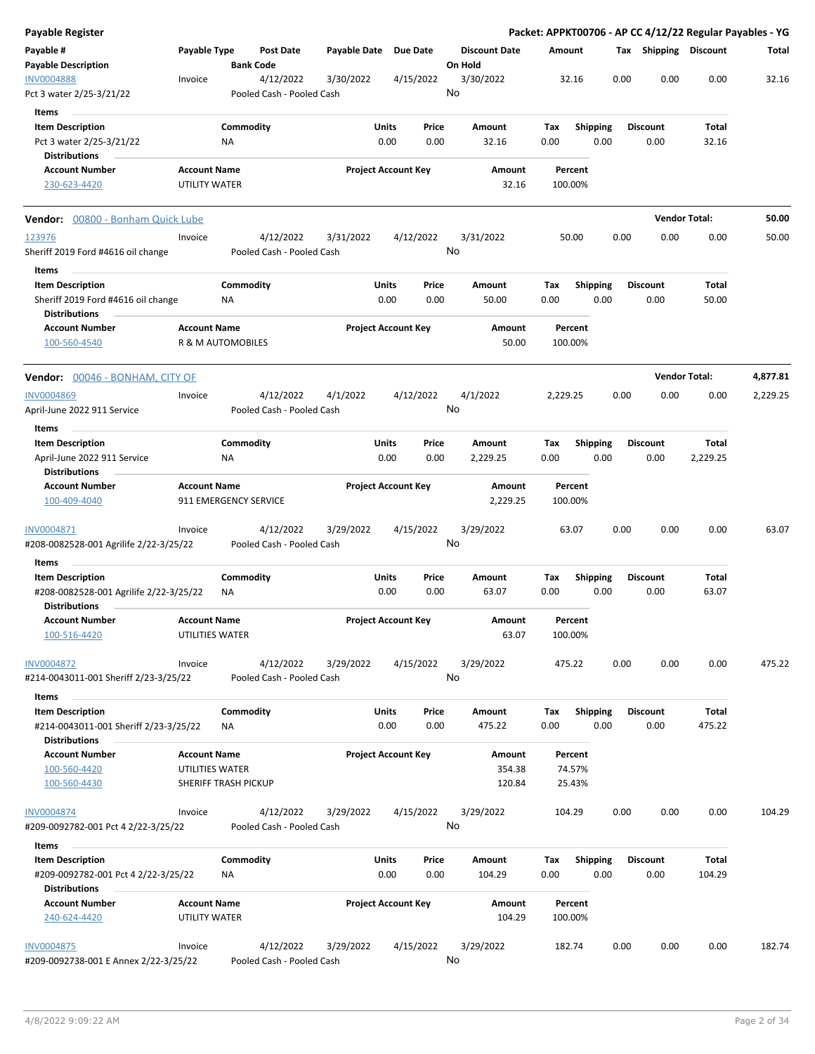**Payable Register** — **Packet: APPKT00706 - AP CC 4/12/22 Regular Payables - YG**

| Payable # / Payable Description | Payable Type | Post Date / Bank Code | Payable Date | Due Date | Discount Date / On Hold | Amount | Tax | Shipping | Discount | Total |
|---|---|---|---|---|---|---|---|---|---|---|
| INV0004888 / Pct 3 water 2/25-3/21/22 | Invoice | 4/12/2022 / Pooled Cash - Pooled Cash | 3/30/2022 | 4/15/2022 | 3/30/2022 / No | 32.16 | 0.00 | 0.00 | 0.00 | 32.16 |

Items

| Item Description | Commodity | Units | Price | Amount | Tax | Shipping | Discount | Total |
|---|---|---|---|---|---|---|---|---|
| Pct 3 water 2/25-3/21/22 | NA | 0.00 | 0.00 | 32.16 | 0.00 | 0.00 | 0.00 | 32.16 |

Distributions

| Account Number | Account Name | Project Account Key | Amount | Percent |
|---|---|---|---|---|
| 230-623-4420 | UTILITY WATER | | 32.16 | 100.00% |

**Vendor: 00800 - Bonham Quick Lube** — **Vendor Total: 50.00**

| Payable # / Payable Description | Payable Type | Post Date / Bank Code | Payable Date | Due Date | Discount Date / On Hold | Amount | Tax | Shipping | Discount | Total |
|---|---|---|---|---|---|---|---|---|---|---|
| 123976 / Sheriff 2019 Ford #4616 oil change | Invoice | 4/12/2022 / Pooled Cash - Pooled Cash | 3/31/2022 | 4/12/2022 | 3/31/2022 / No | 50.00 | 0.00 | 0.00 | 0.00 | 50.00 |

Items

| Item Description | Commodity | Units | Price | Amount | Tax | Shipping | Discount | Total |
|---|---|---|---|---|---|---|---|---|
| Sheriff 2019 Ford #4616 oil change | NA | 0.00 | 0.00 | 50.00 | 0.00 | 0.00 | 0.00 | 50.00 |

Distributions

| Account Number | Account Name | Project Account Key | Amount | Percent |
|---|---|---|---|---|
| 100-560-4540 | R & M AUTOMOBILES | | 50.00 | 100.00% |

**Vendor: 00046 - BONHAM, CITY OF** — **Vendor Total: 4,877.81**

| Payable # / Payable Description | Payable Type | Post Date / Bank Code | Payable Date | Due Date | Discount Date / On Hold | Amount | Tax | Shipping | Discount | Total |
|---|---|---|---|---|---|---|---|---|---|---|
| INV0004869 / April-June 2022 911 Service | Invoice | 4/12/2022 / Pooled Cash - Pooled Cash | 4/1/2022 | 4/12/2022 | 4/1/2022 / No | 2,229.25 | 0.00 | 0.00 | 0.00 | 2,229.25 |

Items

| Item Description | Commodity | Units | Price | Amount | Tax | Shipping | Discount | Total |
|---|---|---|---|---|---|---|---|---|
| April-June 2022 911 Service | NA | 0.00 | 0.00 | 2,229.25 | 0.00 | 0.00 | 0.00 | 2,229.25 |

Distributions

| Account Number | Account Name | Project Account Key | Amount | Percent |
|---|---|---|---|---|
| 100-409-4040 | 911 EMERGENCY SERVICE | | 2,229.25 | 100.00% |

| Payable # / Payable Description | Payable Type | Post Date / Bank Code | Payable Date | Due Date | Discount Date / On Hold | Amount | Tax | Shipping | Discount | Total |
|---|---|---|---|---|---|---|---|---|---|---|
| INV0004871 / #208-0082528-001 Agrilife 2/22-3/25/22 | Invoice | 4/12/2022 / Pooled Cash - Pooled Cash | 3/29/2022 | 4/15/2022 | 3/29/2022 / No | 63.07 | 0.00 | 0.00 | 0.00 | 63.07 |

Items

| Item Description | Commodity | Units | Price | Amount | Tax | Shipping | Discount | Total |
|---|---|---|---|---|---|---|---|---|
| #208-0082528-001 Agrilife 2/22-3/25/22 | NA | 0.00 | 0.00 | 63.07 | 0.00 | 0.00 | 0.00 | 63.07 |

Distributions

| Account Number | Account Name | Project Account Key | Amount | Percent |
|---|---|---|---|---|
| 100-516-4420 | UTILITIES WATER | | 63.07 | 100.00% |

| Payable # / Payable Description | Payable Type | Post Date / Bank Code | Payable Date | Due Date | Discount Date / On Hold | Amount | Tax | Shipping | Discount | Total |
|---|---|---|---|---|---|---|---|---|---|---|
| INV0004872 / #214-0043011-001 Sheriff 2/23-3/25/22 | Invoice | 4/12/2022 / Pooled Cash - Pooled Cash | 3/29/2022 | 4/15/2022 | 3/29/2022 / No | 475.22 | 0.00 | 0.00 | 0.00 | 475.22 |

Items

| Item Description | Commodity | Units | Price | Amount | Tax | Shipping | Discount | Total |
|---|---|---|---|---|---|---|---|---|
| #214-0043011-001 Sheriff 2/23-3/25/22 | NA | 0.00 | 0.00 | 475.22 | 0.00 | 0.00 | 0.00 | 475.22 |

Distributions

| Account Number | Account Name | Project Account Key | Amount | Percent |
|---|---|---|---|---|
| 100-560-4420 | UTILITIES WATER | | 354.38 | 74.57% |
| 100-560-4430 | SHERIFF TRASH PICKUP | | 120.84 | 25.43% |

| Payable # / Payable Description | Payable Type | Post Date / Bank Code | Payable Date | Due Date | Discount Date / On Hold | Amount | Tax | Shipping | Discount | Total |
|---|---|---|---|---|---|---|---|---|---|---|
| INV0004874 / #209-0092782-001 Pct 4 2/22-3/25/22 | Invoice | 4/12/2022 / Pooled Cash - Pooled Cash | 3/29/2022 | 4/15/2022 | 3/29/2022 / No | 104.29 | 0.00 | 0.00 | 0.00 | 104.29 |

Items

| Item Description | Commodity | Units | Price | Amount | Tax | Shipping | Discount | Total |
|---|---|---|---|---|---|---|---|---|
| #209-0092782-001 Pct 4 2/22-3/25/22 | NA | 0.00 | 0.00 | 104.29 | 0.00 | 0.00 | 0.00 | 104.29 |

Distributions

| Account Number | Account Name | Project Account Key | Amount | Percent |
|---|---|---|---|---|
| 240-624-4420 | UTILITY WATER | | 104.29 | 100.00% |

| Payable # / Payable Description | Payable Type | Post Date / Bank Code | Payable Date | Due Date | Discount Date / On Hold | Amount | Tax | Shipping | Discount | Total |
|---|---|---|---|---|---|---|---|---|---|---|
| INV0004875 / #209-0092738-001 E Annex 2/22-3/25/22 | Invoice | 4/12/2022 / Pooled Cash - Pooled Cash | 3/29/2022 | 4/15/2022 | 3/29/2022 / No | 182.74 | 0.00 | 0.00 | 0.00 | 182.74 |

4/8/2022 9:09:22 AM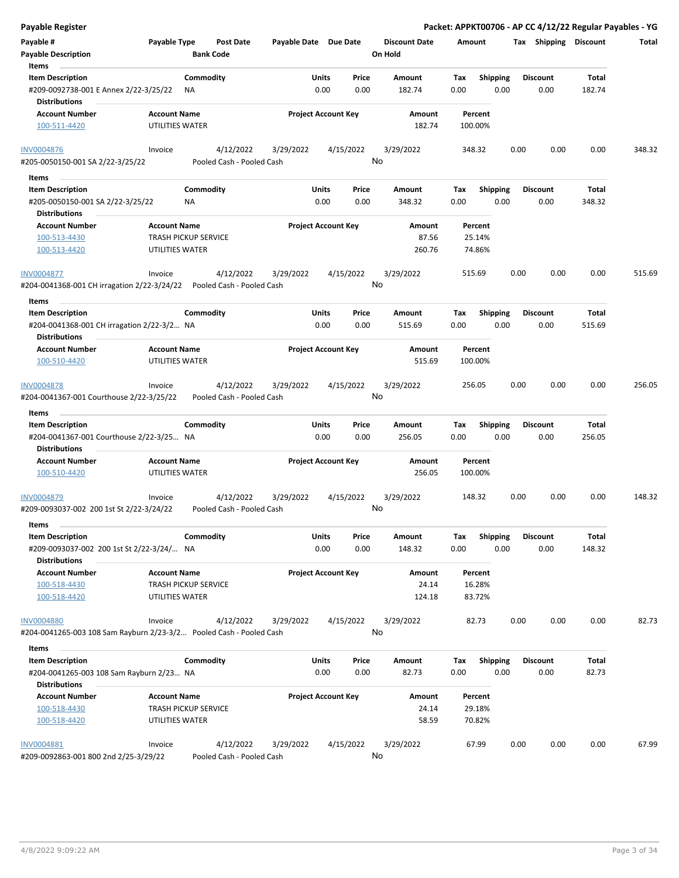**Payable Register** — **Packet: APPKT00706 - AP CC 4/12/22 Regular Payables - YG**

| Payable # | Payable Type | Post Date | Payable Date | Due Date | Discount Date | Amount | Tax | Shipping | Discount | Total |
|---|---|---|---|---|---|---|---|---|---|---|
| Payable Description | | Bank Code | | | On Hold | | | | | |

**Items**

| Item Description | Commodity | Units | Price | Amount | Tax | Shipping | Discount | Total |
|---|---|---|---|---|---|---|---|---|
| #209-0092738-001 E Annex 2/22-3/25/22 | NA | 0.00 | 0.00 | 182.74 | 0.00 | 0.00 | 0.00 | 182.74 |

**Distributions**

| Account Number | Account Name | Project Account Key | Amount | Percent |
|---|---|---|---|---|
| 100-511-4420 | UTILITIES WATER | | 182.74 | 100.00% |

---

| Payable # | Payable Type | Post Date | Payable Date | Due Date | Discount Date | Amount | Tax | Shipping | Discount | Total |
|---|---|---|---|---|---|---|---|---|---|---|
| INV0004876 | Invoice | 4/12/2022 | 3/29/2022 | 4/15/2022 | 3/29/2022 | 348.32 | 0.00 | 0.00 | 0.00 | 348.32 |
| #205-0050150-001 SA 2/22-3/25/22 | | Pooled Cash - Pooled Cash | | | No | | | | | |

**Items**

| Item Description | Commodity | Units | Price | Amount | Tax | Shipping | Discount | Total |
|---|---|---|---|---|---|---|---|---|
| #205-0050150-001 SA 2/22-3/25/22 | NA | 0.00 | 0.00 | 348.32 | 0.00 | 0.00 | 0.00 | 348.32 |

**Distributions**

| Account Number | Account Name | Project Account Key | Amount | Percent |
|---|---|---|---|---|
| 100-513-4430 | TRASH PICKUP SERVICE | | 87.56 | 25.14% |
| 100-513-4420 | UTILITIES WATER | | 260.76 | 74.86% |

---

| Payable # | Payable Type | Post Date | Payable Date | Due Date | Discount Date | Amount | Tax | Shipping | Discount | Total |
|---|---|---|---|---|---|---|---|---|---|---|
| INV0004877 | Invoice | 4/12/2022 | 3/29/2022 | 4/15/2022 | 3/29/2022 | 515.69 | 0.00 | 0.00 | 0.00 | 515.69 |
| #204-0041368-001 CH irragation 2/22-3/24/22 | | Pooled Cash - Pooled Cash | | | No | | | | | |

**Items**

| Item Description | Commodity | Units | Price | Amount | Tax | Shipping | Discount | Total |
|---|---|---|---|---|---|---|---|---|
| #204-0041368-001 CH irragation 2/22-3/2... | NA | 0.00 | 0.00 | 515.69 | 0.00 | 0.00 | 0.00 | 515.69 |

**Distributions**

| Account Number | Account Name | Project Account Key | Amount | Percent |
|---|---|---|---|---|
| 100-510-4420 | UTILITIES WATER | | 515.69 | 100.00% |

---

| Payable # | Payable Type | Post Date | Payable Date | Due Date | Discount Date | Amount | Tax | Shipping | Discount | Total |
|---|---|---|---|---|---|---|---|---|---|---|
| INV0004878 | Invoice | 4/12/2022 | 3/29/2022 | 4/15/2022 | 3/29/2022 | 256.05 | 0.00 | 0.00 | 0.00 | 256.05 |
| #204-0041367-001 Courthouse 2/22-3/25/22 | | Pooled Cash - Pooled Cash | | | No | | | | | |

**Items**

| Item Description | Commodity | Units | Price | Amount | Tax | Shipping | Discount | Total |
|---|---|---|---|---|---|---|---|---|
| #204-0041367-001 Courthouse 2/22-3/25... | NA | 0.00 | 0.00 | 256.05 | 0.00 | 0.00 | 0.00 | 256.05 |

**Distributions**

| Account Number | Account Name | Project Account Key | Amount | Percent |
|---|---|---|---|---|
| 100-510-4420 | UTILITIES WATER | | 256.05 | 100.00% |

---

| Payable # | Payable Type | Post Date | Payable Date | Due Date | Discount Date | Amount | Tax | Shipping | Discount | Total |
|---|---|---|---|---|---|---|---|---|---|---|
| INV0004879 | Invoice | 4/12/2022 | 3/29/2022 | 4/15/2022 | 3/29/2022 | 148.32 | 0.00 | 0.00 | 0.00 | 148.32 |
| #209-0093037-002 200 1st St 2/22-3/24/22 | | Pooled Cash - Pooled Cash | | | No | | | | | |

**Items**

| Item Description | Commodity | Units | Price | Amount | Tax | Shipping | Discount | Total |
|---|---|---|---|---|---|---|---|---|
| #209-0093037-002 200 1st St 2/22-3/24/... | NA | 0.00 | 0.00 | 148.32 | 0.00 | 0.00 | 0.00 | 148.32 |

**Distributions**

| Account Number | Account Name | Project Account Key | Amount | Percent |
|---|---|---|---|---|
| 100-518-4430 | TRASH PICKUP SERVICE | | 24.14 | 16.28% |
| 100-518-4420 | UTILITIES WATER | | 124.18 | 83.72% |

---

| Payable # | Payable Type | Post Date | Payable Date | Due Date | Discount Date | Amount | Tax | Shipping | Discount | Total |
|---|---|---|---|---|---|---|---|---|---|---|
| INV0004880 | Invoice | 4/12/2022 | 3/29/2022 | 4/15/2022 | 3/29/2022 | 82.73 | 0.00 | 0.00 | 0.00 | 82.73 |
| #204-0041265-003 108 Sam Rayburn 2/23-3/2... | | Pooled Cash - Pooled Cash | | | No | | | | | |

**Items**

| Item Description | Commodity | Units | Price | Amount | Tax | Shipping | Discount | Total |
|---|---|---|---|---|---|---|---|---|
| #204-0041265-003 108 Sam Rayburn 2/23... | NA | 0.00 | 0.00 | 82.73 | 0.00 | 0.00 | 0.00 | 82.73 |

**Distributions**

| Account Number | Account Name | Project Account Key | Amount | Percent |
|---|---|---|---|---|
| 100-518-4430 | TRASH PICKUP SERVICE | | 24.14 | 29.18% |
| 100-518-4420 | UTILITIES WATER | | 58.59 | 70.82% |

---

| Payable # | Payable Type | Post Date | Payable Date | Due Date | Discount Date | Amount | Tax | Shipping | Discount | Total |
|---|---|---|---|---|---|---|---|---|---|---|
| INV0004881 | Invoice | 4/12/2022 | 3/29/2022 | 4/15/2022 | 3/29/2022 | 67.99 | 0.00 | 0.00 | 0.00 | 67.99 |
| #209-0092863-001 800 2nd 2/25-3/29/22 | | Pooled Cash - Pooled Cash | | | No | | | | | |

4/8/2022 9:09:22 AM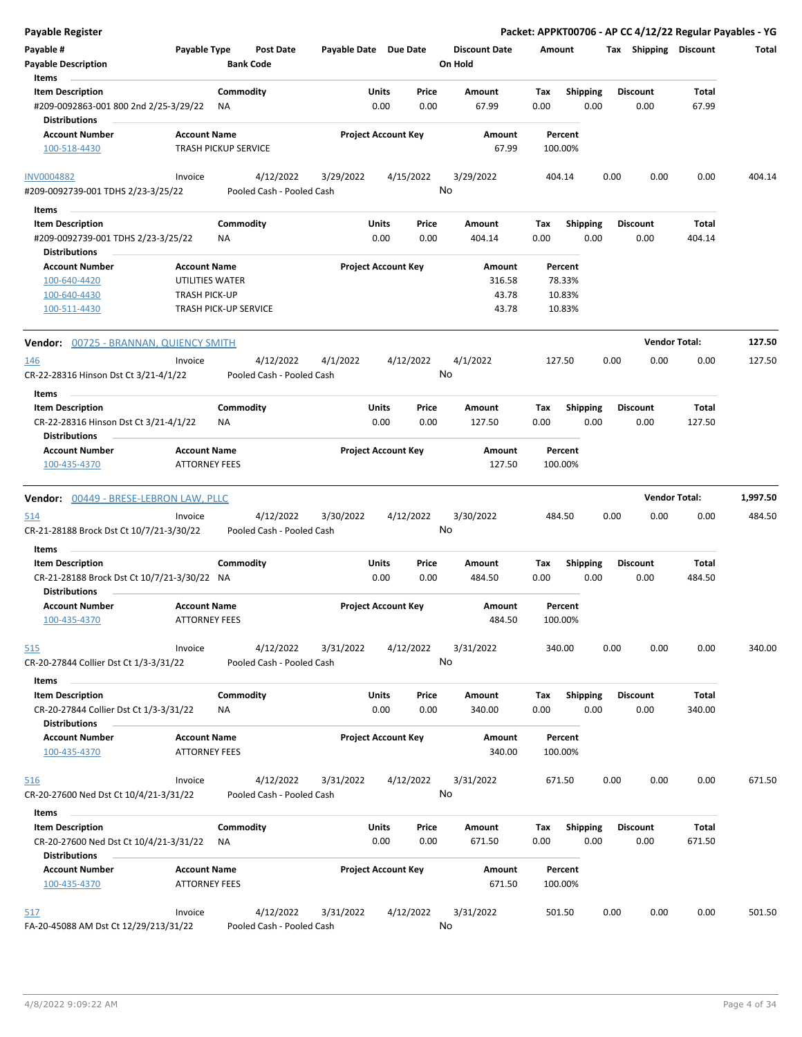**Payable Register** — Packet: APPKT00706 - AP CC 4/12/22 Regular Payables - YG

| Payable # | Payable Type | Post Date | Payable Date | Due Date | Discount Date | Amount | Tax | Shipping | Discount | Total |
|---|---|---|---|---|---|---|---|---|---|---|
| **Payable Description** | | **Bank Code** | | | **On Hold** | | | | | |

Items

| Item Description | Commodity | Units | Price | Amount | Tax | Shipping | Discount | Total |
|---|---|---|---|---|---|---|---|---|
| #209-0092863-001 800 2nd 2/25-3/29/22 | NA | 0.00 | 0.00 | 67.99 | 0.00 | 0.00 | 0.00 | 67.99 |

Distributions

| Account Number | Account Name | Project Account Key | Amount | Percent |
|---|---|---|---|---|
| 100-518-4430 | TRASH PICKUP SERVICE | | 67.99 | 100.00% |

| Payable # | Payable Type | Post Date | Payable Date | Due Date | Discount Date | Amount | Tax | Shipping | Discount | Total |
|---|---|---|---|---|---|---|---|---|---|---|
| INV0004882 | Invoice | 4/12/2022 | 3/29/2022 | 4/15/2022 | 3/29/2022 | 404.14 | 0.00 | 0.00 | 0.00 | 404.14 |
| #209-0092739-001 TDHS 2/23-3/25/22 | | Pooled Cash - Pooled Cash | | | No | | | | | |

Items

| Item Description | Commodity | Units | Price | Amount | Tax | Shipping | Discount | Total |
|---|---|---|---|---|---|---|---|---|
| #209-0092739-001 TDHS 2/23-3/25/22 | NA | 0.00 | 0.00 | 404.14 | 0.00 | 0.00 | 0.00 | 404.14 |

Distributions

| Account Number | Account Name | Project Account Key | Amount | Percent |
|---|---|---|---|---|
| 100-640-4420 | UTILITIES WATER | | 316.58 | 78.33% |
| 100-640-4430 | TRASH PICK-UP | | 43.78 | 10.83% |
| 100-511-4430 | TRASH PICK-UP SERVICE | | 43.78 | 10.83% |

**Vendor:** 00725 - BRANNAN, QUIENCY SMITH — **Vendor Total:** 127.50

| Payable # | Payable Type | Post Date | Payable Date | Due Date | Discount Date | Amount | Tax | Shipping | Discount | Total |
|---|---|---|---|---|---|---|---|---|---|---|
| 146 | Invoice | 4/12/2022 | 4/1/2022 | 4/12/2022 | 4/1/2022 | 127.50 | 0.00 | 0.00 | 0.00 | 127.50 |
| CR-22-28316 Hinson Dst Ct 3/21-4/1/22 | | Pooled Cash - Pooled Cash | | | No | | | | | |

Items

| Item Description | Commodity | Units | Price | Amount | Tax | Shipping | Discount | Total |
|---|---|---|---|---|---|---|---|---|
| CR-22-28316 Hinson Dst Ct 3/21-4/1/22 | NA | 0.00 | 0.00 | 127.50 | 0.00 | 0.00 | 0.00 | 127.50 |

Distributions

| Account Number | Account Name | Project Account Key | Amount | Percent |
|---|---|---|---|---|
| 100-435-4370 | ATTORNEY FEES | | 127.50 | 100.00% |

**Vendor:** 00449 - BRESE-LEBRON LAW, PLLC — **Vendor Total:** 1,997.50

| Payable # | Payable Type | Post Date | Payable Date | Due Date | Discount Date | Amount | Tax | Shipping | Discount | Total |
|---|---|---|---|---|---|---|---|---|---|---|
| 514 | Invoice | 4/12/2022 | 3/30/2022 | 4/12/2022 | 3/30/2022 | 484.50 | 0.00 | 0.00 | 0.00 | 484.50 |
| CR-21-28188 Brock Dst Ct 10/7/21-3/30/22 | | Pooled Cash - Pooled Cash | | | No | | | | | |

Items

| Item Description | Commodity | Units | Price | Amount | Tax | Shipping | Discount | Total |
|---|---|---|---|---|---|---|---|---|
| CR-21-28188 Brock Dst Ct 10/7/21-3/30/22 | NA | 0.00 | 0.00 | 484.50 | 0.00 | 0.00 | 0.00 | 484.50 |

Distributions

| Account Number | Account Name | Project Account Key | Amount | Percent |
|---|---|---|---|---|
| 100-435-4370 | ATTORNEY FEES | | 484.50 | 100.00% |

| Payable # | Payable Type | Post Date | Payable Date | Due Date | Discount Date | Amount | Tax | Shipping | Discount | Total |
|---|---|---|---|---|---|---|---|---|---|---|
| 515 | Invoice | 4/12/2022 | 3/31/2022 | 4/12/2022 | 3/31/2022 | 340.00 | 0.00 | 0.00 | 0.00 | 340.00 |
| CR-20-27844 Collier Dst Ct 1/3-3/31/22 | | Pooled Cash - Pooled Cash | | | No | | | | | |

Items

| Item Description | Commodity | Units | Price | Amount | Tax | Shipping | Discount | Total |
|---|---|---|---|---|---|---|---|---|
| CR-20-27844 Collier Dst Ct 1/3-3/31/22 | NA | 0.00 | 0.00 | 340.00 | 0.00 | 0.00 | 0.00 | 340.00 |

Distributions

| Account Number | Account Name | Project Account Key | Amount | Percent |
|---|---|---|---|---|
| 100-435-4370 | ATTORNEY FEES | | 340.00 | 100.00% |

| Payable # | Payable Type | Post Date | Payable Date | Due Date | Discount Date | Amount | Tax | Shipping | Discount | Total |
|---|---|---|---|---|---|---|---|---|---|---|
| 516 | Invoice | 4/12/2022 | 3/31/2022 | 4/12/2022 | 3/31/2022 | 671.50 | 0.00 | 0.00 | 0.00 | 671.50 |
| CR-20-27600 Ned Dst Ct 10/4/21-3/31/22 | | Pooled Cash - Pooled Cash | | | No | | | | | |

Items

| Item Description | Commodity | Units | Price | Amount | Tax | Shipping | Discount | Total |
|---|---|---|---|---|---|---|---|---|
| CR-20-27600 Ned Dst Ct 10/4/21-3/31/22 | NA | 0.00 | 0.00 | 671.50 | 0.00 | 0.00 | 0.00 | 671.50 |

Distributions

| Account Number | Account Name | Project Account Key | Amount | Percent |
|---|---|---|---|---|
| 100-435-4370 | ATTORNEY FEES | | 671.50 | 100.00% |

| Payable # | Payable Type | Post Date | Payable Date | Due Date | Discount Date | Amount | Tax | Shipping | Discount | Total |
|---|---|---|---|---|---|---|---|---|---|---|
| 517 | Invoice | 4/12/2022 | 3/31/2022 | 4/12/2022 | 3/31/2022 | 501.50 | 0.00 | 0.00 | 0.00 | 501.50 |
| FA-20-45088 AM Dst Ct 12/29/213/31/22 | | Pooled Cash - Pooled Cash | | | No | | | | | |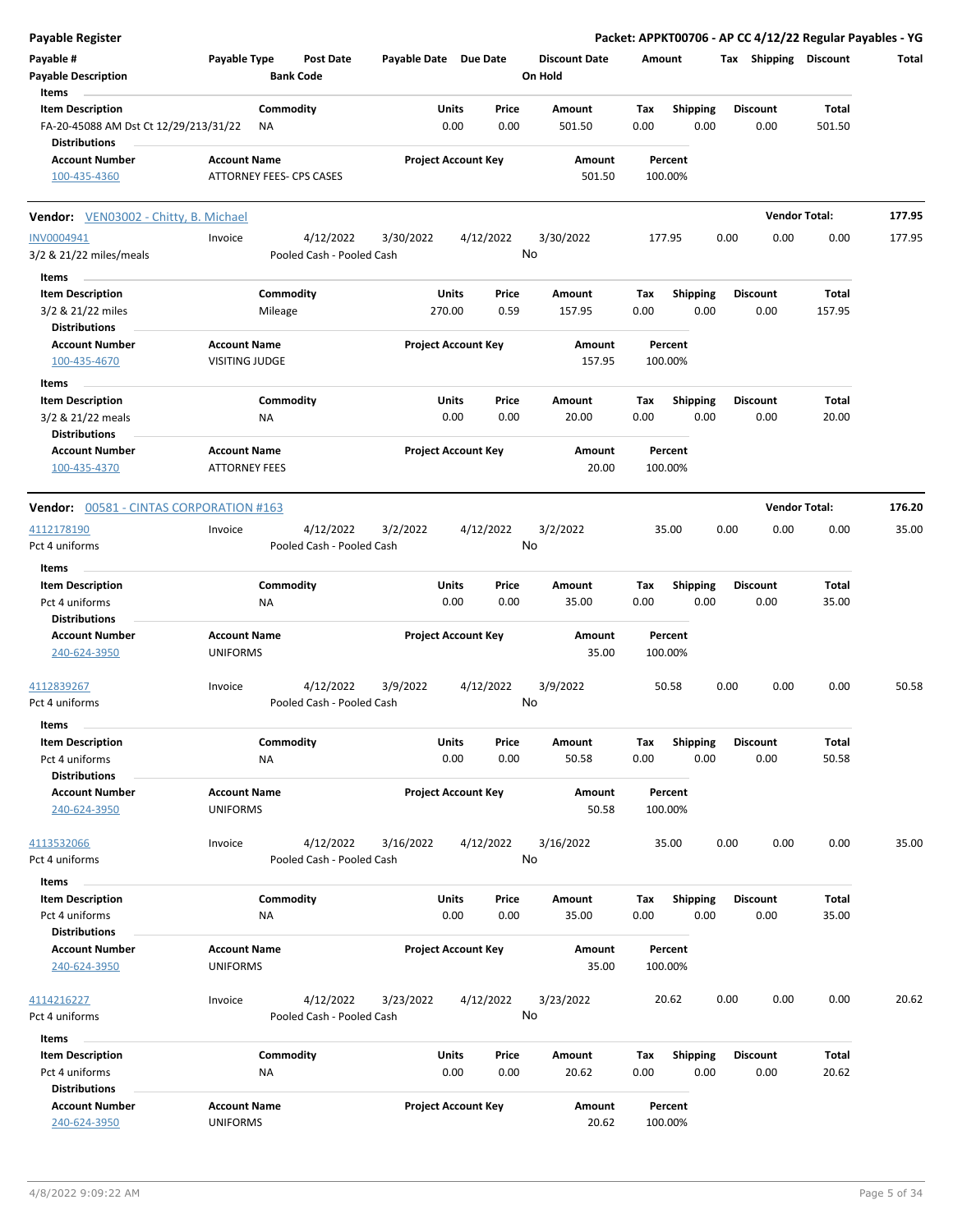**Payable Register** | **Packet: APPKT00706 - AP CC 4/12/22 Regular Payables - YG**

| Payable # | Payable Type | Post Date | Payable Date | Due Date | Discount Date | Amount | Tax | Shipping | Discount | Total |
|---|---|---|---|---|---|---|---|---|---|---|
| Payable Description | | Bank Code | | | On Hold | | | | | |

**Items**

| Item Description | Commodity | Units | Price | Amount | Tax | Shipping | Discount | Total |
|---|---|---|---|---|---|---|---|---|
| FA-20-45088 AM Dst Ct 12/29/213/31/22 | NA | 0.00 | 0.00 | 501.50 | 0.00 | 0.00 | 0.00 | 501.50 |

**Distributions**

| Account Number | Account Name | Project Account Key | Amount | Percent |
|---|---|---|---|---|
| 100-435-4360 | ATTORNEY FEES- CPS CASES | | 501.50 | 100.00% |

---

**Vendor:** VEN03002 - Chitty, B. Michael — **Vendor Total: 177.95**

| Payable # | Payable Type | Post Date | Payable Date | Due Date | Discount Date | Amount | Tax | Shipping | Discount | Total |
|---|---|---|---|---|---|---|---|---|---|---|
| INV0004941 | Invoice | 4/12/2022 | 3/30/2022 | 4/12/2022 | 3/30/2022 | 177.95 | 0.00 | 0.00 | 0.00 | 177.95 |
| 3/2 & 21/22 miles/meals | | Pooled Cash - Pooled Cash | | | No | | | | | |

**Items**

| Item Description | Commodity | Units | Price | Amount | Tax | Shipping | Discount | Total |
|---|---|---|---|---|---|---|---|---|
| 3/2 & 21/22 miles | Mileage | 270.00 | 0.59 | 157.95 | 0.00 | 0.00 | 0.00 | 157.95 |

**Distributions**

| Account Number | Account Name | Project Account Key | Amount | Percent |
|---|---|---|---|---|
| 100-435-4670 | VISITING JUDGE | | 157.95 | 100.00% |

**Items**

| Item Description | Commodity | Units | Price | Amount | Tax | Shipping | Discount | Total |
|---|---|---|---|---|---|---|---|---|
| 3/2 & 21/22 meals | NA | 0.00 | 0.00 | 20.00 | 0.00 | 0.00 | 0.00 | 20.00 |

**Distributions**

| Account Number | Account Name | Project Account Key | Amount | Percent |
|---|---|---|---|---|
| 100-435-4370 | ATTORNEY FEES | | 20.00 | 100.00% |

---

**Vendor:** 00581 - CINTAS CORPORATION #163 — **Vendor Total: 176.20**

| Payable # | Payable Type | Post Date | Payable Date | Due Date | Discount Date | Amount | Tax | Shipping | Discount | Total |
|---|---|---|---|---|---|---|---|---|---|---|
| 4112178190 | Invoice | 4/12/2022 | 3/2/2022 | 4/12/2022 | 3/2/2022 | 35.00 | 0.00 | 0.00 | 0.00 | 35.00 |
| Pct 4 uniforms | | Pooled Cash - Pooled Cash | | | No | | | | | |

**Items**

| Item Description | Commodity | Units | Price | Amount | Tax | Shipping | Discount | Total |
|---|---|---|---|---|---|---|---|---|
| Pct 4 uniforms | NA | 0.00 | 0.00 | 35.00 | 0.00 | 0.00 | 0.00 | 35.00 |

**Distributions**

| Account Number | Account Name | Project Account Key | Amount | Percent |
|---|---|---|---|---|
| 240-624-3950 | UNIFORMS | | 35.00 | 100.00% |

| Payable # | Payable Type | Post Date | Payable Date | Due Date | Discount Date | Amount | Tax | Shipping | Discount | Total |
|---|---|---|---|---|---|---|---|---|---|---|
| 4112839267 | Invoice | 4/12/2022 | 3/9/2022 | 4/12/2022 | 3/9/2022 | 50.58 | 0.00 | 0.00 | 0.00 | 50.58 |
| Pct 4 uniforms | | Pooled Cash - Pooled Cash | | | No | | | | | |

**Items**

| Item Description | Commodity | Units | Price | Amount | Tax | Shipping | Discount | Total |
|---|---|---|---|---|---|---|---|---|
| Pct 4 uniforms | NA | 0.00 | 0.00 | 50.58 | 0.00 | 0.00 | 0.00 | 50.58 |

**Distributions**

| Account Number | Account Name | Project Account Key | Amount | Percent |
|---|---|---|---|---|
| 240-624-3950 | UNIFORMS | | 50.58 | 100.00% |

| Payable # | Payable Type | Post Date | Payable Date | Due Date | Discount Date | Amount | Tax | Shipping | Discount | Total |
|---|---|---|---|---|---|---|---|---|---|---|
| 4113532066 | Invoice | 4/12/2022 | 3/16/2022 | 4/12/2022 | 3/16/2022 | 35.00 | 0.00 | 0.00 | 0.00 | 35.00 |
| Pct 4 uniforms | | Pooled Cash - Pooled Cash | | | No | | | | | |

**Items**

| Item Description | Commodity | Units | Price | Amount | Tax | Shipping | Discount | Total |
|---|---|---|---|---|---|---|---|---|
| Pct 4 uniforms | NA | 0.00 | 0.00 | 35.00 | 0.00 | 0.00 | 0.00 | 35.00 |

**Distributions**

| Account Number | Account Name | Project Account Key | Amount | Percent |
|---|---|---|---|---|
| 240-624-3950 | UNIFORMS | | 35.00 | 100.00% |

| Payable # | Payable Type | Post Date | Payable Date | Due Date | Discount Date | Amount | Tax | Shipping | Discount | Total |
|---|---|---|---|---|---|---|---|---|---|---|
| 4114216227 | Invoice | 4/12/2022 | 3/23/2022 | 4/12/2022 | 3/23/2022 | 20.62 | 0.00 | 0.00 | 0.00 | 20.62 |
| Pct 4 uniforms | | Pooled Cash - Pooled Cash | | | No | | | | | |

**Items**

| Item Description | Commodity | Units | Price | Amount | Tax | Shipping | Discount | Total |
|---|---|---|---|---|---|---|---|---|
| Pct 4 uniforms | NA | 0.00 | 0.00 | 20.62 | 0.00 | 0.00 | 0.00 | 20.62 |

**Distributions**

| Account Number | Account Name | Project Account Key | Amount | Percent |
|---|---|---|---|---|
| 240-624-3950 | UNIFORMS | | 20.62 | 100.00% |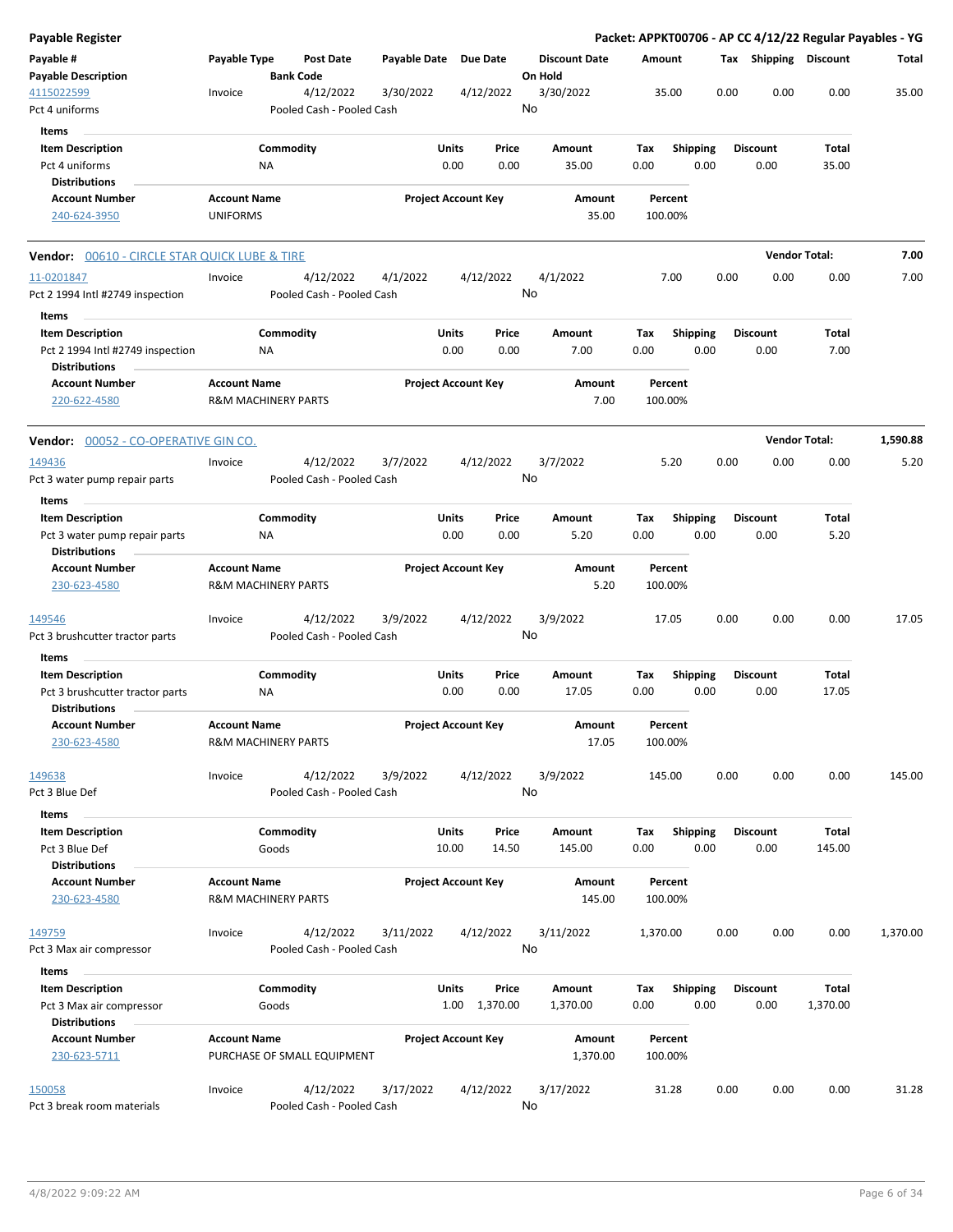**Payable Register** — **Packet: APPKT00706 - AP CC 4/12/22 Regular Payables - YG**

| Payable # / Payable Description | Payable Type | Post Date / Bank Code | Payable Date | Due Date | Discount Date / On Hold | Amount | Tax | Shipping | Discount | Total |
|---|---|---|---|---|---|---|---|---|---|---|
| 4115022599 / Pct 4 uniforms | Invoice | 4/12/2022 / Pooled Cash - Pooled Cash | 3/30/2022 | 4/12/2022 | 3/30/2022 / No | 35.00 | 0.00 | 0.00 | 0.00 | 35.00 |

**Items**

| Item Description | Commodity | Units | Price | Amount | Tax | Shipping | Discount | Total |
|---|---|---|---|---|---|---|---|---|
| Pct 4 uniforms | NA | 0.00 | 0.00 | 35.00 | 0.00 | 0.00 | 0.00 | 35.00 |

**Distributions**

| Account Number | Account Name | Project Account Key | Amount | Percent |
|---|---|---|---|---|
| 240-624-3950 | UNIFORMS | | 35.00 | 100.00% |

**Vendor: 00610 - CIRCLE STAR QUICK LUBE & TIRE** — **Vendor Total: 7.00**

| Payable # / Payable Description | Payable Type | Post Date / Bank Code | Payable Date | Due Date | Discount Date / On Hold | Amount | Tax | Shipping | Discount | Total |
|---|---|---|---|---|---|---|---|---|---|---|
| 11-0201847 / Pct 2 1994 Intl #2749 inspection | Invoice | 4/12/2022 / Pooled Cash - Pooled Cash | 4/1/2022 | 4/12/2022 | 4/1/2022 / No | 7.00 | 0.00 | 0.00 | 0.00 | 7.00 |

**Items**

| Item Description | Commodity | Units | Price | Amount | Tax | Shipping | Discount | Total |
|---|---|---|---|---|---|---|---|---|
| Pct 2 1994 Intl #2749 inspection | NA | 0.00 | 0.00 | 7.00 | 0.00 | 0.00 | 0.00 | 7.00 |

**Distributions**

| Account Number | Account Name | Project Account Key | Amount | Percent |
|---|---|---|---|---|
| 220-622-4580 | R&M MACHINERY PARTS | | 7.00 | 100.00% |

**Vendor: 00052 - CO-OPERATIVE GIN CO.** — **Vendor Total: 1,590.88**

| Payable # / Payable Description | Payable Type | Post Date / Bank Code | Payable Date | Due Date | Discount Date / On Hold | Amount | Tax | Shipping | Discount | Total |
|---|---|---|---|---|---|---|---|---|---|---|
| 149436 / Pct 3 water pump repair parts | Invoice | 4/12/2022 / Pooled Cash - Pooled Cash | 3/7/2022 | 4/12/2022 | 3/7/2022 / No | 5.20 | 0.00 | 0.00 | 0.00 | 5.20 |

**Items**

| Item Description | Commodity | Units | Price | Amount | Tax | Shipping | Discount | Total |
|---|---|---|---|---|---|---|---|---|
| Pct 3 water pump repair parts | NA | 0.00 | 0.00 | 5.20 | 0.00 | 0.00 | 0.00 | 5.20 |

**Distributions**

| Account Number | Account Name | Project Account Key | Amount | Percent |
|---|---|---|---|---|
| 230-623-4580 | R&M MACHINERY PARTS | | 5.20 | 100.00% |

| Payable # / Payable Description | Payable Type | Post Date / Bank Code | Payable Date | Due Date | Discount Date / On Hold | Amount | Tax | Shipping | Discount | Total |
|---|---|---|---|---|---|---|---|---|---|---|
| 149546 / Pct 3 brushcutter tractor parts | Invoice | 4/12/2022 / Pooled Cash - Pooled Cash | 3/9/2022 | 4/12/2022 | 3/9/2022 / No | 17.05 | 0.00 | 0.00 | 0.00 | 17.05 |

**Items**

| Item Description | Commodity | Units | Price | Amount | Tax | Shipping | Discount | Total |
|---|---|---|---|---|---|---|---|---|
| Pct 3 brushcutter tractor parts | NA | 0.00 | 0.00 | 17.05 | 0.00 | 0.00 | 0.00 | 17.05 |

**Distributions**

| Account Number | Account Name | Project Account Key | Amount | Percent |
|---|---|---|---|---|
| 230-623-4580 | R&M MACHINERY PARTS | | 17.05 | 100.00% |

| Payable # / Payable Description | Payable Type | Post Date / Bank Code | Payable Date | Due Date | Discount Date / On Hold | Amount | Tax | Shipping | Discount | Total |
|---|---|---|---|---|---|---|---|---|---|---|
| 149638 / Pct 3 Blue Def | Invoice | 4/12/2022 / Pooled Cash - Pooled Cash | 3/9/2022 | 4/12/2022 | 3/9/2022 / No | 145.00 | 0.00 | 0.00 | 0.00 | 145.00 |

**Items**

| Item Description | Commodity | Units | Price | Amount | Tax | Shipping | Discount | Total |
|---|---|---|---|---|---|---|---|---|
| Pct 3 Blue Def | Goods | 10.00 | 14.50 | 145.00 | 0.00 | 0.00 | 0.00 | 145.00 |

**Distributions**

| Account Number | Account Name | Project Account Key | Amount | Percent |
|---|---|---|---|---|
| 230-623-4580 | R&M MACHINERY PARTS | | 145.00 | 100.00% |

| Payable # / Payable Description | Payable Type | Post Date / Bank Code | Payable Date | Due Date | Discount Date / On Hold | Amount | Tax | Shipping | Discount | Total |
|---|---|---|---|---|---|---|---|---|---|---|
| 149759 / Pct 3 Max air compressor | Invoice | 4/12/2022 / Pooled Cash - Pooled Cash | 3/11/2022 | 4/12/2022 | 3/11/2022 / No | 1,370.00 | 0.00 | 0.00 | 0.00 | 1,370.00 |

**Items**

| Item Description | Commodity | Units | Price | Amount | Tax | Shipping | Discount | Total |
|---|---|---|---|---|---|---|---|---|
| Pct 3 Max air compressor | Goods | 1.00 | 1,370.00 | 1,370.00 | 0.00 | 0.00 | 0.00 | 1,370.00 |

**Distributions**

| Account Number | Account Name | Project Account Key | Amount | Percent |
|---|---|---|---|---|
| 230-623-5711 | PURCHASE OF SMALL EQUIPMENT | | 1,370.00 | 100.00% |

| Payable # / Payable Description | Payable Type | Post Date / Bank Code | Payable Date | Due Date | Discount Date / On Hold | Amount | Tax | Shipping | Discount | Total |
|---|---|---|---|---|---|---|---|---|---|---|
| 150058 / Pct 3 break room materials | Invoice | 4/12/2022 / Pooled Cash - Pooled Cash | 3/17/2022 | 4/12/2022 | 3/17/2022 / No | 31.28 | 0.00 | 0.00 | 0.00 | 31.28 |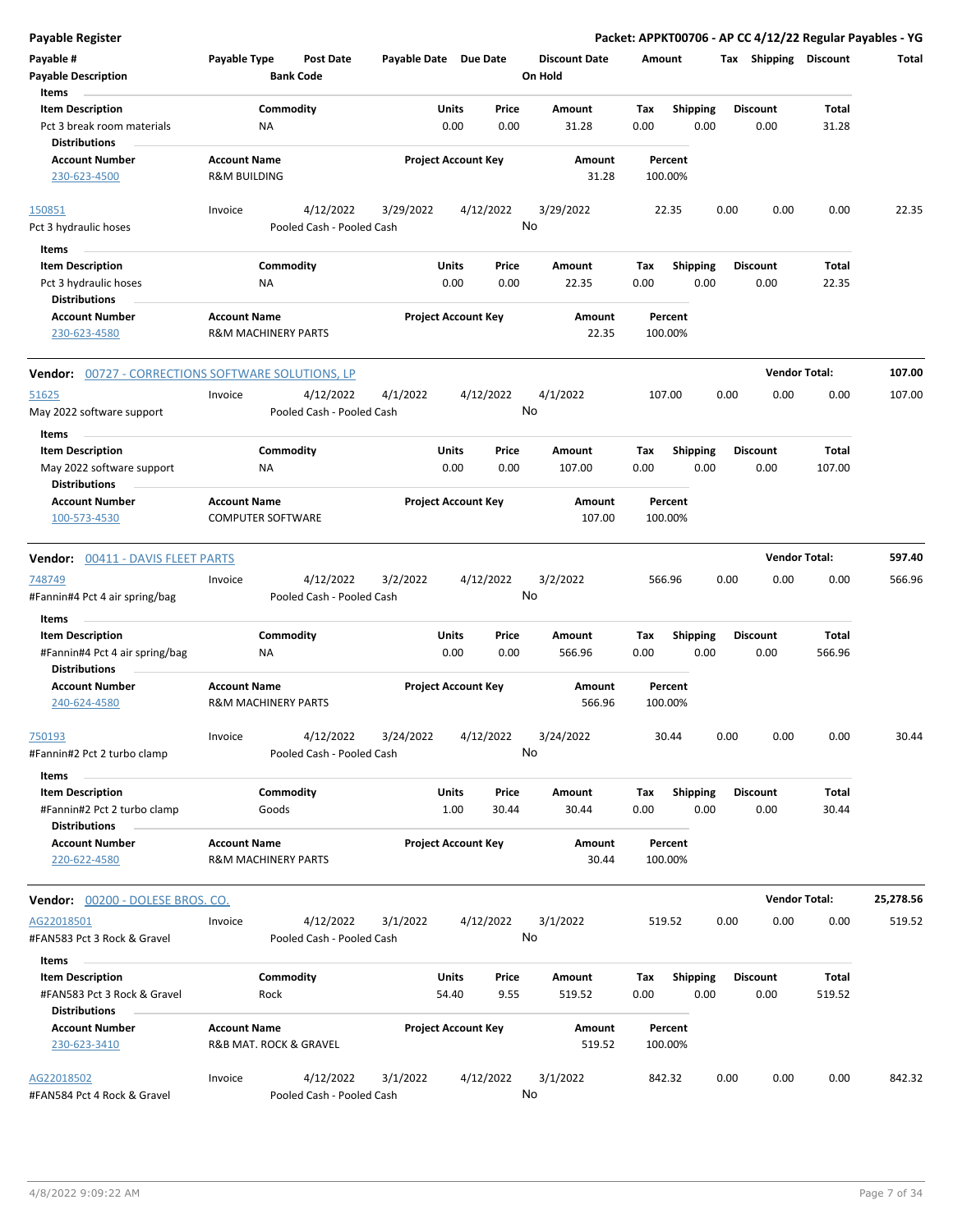**Payable Register** — **Packet: APPKT00706 - AP CC 4/12/22 Regular Payables - YG**

| Payable # / Payable Description | Payable Type | Post Date / Bank Code | Payable Date | Due Date | Discount Date / On Hold | Amount | Tax | Shipping | Discount | Total |
|---|---|---|---|---|---|---|---|---|---|---|

**Items**

| Item Description | Commodity | Units | Price | Amount | Tax | Shipping | Discount | Total |
|---|---|---|---|---|---|---|---|---|
| Pct 3 break room materials | NA | 0.00 | 0.00 | 31.28 | 0.00 | 0.00 | 0.00 | 31.28 |

**Distributions**

| Account Number | Account Name | Project Account Key | Amount | Percent |
|---|---|---|---|---|
| 230-623-4500 | R&M BUILDING | | 31.28 | 100.00% |

| Payable # | Payable Type | Post Date | Payable Date | Due Date | Discount Date | Amount | Tax | Shipping | Discount | Total |
|---|---|---|---|---|---|---|---|---|---|---|
| 150851 | Invoice | 4/12/2022 | 3/29/2022 | 4/12/2022 | 3/29/2022 | 22.35 | 0.00 | 0.00 | 0.00 | 22.35 |
| Pct 3 hydraulic hoses | | Pooled Cash - Pooled Cash | | | No | | | | | |

**Items**

| Item Description | Commodity | Units | Price | Amount | Tax | Shipping | Discount | Total |
|---|---|---|---|---|---|---|---|---|
| Pct 3 hydraulic hoses | NA | 0.00 | 0.00 | 22.35 | 0.00 | 0.00 | 0.00 | 22.35 |

**Distributions**

| Account Number | Account Name | Project Account Key | Amount | Percent |
|---|---|---|---|---|
| 230-623-4580 | R&M MACHINERY PARTS | | 22.35 | 100.00% |

**Vendor: 00727 - CORRECTIONS SOFTWARE SOLUTIONS, LP** — **Vendor Total: 107.00**

| Payable # | Payable Type | Post Date | Payable Date | Due Date | Discount Date | Amount | Tax | Shipping | Discount | Total |
|---|---|---|---|---|---|---|---|---|---|---|
| 51625 | Invoice | 4/12/2022 | 4/1/2022 | 4/12/2022 | 4/1/2022 | 107.00 | 0.00 | 0.00 | 0.00 | 107.00 |
| May 2022 software support | | Pooled Cash - Pooled Cash | | | No | | | | | |

**Items**

| Item Description | Commodity | Units | Price | Amount | Tax | Shipping | Discount | Total |
|---|---|---|---|---|---|---|---|---|
| May 2022 software support | NA | 0.00 | 0.00 | 107.00 | 0.00 | 0.00 | 0.00 | 107.00 |

**Distributions**

| Account Number | Account Name | Project Account Key | Amount | Percent |
|---|---|---|---|---|
| 100-573-4530 | COMPUTER SOFTWARE | | 107.00 | 100.00% |

**Vendor: 00411 - DAVIS FLEET PARTS** — **Vendor Total: 597.40**

| Payable # | Payable Type | Post Date | Payable Date | Due Date | Discount Date | Amount | Tax | Shipping | Discount | Total |
|---|---|---|---|---|---|---|---|---|---|---|
| 748749 | Invoice | 4/12/2022 | 3/2/2022 | 4/12/2022 | 3/2/2022 | 566.96 | 0.00 | 0.00 | 0.00 | 566.96 |
| #Fannin#4 Pct 4 air spring/bag | | Pooled Cash - Pooled Cash | | | No | | | | | |

**Items**

| Item Description | Commodity | Units | Price | Amount | Tax | Shipping | Discount | Total |
|---|---|---|---|---|---|---|---|---|
| #Fannin#4 Pct 4 air spring/bag | NA | 0.00 | 0.00 | 566.96 | 0.00 | 0.00 | 0.00 | 566.96 |

**Distributions**

| Account Number | Account Name | Project Account Key | Amount | Percent |
|---|---|---|---|---|
| 240-624-4580 | R&M MACHINERY PARTS | | 566.96 | 100.00% |

| Payable # | Payable Type | Post Date | Payable Date | Due Date | Discount Date | Amount | Tax | Shipping | Discount | Total |
|---|---|---|---|---|---|---|---|---|---|---|
| 750193 | Invoice | 4/12/2022 | 3/24/2022 | 4/12/2022 | 3/24/2022 | 30.44 | 0.00 | 0.00 | 0.00 | 30.44 |
| #Fannin#2 Pct 2 turbo clamp | | Pooled Cash - Pooled Cash | | | No | | | | | |

**Items**

| Item Description | Commodity | Units | Price | Amount | Tax | Shipping | Discount | Total |
|---|---|---|---|---|---|---|---|---|
| #Fannin#2 Pct 2 turbo clamp | Goods | 1.00 | 30.44 | 30.44 | 0.00 | 0.00 | 0.00 | 30.44 |

**Distributions**

| Account Number | Account Name | Project Account Key | Amount | Percent |
|---|---|---|---|---|
| 220-622-4580 | R&M MACHINERY PARTS | | 30.44 | 100.00% |

**Vendor: 00200 - DOLESE BROS. CO.** — **Vendor Total: 25,278.56**

| Payable # | Payable Type | Post Date | Payable Date | Due Date | Discount Date | Amount | Tax | Shipping | Discount | Total |
|---|---|---|---|---|---|---|---|---|---|---|
| AG22018501 | Invoice | 4/12/2022 | 3/1/2022 | 4/12/2022 | 3/1/2022 | 519.52 | 0.00 | 0.00 | 0.00 | 519.52 |
| #FAN583 Pct 3 Rock & Gravel | | Pooled Cash - Pooled Cash | | | No | | | | | |

**Items**

| Item Description | Commodity | Units | Price | Amount | Tax | Shipping | Discount | Total |
|---|---|---|---|---|---|---|---|---|
| #FAN583 Pct 3 Rock & Gravel | Rock | 54.40 | 9.55 | 519.52 | 0.00 | 0.00 | 0.00 | 519.52 |

**Distributions**

| Account Number | Account Name | Project Account Key | Amount | Percent |
|---|---|---|---|---|
| 230-623-3410 | R&B MAT. ROCK & GRAVEL | | 519.52 | 100.00% |

| Payable # | Payable Type | Post Date | Payable Date | Due Date | Discount Date | Amount | Tax | Shipping | Discount | Total |
|---|---|---|---|---|---|---|---|---|---|---|
| AG22018502 | Invoice | 4/12/2022 | 3/1/2022 | 4/12/2022 | 3/1/2022 | 842.32 | 0.00 | 0.00 | 0.00 | 842.32 |
| #FAN584 Pct 4 Rock & Gravel | | Pooled Cash - Pooled Cash | | | No | | | | | |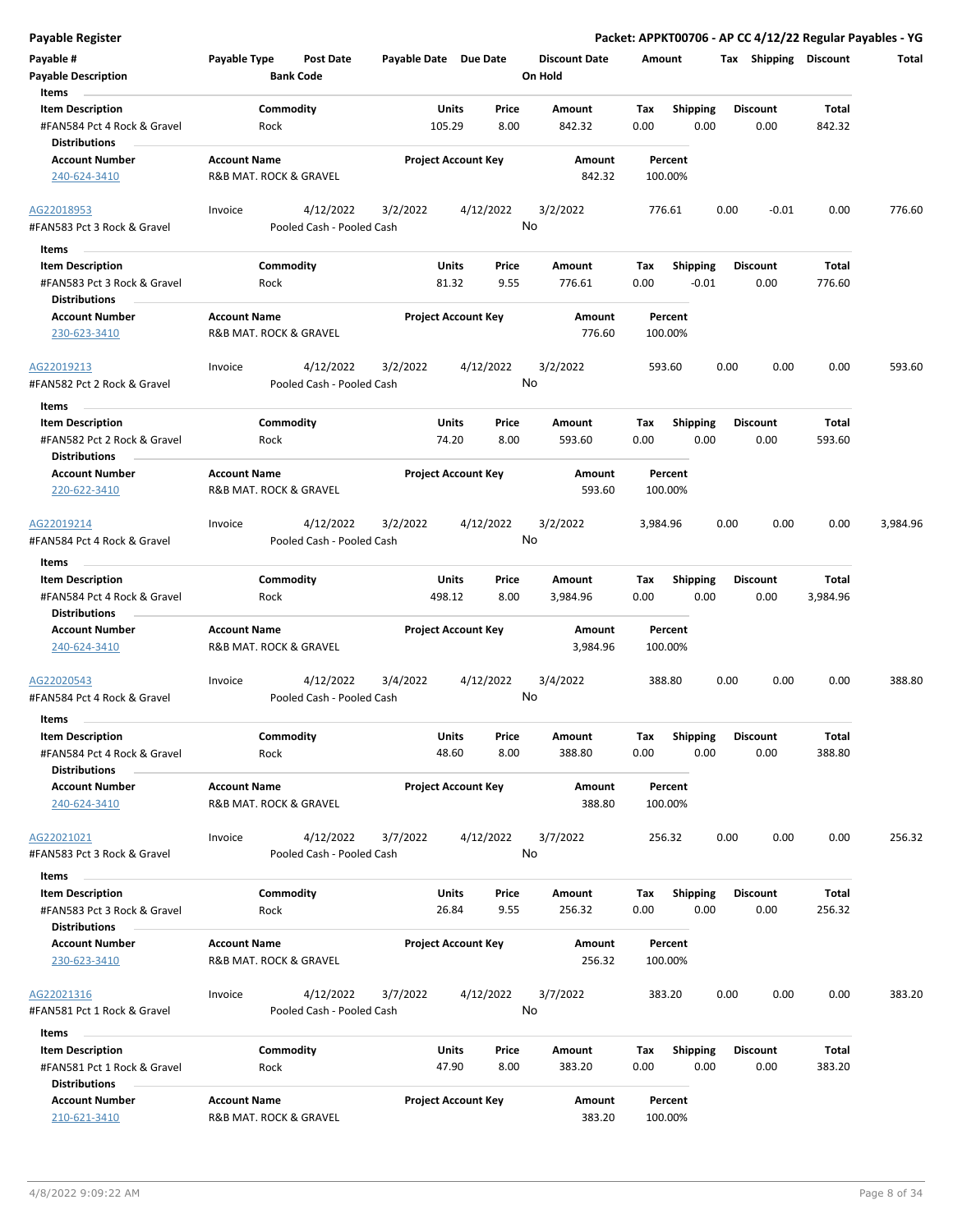**Payable Register** — **Packet: APPKT00706 - AP CC 4/12/22 Regular Payables - YG**

| Payable # | Payable Type | Post Date | Payable Date | Due Date | Discount Date | Amount | Tax | Shipping | Discount | Total |
|---|---|---|---|---|---|---|---|---|---|---|
| Payable Description | | Bank Code | | | On Hold | | | | | |

**Items**

| Item Description | Commodity | Units | Price | Amount | Tax | Shipping | Discount | Total |
|---|---|---|---|---|---|---|---|---|
| #FAN584 Pct 4 Rock & Gravel | Rock | 105.29 | 8.00 | 842.32 | 0.00 | 0.00 | 0.00 | 842.32 |

**Distributions**

| Account Number | Account Name | Project Account Key | Amount | Percent |
|---|---|---|---|---|
| 240-624-3410 | R&B MAT. ROCK & GRAVEL | | 842.32 | 100.00% |

| Payable # | Payable Type | Post Date | Payable Date | Due Date | Discount Date | Amount | Tax | Shipping | Discount | Total |
|---|---|---|---|---|---|---|---|---|---|---|
| AG22018953 | Invoice | 4/12/2022 | 3/2/2022 | 4/12/2022 | 3/2/2022 | 776.61 | 0.00 | -0.01 | 0.00 | 776.60 |
| #FAN583 Pct 3 Rock & Gravel | | Pooled Cash - Pooled Cash | | | No | | | | | |

**Items**

| Item Description | Commodity | Units | Price | Amount | Tax | Shipping | Discount | Total |
|---|---|---|---|---|---|---|---|---|
| #FAN583 Pct 3 Rock & Gravel | Rock | 81.32 | 9.55 | 776.61 | 0.00 | -0.01 | 0.00 | 776.60 |

**Distributions**

| Account Number | Account Name | Project Account Key | Amount | Percent |
|---|---|---|---|---|
| 230-623-3410 | R&B MAT. ROCK & GRAVEL | | 776.60 | 100.00% |

| Payable # | Payable Type | Post Date | Payable Date | Due Date | Discount Date | Amount | Tax | Shipping | Discount | Total |
|---|---|---|---|---|---|---|---|---|---|---|
| AG22019213 | Invoice | 4/12/2022 | 3/2/2022 | 4/12/2022 | 3/2/2022 | 593.60 | 0.00 | 0.00 | 0.00 | 593.60 |
| #FAN582 Pct 2 Rock & Gravel | | Pooled Cash - Pooled Cash | | | No | | | | | |

**Items**

| Item Description | Commodity | Units | Price | Amount | Tax | Shipping | Discount | Total |
|---|---|---|---|---|---|---|---|---|
| #FAN582 Pct 2 Rock & Gravel | Rock | 74.20 | 8.00 | 593.60 | 0.00 | 0.00 | 0.00 | 593.60 |

**Distributions**

| Account Number | Account Name | Project Account Key | Amount | Percent |
|---|---|---|---|---|
| 220-622-3410 | R&B MAT. ROCK & GRAVEL | | 593.60 | 100.00% |

| Payable # | Payable Type | Post Date | Payable Date | Due Date | Discount Date | Amount | Tax | Shipping | Discount | Total |
|---|---|---|---|---|---|---|---|---|---|---|
| AG22019214 | Invoice | 4/12/2022 | 3/2/2022 | 4/12/2022 | 3/2/2022 | 3,984.96 | 0.00 | 0.00 | 0.00 | 3,984.96 |
| #FAN584 Pct 4 Rock & Gravel | | Pooled Cash - Pooled Cash | | | No | | | | | |

**Items**

| Item Description | Commodity | Units | Price | Amount | Tax | Shipping | Discount | Total |
|---|---|---|---|---|---|---|---|---|
| #FAN584 Pct 4 Rock & Gravel | Rock | 498.12 | 8.00 | 3,984.96 | 0.00 | 0.00 | 0.00 | 3,984.96 |

**Distributions**

| Account Number | Account Name | Project Account Key | Amount | Percent |
|---|---|---|---|---|
| 240-624-3410 | R&B MAT. ROCK & GRAVEL | | 3,984.96 | 100.00% |

| Payable # | Payable Type | Post Date | Payable Date | Due Date | Discount Date | Amount | Tax | Shipping | Discount | Total |
|---|---|---|---|---|---|---|---|---|---|---|
| AG22020543 | Invoice | 4/12/2022 | 3/4/2022 | 4/12/2022 | 3/4/2022 | 388.80 | 0.00 | 0.00 | 0.00 | 388.80 |
| #FAN584 Pct 4 Rock & Gravel | | Pooled Cash - Pooled Cash | | | No | | | | | |

**Items**

| Item Description | Commodity | Units | Price | Amount | Tax | Shipping | Discount | Total |
|---|---|---|---|---|---|---|---|---|
| #FAN584 Pct 4 Rock & Gravel | Rock | 48.60 | 8.00 | 388.80 | 0.00 | 0.00 | 0.00 | 388.80 |

**Distributions**

| Account Number | Account Name | Project Account Key | Amount | Percent |
|---|---|---|---|---|
| 240-624-3410 | R&B MAT. ROCK & GRAVEL | | 388.80 | 100.00% |

| Payable # | Payable Type | Post Date | Payable Date | Due Date | Discount Date | Amount | Tax | Shipping | Discount | Total |
|---|---|---|---|---|---|---|---|---|---|---|
| AG22021021 | Invoice | 4/12/2022 | 3/7/2022 | 4/12/2022 | 3/7/2022 | 256.32 | 0.00 | 0.00 | 0.00 | 256.32 |
| #FAN583 Pct 3 Rock & Gravel | | Pooled Cash - Pooled Cash | | | No | | | | | |

**Items**

| Item Description | Commodity | Units | Price | Amount | Tax | Shipping | Discount | Total |
|---|---|---|---|---|---|---|---|---|
| #FAN583 Pct 3 Rock & Gravel | Rock | 26.84 | 9.55 | 256.32 | 0.00 | 0.00 | 0.00 | 256.32 |

**Distributions**

| Account Number | Account Name | Project Account Key | Amount | Percent |
|---|---|---|---|---|
| 230-623-3410 | R&B MAT. ROCK & GRAVEL | | 256.32 | 100.00% |

| Payable # | Payable Type | Post Date | Payable Date | Due Date | Discount Date | Amount | Tax | Shipping | Discount | Total |
|---|---|---|---|---|---|---|---|---|---|---|
| AG22021316 | Invoice | 4/12/2022 | 3/7/2022 | 4/12/2022 | 3/7/2022 | 383.20 | 0.00 | 0.00 | 0.00 | 383.20 |
| #FAN581 Pct 1 Rock & Gravel | | Pooled Cash - Pooled Cash | | | No | | | | | |

**Items**

| Item Description | Commodity | Units | Price | Amount | Tax | Shipping | Discount | Total |
|---|---|---|---|---|---|---|---|---|
| #FAN581 Pct 1 Rock & Gravel | Rock | 47.90 | 8.00 | 383.20 | 0.00 | 0.00 | 0.00 | 383.20 |

**Distributions**

| Account Number | Account Name | Project Account Key | Amount | Percent |
|---|---|---|---|---|
| 210-621-3410 | R&B MAT. ROCK & GRAVEL | | 383.20 | 100.00% |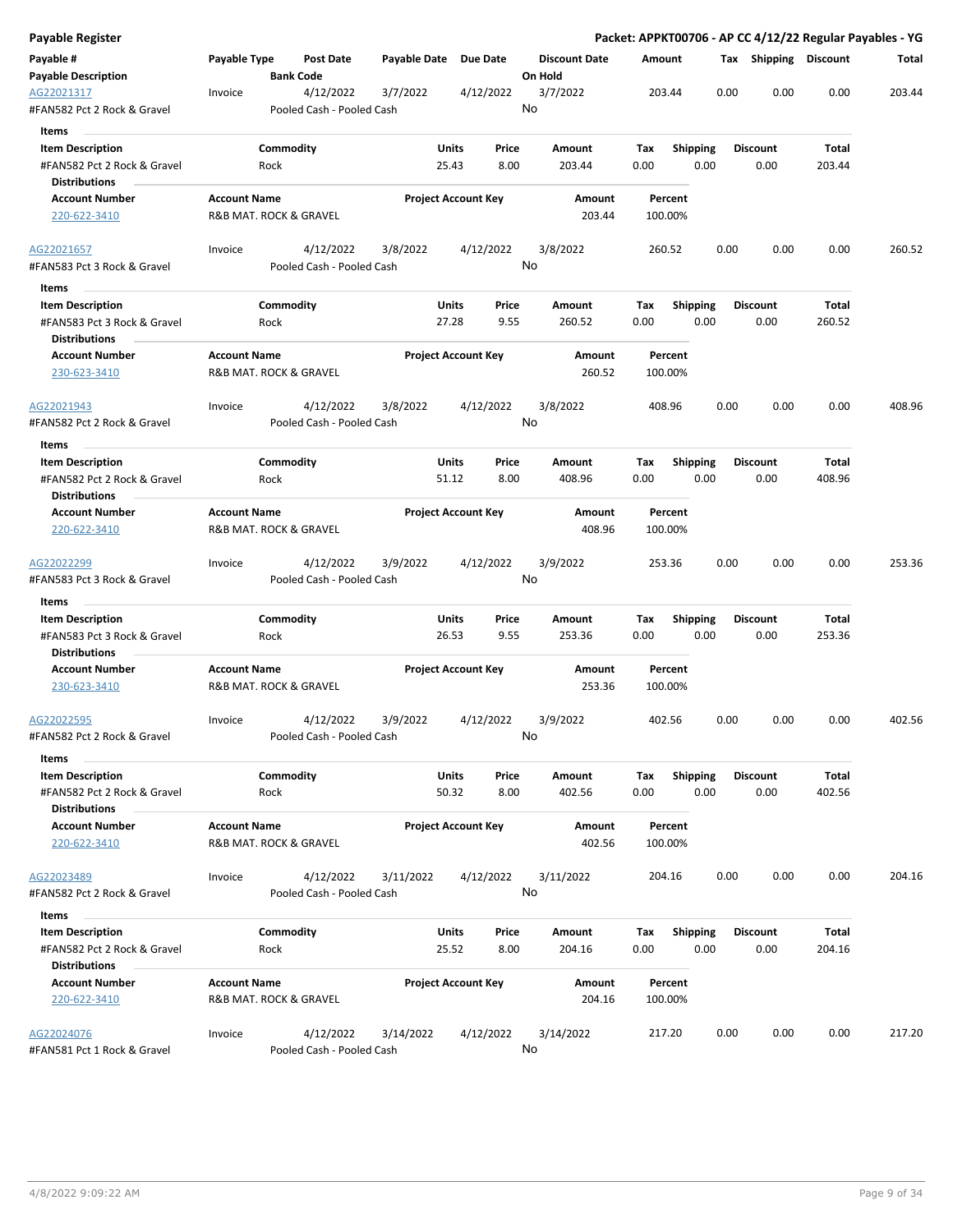# Payable Register

**Packet: APPKT00706 - AP CC 4/12/22 Regular Payables - YG**

| Payable # | Payable Type | Post Date | Payable Date | Due Date | Discount Date | Amount | Tax | Shipping | Discount | Total |
|---|---|---|---|---|---|---|---|---|---|---|
| **Payable Description** | | **Bank Code** | | | **On Hold** | | | | | |

---

| AG22021317 | Invoice | 4/12/2022 | 3/7/2022 | 4/12/2022 | 3/7/2022 | 203.44 | 0.00 | 0.00 | 0.00 | 203.44 |
|---|---|---|---|---|---|---|---|---|---|---|
| #FAN582 Pct 2 Rock & Gravel | | Pooled Cash - Pooled Cash | | | No | | | | | |

**Items**

| Item Description | Commodity | Units | Price | Amount | Tax | Shipping | Discount | Total |
|---|---|---|---|---|---|---|---|---|
| #FAN582 Pct 2 Rock & Gravel | Rock | 25.43 | 8.00 | 203.44 | 0.00 | 0.00 | 0.00 | 203.44 |

**Distributions**

| Account Number | Account Name | Project Account Key | Amount | Percent |
|---|---|---|---|---|
| 220-622-3410 | R&B MAT. ROCK & GRAVEL | | 203.44 | 100.00% |

---

| AG22021657 | Invoice | 4/12/2022 | 3/8/2022 | 4/12/2022 | 3/8/2022 | 260.52 | 0.00 | 0.00 | 0.00 | 260.52 |
|---|---|---|---|---|---|---|---|---|---|---|
| #FAN583 Pct 3 Rock & Gravel | | Pooled Cash - Pooled Cash | | | No | | | | | |

**Items**

| Item Description | Commodity | Units | Price | Amount | Tax | Shipping | Discount | Total |
|---|---|---|---|---|---|---|---|---|
| #FAN583 Pct 3 Rock & Gravel | Rock | 27.28 | 9.55 | 260.52 | 0.00 | 0.00 | 0.00 | 260.52 |

**Distributions**

| Account Number | Account Name | Project Account Key | Amount | Percent |
|---|---|---|---|---|
| 230-623-3410 | R&B MAT. ROCK & GRAVEL | | 260.52 | 100.00% |

---

| AG22021943 | Invoice | 4/12/2022 | 3/8/2022 | 4/12/2022 | 3/8/2022 | 408.96 | 0.00 | 0.00 | 0.00 | 408.96 |
|---|---|---|---|---|---|---|---|---|---|---|
| #FAN582 Pct 2 Rock & Gravel | | Pooled Cash - Pooled Cash | | | No | | | | | |

**Items**

| Item Description | Commodity | Units | Price | Amount | Tax | Shipping | Discount | Total |
|---|---|---|---|---|---|---|---|---|
| #FAN582 Pct 2 Rock & Gravel | Rock | 51.12 | 8.00 | 408.96 | 0.00 | 0.00 | 0.00 | 408.96 |

**Distributions**

| Account Number | Account Name | Project Account Key | Amount | Percent |
|---|---|---|---|---|
| 220-622-3410 | R&B MAT. ROCK & GRAVEL | | 408.96 | 100.00% |

---

| AG22022299 | Invoice | 4/12/2022 | 3/9/2022 | 4/12/2022 | 3/9/2022 | 253.36 | 0.00 | 0.00 | 0.00 | 253.36 |
|---|---|---|---|---|---|---|---|---|---|---|
| #FAN583 Pct 3 Rock & Gravel | | Pooled Cash - Pooled Cash | | | No | | | | | |

**Items**

| Item Description | Commodity | Units | Price | Amount | Tax | Shipping | Discount | Total |
|---|---|---|---|---|---|---|---|---|
| #FAN583 Pct 3 Rock & Gravel | Rock | 26.53 | 9.55 | 253.36 | 0.00 | 0.00 | 0.00 | 253.36 |

**Distributions**

| Account Number | Account Name | Project Account Key | Amount | Percent |
|---|---|---|---|---|
| 230-623-3410 | R&B MAT. ROCK & GRAVEL | | 253.36 | 100.00% |

---

| AG22022595 | Invoice | 4/12/2022 | 3/9/2022 | 4/12/2022 | 3/9/2022 | 402.56 | 0.00 | 0.00 | 0.00 | 402.56 |
|---|---|---|---|---|---|---|---|---|---|---|
| #FAN582 Pct 2 Rock & Gravel | | Pooled Cash - Pooled Cash | | | No | | | | | |

**Items**

| Item Description | Commodity | Units | Price | Amount | Tax | Shipping | Discount | Total |
|---|---|---|---|---|---|---|---|---|
| #FAN582 Pct 2 Rock & Gravel | Rock | 50.32 | 8.00 | 402.56 | 0.00 | 0.00 | 0.00 | 402.56 |

**Distributions**

| Account Number | Account Name | Project Account Key | Amount | Percent |
|---|---|---|---|---|
| 220-622-3410 | R&B MAT. ROCK & GRAVEL | | 402.56 | 100.00% |

---

| AG22023489 | Invoice | 4/12/2022 | 3/11/2022 | 4/12/2022 | 3/11/2022 | 204.16 | 0.00 | 0.00 | 0.00 | 204.16 |
|---|---|---|---|---|---|---|---|---|---|---|
| #FAN582 Pct 2 Rock & Gravel | | Pooled Cash - Pooled Cash | | | No | | | | | |

**Items**

| Item Description | Commodity | Units | Price | Amount | Tax | Shipping | Discount | Total |
|---|---|---|---|---|---|---|---|---|
| #FAN582 Pct 2 Rock & Gravel | Rock | 25.52 | 8.00 | 204.16 | 0.00 | 0.00 | 0.00 | 204.16 |

**Distributions**

| Account Number | Account Name | Project Account Key | Amount | Percent |
|---|---|---|---|---|
| 220-622-3410 | R&B MAT. ROCK & GRAVEL | | 204.16 | 100.00% |

---

| AG22024076 | Invoice | 4/12/2022 | 3/14/2022 | 4/12/2022 | 3/14/2022 | 217.20 | 0.00 | 0.00 | 0.00 | 217.20 |
|---|---|---|---|---|---|---|---|---|---|---|
| #FAN581 Pct 1 Rock & Gravel | | Pooled Cash - Pooled Cash | | | No | | | | | |

4/8/2022 9:09:22 AM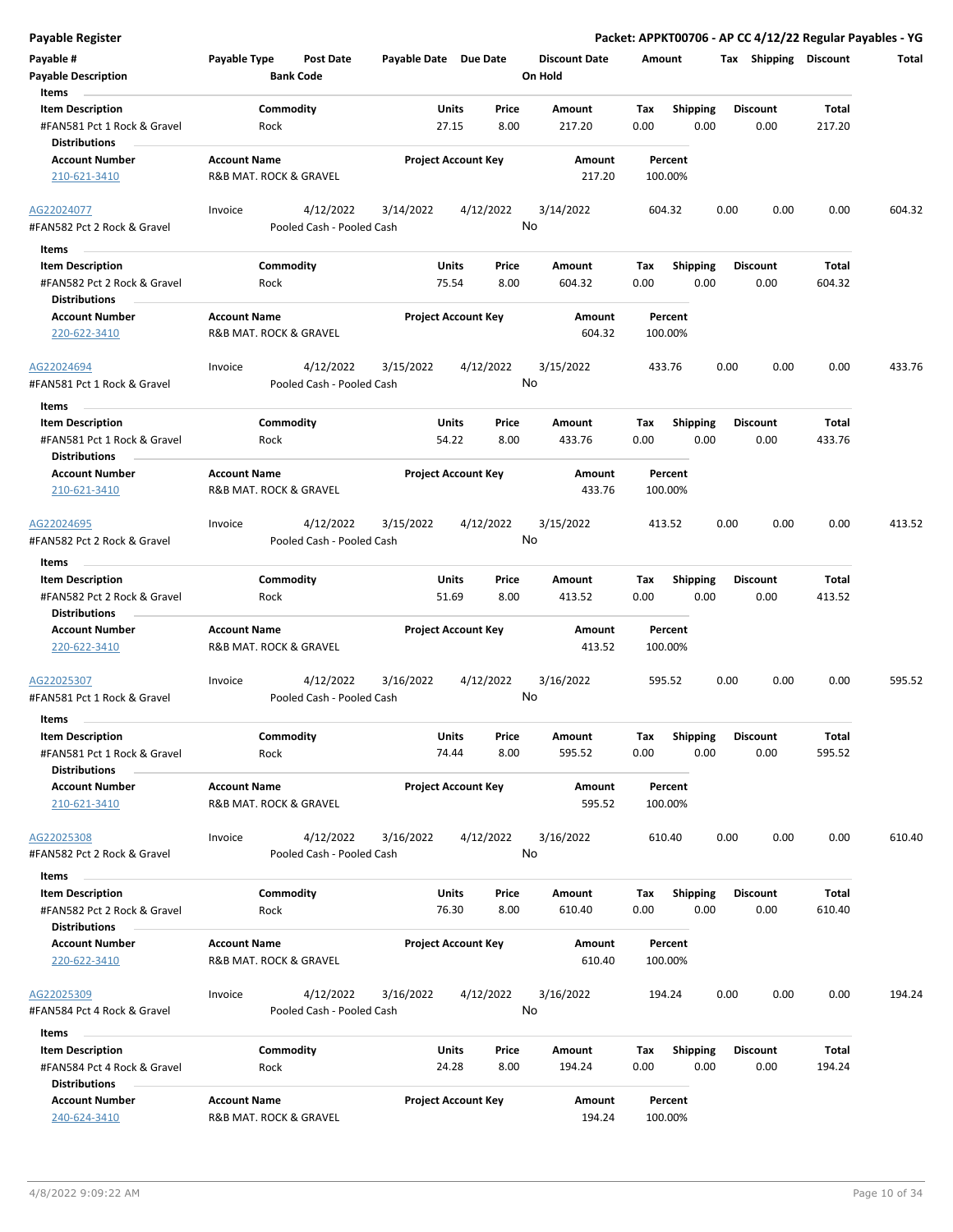## Payable Register

**Packet: APPKT00706 - AP CC 4/12/22 Regular Payables - YG**

| Payable # | Payable Type | Post Date | Payable Date | Due Date | Discount Date | Amount | Tax | Shipping | Discount | Total |
|---|---|---|---|---|---|---|---|---|---|---|
| **Payable Description** | | **Bank Code** | | | **On Hold** | | | | | |

**Items**

| Item Description | Commodity | Units | Price | Amount | Tax | Shipping | Discount | Total |
|---|---|---|---|---|---|---|---|---|
| #FAN581 Pct 1 Rock & Gravel | Rock | 27.15 | 8.00 | 217.20 | 0.00 | 0.00 | 0.00 | 217.20 |

**Distributions**

| Account Number | Account Name | Project Account Key | Amount | Percent |
|---|---|---|---|---|
| 210-621-3410 | R&B MAT. ROCK & GRAVEL | | 217.20 | 100.00% |

---

| Payable # | Payable Type | Post Date | Payable Date | Due Date | Discount Date | Amount | Tax | Shipping | Discount | Total |
|---|---|---|---|---|---|---|---|---|---|---|
| AG22024077 | Invoice | 4/12/2022 | 3/14/2022 | 4/12/2022 | 3/14/2022 | 604.32 | 0.00 | 0.00 | 0.00 | 604.32 |
| #FAN582 Pct 2 Rock & Gravel | | Pooled Cash - Pooled Cash | | | No | | | | | |

**Items**

| Item Description | Commodity | Units | Price | Amount | Tax | Shipping | Discount | Total |
|---|---|---|---|---|---|---|---|---|
| #FAN582 Pct 2 Rock & Gravel | Rock | 75.54 | 8.00 | 604.32 | 0.00 | 0.00 | 0.00 | 604.32 |

**Distributions**

| Account Number | Account Name | Project Account Key | Amount | Percent |
|---|---|---|---|---|
| 220-622-3410 | R&B MAT. ROCK & GRAVEL | | 604.32 | 100.00% |

---

| Payable # | Payable Type | Post Date | Payable Date | Due Date | Discount Date | Amount | Tax | Shipping | Discount | Total |
|---|---|---|---|---|---|---|---|---|---|---|
| AG22024694 | Invoice | 4/12/2022 | 3/15/2022 | 4/12/2022 | 3/15/2022 | 433.76 | 0.00 | 0.00 | 0.00 | 433.76 |
| #FAN581 Pct 1 Rock & Gravel | | Pooled Cash - Pooled Cash | | | No | | | | | |

**Items**

| Item Description | Commodity | Units | Price | Amount | Tax | Shipping | Discount | Total |
|---|---|---|---|---|---|---|---|---|
| #FAN581 Pct 1 Rock & Gravel | Rock | 54.22 | 8.00 | 433.76 | 0.00 | 0.00 | 0.00 | 433.76 |

**Distributions**

| Account Number | Account Name | Project Account Key | Amount | Percent |
|---|---|---|---|---|
| 210-621-3410 | R&B MAT. ROCK & GRAVEL | | 433.76 | 100.00% |

---

| Payable # | Payable Type | Post Date | Payable Date | Due Date | Discount Date | Amount | Tax | Shipping | Discount | Total |
|---|---|---|---|---|---|---|---|---|---|---|
| AG22024695 | Invoice | 4/12/2022 | 3/15/2022 | 4/12/2022 | 3/15/2022 | 413.52 | 0.00 | 0.00 | 0.00 | 413.52 |
| #FAN582 Pct 2 Rock & Gravel | | Pooled Cash - Pooled Cash | | | No | | | | | |

**Items**

| Item Description | Commodity | Units | Price | Amount | Tax | Shipping | Discount | Total |
|---|---|---|---|---|---|---|---|---|
| #FAN582 Pct 2 Rock & Gravel | Rock | 51.69 | 8.00 | 413.52 | 0.00 | 0.00 | 0.00 | 413.52 |

**Distributions**

| Account Number | Account Name | Project Account Key | Amount | Percent |
|---|---|---|---|---|
| 220-622-3410 | R&B MAT. ROCK & GRAVEL | | 413.52 | 100.00% |

---

| Payable # | Payable Type | Post Date | Payable Date | Due Date | Discount Date | Amount | Tax | Shipping | Discount | Total |
|---|---|---|---|---|---|---|---|---|---|---|
| AG22025307 | Invoice | 4/12/2022 | 3/16/2022 | 4/12/2022 | 3/16/2022 | 595.52 | 0.00 | 0.00 | 0.00 | 595.52 |
| #FAN581 Pct 1 Rock & Gravel | | Pooled Cash - Pooled Cash | | | No | | | | | |

**Items**

| Item Description | Commodity | Units | Price | Amount | Tax | Shipping | Discount | Total |
|---|---|---|---|---|---|---|---|---|
| #FAN581 Pct 1 Rock & Gravel | Rock | 74.44 | 8.00 | 595.52 | 0.00 | 0.00 | 0.00 | 595.52 |

**Distributions**

| Account Number | Account Name | Project Account Key | Amount | Percent |
|---|---|---|---|---|
| 210-621-3410 | R&B MAT. ROCK & GRAVEL | | 595.52 | 100.00% |

---

| Payable # | Payable Type | Post Date | Payable Date | Due Date | Discount Date | Amount | Tax | Shipping | Discount | Total |
|---|---|---|---|---|---|---|---|---|---|---|
| AG22025308 | Invoice | 4/12/2022 | 3/16/2022 | 4/12/2022 | 3/16/2022 | 610.40 | 0.00 | 0.00 | 0.00 | 610.40 |
| #FAN582 Pct 2 Rock & Gravel | | Pooled Cash - Pooled Cash | | | No | | | | | |

**Items**

| Item Description | Commodity | Units | Price | Amount | Tax | Shipping | Discount | Total |
|---|---|---|---|---|---|---|---|---|
| #FAN582 Pct 2 Rock & Gravel | Rock | 76.30 | 8.00 | 610.40 | 0.00 | 0.00 | 0.00 | 610.40 |

**Distributions**

| Account Number | Account Name | Project Account Key | Amount | Percent |
|---|---|---|---|---|
| 220-622-3410 | R&B MAT. ROCK & GRAVEL | | 610.40 | 100.00% |

---

| Payable # | Payable Type | Post Date | Payable Date | Due Date | Discount Date | Amount | Tax | Shipping | Discount | Total |
|---|---|---|---|---|---|---|---|---|---|---|
| AG22025309 | Invoice | 4/12/2022 | 3/16/2022 | 4/12/2022 | 3/16/2022 | 194.24 | 0.00 | 0.00 | 0.00 | 194.24 |
| #FAN584 Pct 4 Rock & Gravel | | Pooled Cash - Pooled Cash | | | No | | | | | |

**Items**

| Item Description | Commodity | Units | Price | Amount | Tax | Shipping | Discount | Total |
|---|---|---|---|---|---|---|---|---|
| #FAN584 Pct 4 Rock & Gravel | Rock | 24.28 | 8.00 | 194.24 | 0.00 | 0.00 | 0.00 | 194.24 |

**Distributions**

| Account Number | Account Name | Project Account Key | Amount | Percent |
|---|---|---|---|---|
| 240-624-3410 | R&B MAT. ROCK & GRAVEL | | 194.24 | 100.00% |

4/8/2022 9:09:22 AM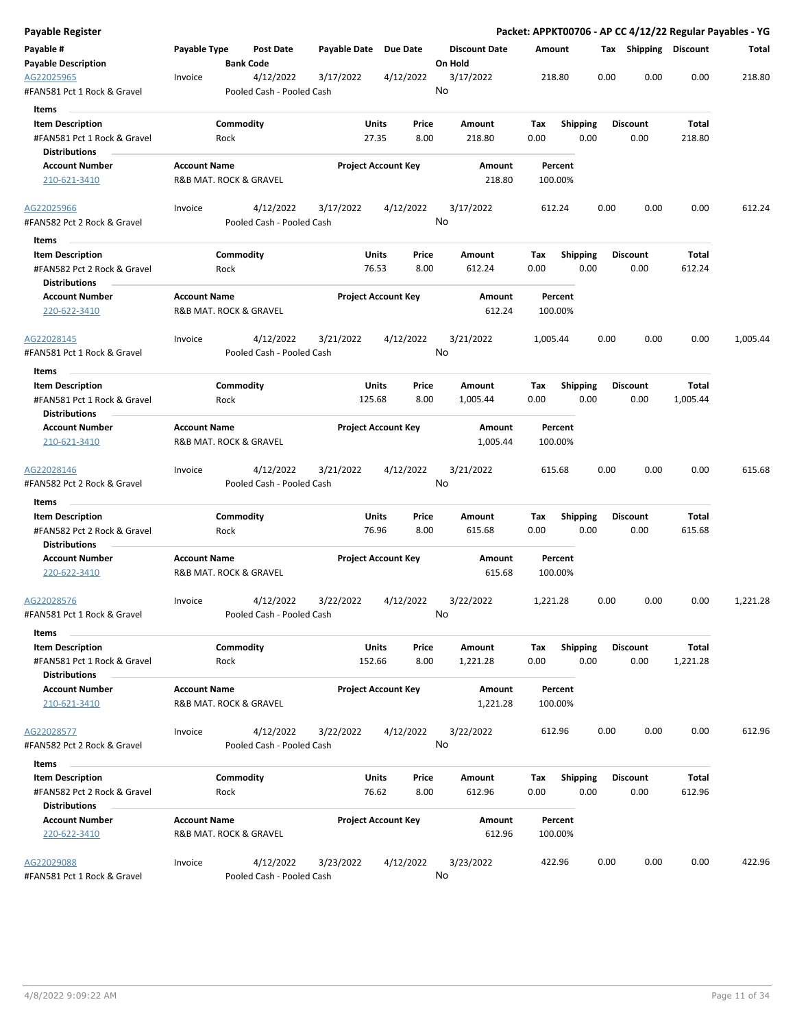# Payable Register

**Packet: APPKT00706 - AP CC 4/12/22 Regular Payables - YG**

| Payable # / Payable Description | Payable Type | Post Date / Bank Code | Payable Date | Due Date | Discount Date / On Hold | Amount | Tax | Shipping | Discount | Total |
|---|---|---|---|---|---|---|---|---|---|---|
| AG22025965 / #FAN581 Pct 1 Rock & Gravel | Invoice | 4/12/2022 / Pooled Cash - Pooled Cash | 3/17/2022 | 4/12/2022 | 3/17/2022 / No | 218.80 | 0.00 | 0.00 | 0.00 | 218.80 |

**Items**

| Item Description | Commodity | Units | Price | Amount | Tax | Shipping | Discount | Total |
|---|---|---|---|---|---|---|---|---|
| #FAN581 Pct 1 Rock & Gravel | Rock | 27.35 | 8.00 | 218.80 | 0.00 | 0.00 | 0.00 | 218.80 |

**Distributions**

| Account Number | Account Name | Project Account Key | Amount | Percent |
|---|---|---|---|---|
| 210-621-3410 | R&B MAT. ROCK & GRAVEL | | 218.80 | 100.00% |

| Payable # / Payable Description | Payable Type | Post Date / Bank Code | Payable Date | Due Date | Discount Date / On Hold | Amount | Tax | Shipping | Discount | Total |
|---|---|---|---|---|---|---|---|---|---|---|
| AG22025966 / #FAN582 Pct 2 Rock & Gravel | Invoice | 4/12/2022 / Pooled Cash - Pooled Cash | 3/17/2022 | 4/12/2022 | 3/17/2022 / No | 612.24 | 0.00 | 0.00 | 0.00 | 612.24 |

**Items**

| Item Description | Commodity | Units | Price | Amount | Tax | Shipping | Discount | Total |
|---|---|---|---|---|---|---|---|---|
| #FAN582 Pct 2 Rock & Gravel | Rock | 76.53 | 8.00 | 612.24 | 0.00 | 0.00 | 0.00 | 612.24 |

**Distributions**

| Account Number | Account Name | Project Account Key | Amount | Percent |
|---|---|---|---|---|
| 220-622-3410 | R&B MAT. ROCK & GRAVEL | | 612.24 | 100.00% |

| Payable # / Payable Description | Payable Type | Post Date / Bank Code | Payable Date | Due Date | Discount Date / On Hold | Amount | Tax | Shipping | Discount | Total |
|---|---|---|---|---|---|---|---|---|---|---|
| AG22028145 / #FAN581 Pct 1 Rock & Gravel | Invoice | 4/12/2022 / Pooled Cash - Pooled Cash | 3/21/2022 | 4/12/2022 | 3/21/2022 / No | 1,005.44 | 0.00 | 0.00 | 0.00 | 1,005.44 |

**Items**

| Item Description | Commodity | Units | Price | Amount | Tax | Shipping | Discount | Total |
|---|---|---|---|---|---|---|---|---|
| #FAN581 Pct 1 Rock & Gravel | Rock | 125.68 | 8.00 | 1,005.44 | 0.00 | 0.00 | 0.00 | 1,005.44 |

**Distributions**

| Account Number | Account Name | Project Account Key | Amount | Percent |
|---|---|---|---|---|
| 210-621-3410 | R&B MAT. ROCK & GRAVEL | | 1,005.44 | 100.00% |

| Payable # / Payable Description | Payable Type | Post Date / Bank Code | Payable Date | Due Date | Discount Date / On Hold | Amount | Tax | Shipping | Discount | Total |
|---|---|---|---|---|---|---|---|---|---|---|
| AG22028146 / #FAN582 Pct 2 Rock & Gravel | Invoice | 4/12/2022 / Pooled Cash - Pooled Cash | 3/21/2022 | 4/12/2022 | 3/21/2022 / No | 615.68 | 0.00 | 0.00 | 0.00 | 615.68 |

**Items**

| Item Description | Commodity | Units | Price | Amount | Tax | Shipping | Discount | Total |
|---|---|---|---|---|---|---|---|---|
| #FAN582 Pct 2 Rock & Gravel | Rock | 76.96 | 8.00 | 615.68 | 0.00 | 0.00 | 0.00 | 615.68 |

**Distributions**

| Account Number | Account Name | Project Account Key | Amount | Percent |
|---|---|---|---|---|
| 220-622-3410 | R&B MAT. ROCK & GRAVEL | | 615.68 | 100.00% |

| Payable # / Payable Description | Payable Type | Post Date / Bank Code | Payable Date | Due Date | Discount Date / On Hold | Amount | Tax | Shipping | Discount | Total |
|---|---|---|---|---|---|---|---|---|---|---|
| AG22028576 / #FAN581 Pct 1 Rock & Gravel | Invoice | 4/12/2022 / Pooled Cash - Pooled Cash | 3/22/2022 | 4/12/2022 | 3/22/2022 / No | 1,221.28 | 0.00 | 0.00 | 0.00 | 1,221.28 |

**Items**

| Item Description | Commodity | Units | Price | Amount | Tax | Shipping | Discount | Total |
|---|---|---|---|---|---|---|---|---|
| #FAN581 Pct 1 Rock & Gravel | Rock | 152.66 | 8.00 | 1,221.28 | 0.00 | 0.00 | 0.00 | 1,221.28 |

**Distributions**

| Account Number | Account Name | Project Account Key | Amount | Percent |
|---|---|---|---|---|
| 210-621-3410 | R&B MAT. ROCK & GRAVEL | | 1,221.28 | 100.00% |

| Payable # / Payable Description | Payable Type | Post Date / Bank Code | Payable Date | Due Date | Discount Date / On Hold | Amount | Tax | Shipping | Discount | Total |
|---|---|---|---|---|---|---|---|---|---|---|
| AG22028577 / #FAN582 Pct 2 Rock & Gravel | Invoice | 4/12/2022 / Pooled Cash - Pooled Cash | 3/22/2022 | 4/12/2022 | 3/22/2022 / No | 612.96 | 0.00 | 0.00 | 0.00 | 612.96 |

**Items**

| Item Description | Commodity | Units | Price | Amount | Tax | Shipping | Discount | Total |
|---|---|---|---|---|---|---|---|---|
| #FAN582 Pct 2 Rock & Gravel | Rock | 76.62 | 8.00 | 612.96 | 0.00 | 0.00 | 0.00 | 612.96 |

**Distributions**

| Account Number | Account Name | Project Account Key | Amount | Percent |
|---|---|---|---|---|
| 220-622-3410 | R&B MAT. ROCK & GRAVEL | | 612.96 | 100.00% |

| Payable # / Payable Description | Payable Type | Post Date / Bank Code | Payable Date | Due Date | Discount Date / On Hold | Amount | Tax | Shipping | Discount | Total |
|---|---|---|---|---|---|---|---|---|---|---|
| AG22029088 / #FAN581 Pct 1 Rock & Gravel | Invoice | 4/12/2022 / Pooled Cash - Pooled Cash | 3/23/2022 | 4/12/2022 | 3/23/2022 / No | 422.96 | 0.00 | 0.00 | 0.00 | 422.96 |

4/8/2022 9:09:22 AM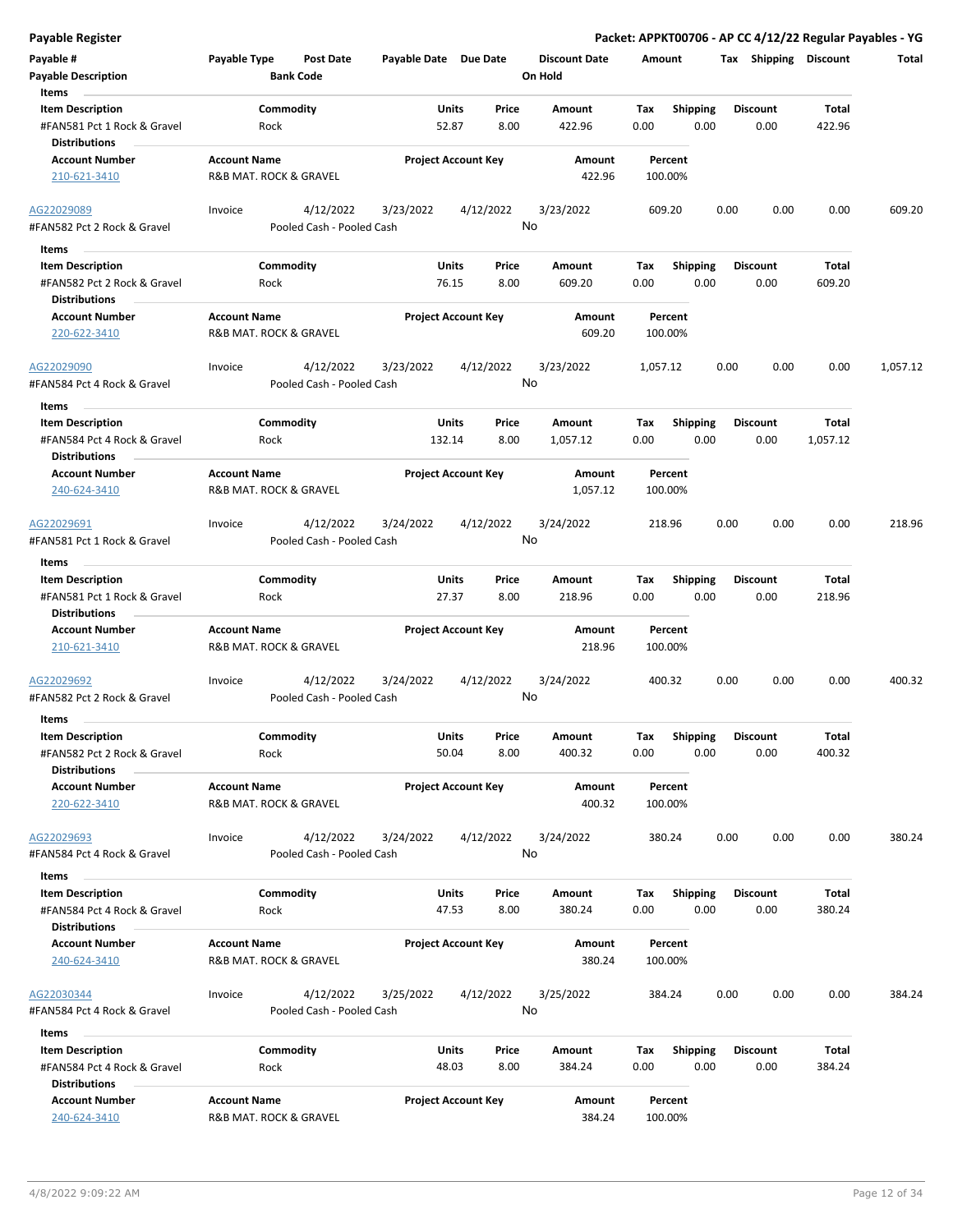# Payable Register

**Packet: APPKT00706 - AP CC 4/12/22 Regular Payables - YG**

| Payable # | Payable Type | Post Date | Payable Date | Due Date | Discount Date | Amount | Tax | Shipping | Discount | Total |
|---|---|---|---|---|---|---|---|---|---|---|
| Payable Description | | Bank Code | | | On Hold | | | | | |

**Items**

| Item Description | Commodity | Units | Price | Amount | Tax | Shipping | Discount | Total |
|---|---|---|---|---|---|---|---|---|
| #FAN581 Pct 1 Rock & Gravel | Rock | 52.87 | 8.00 | 422.96 | 0.00 | 0.00 | 0.00 | 422.96 |

**Distributions**

| Account Number | Account Name | Project Account Key | Amount | Percent |
|---|---|---|---|---|
| 210-621-3410 | R&B MAT. ROCK & GRAVEL | | 422.96 | 100.00% |

| Payable # | Payable Type | Post Date | Payable Date | Due Date | Discount Date | Amount | Tax | Shipping | Discount | Total |
|---|---|---|---|---|---|---|---|---|---|---|
| AG22029089 | Invoice | 4/12/2022 | 3/23/2022 | 4/12/2022 | 3/23/2022 | 609.20 | 0.00 | 0.00 | 0.00 | 609.20 |
| #FAN582 Pct 2 Rock & Gravel | | Pooled Cash - Pooled Cash | | | No | | | | | |

**Items**

| Item Description | Commodity | Units | Price | Amount | Tax | Shipping | Discount | Total |
|---|---|---|---|---|---|---|---|---|
| #FAN582 Pct 2 Rock & Gravel | Rock | 76.15 | 8.00 | 609.20 | 0.00 | 0.00 | 0.00 | 609.20 |

**Distributions**

| Account Number | Account Name | Project Account Key | Amount | Percent |
|---|---|---|---|---|
| 220-622-3410 | R&B MAT. ROCK & GRAVEL | | 609.20 | 100.00% |

| Payable # | Payable Type | Post Date | Payable Date | Due Date | Discount Date | Amount | Tax | Shipping | Discount | Total |
|---|---|---|---|---|---|---|---|---|---|---|
| AG22029090 | Invoice | 4/12/2022 | 3/23/2022 | 4/12/2022 | 3/23/2022 | 1,057.12 | 0.00 | 0.00 | 0.00 | 1,057.12 |
| #FAN584 Pct 4 Rock & Gravel | | Pooled Cash - Pooled Cash | | | No | | | | | |

**Items**

| Item Description | Commodity | Units | Price | Amount | Tax | Shipping | Discount | Total |
|---|---|---|---|---|---|---|---|---|
| #FAN584 Pct 4 Rock & Gravel | Rock | 132.14 | 8.00 | 1,057.12 | 0.00 | 0.00 | 0.00 | 1,057.12 |

**Distributions**

| Account Number | Account Name | Project Account Key | Amount | Percent |
|---|---|---|---|---|
| 240-624-3410 | R&B MAT. ROCK & GRAVEL | | 1,057.12 | 100.00% |

| Payable # | Payable Type | Post Date | Payable Date | Due Date | Discount Date | Amount | Tax | Shipping | Discount | Total |
|---|---|---|---|---|---|---|---|---|---|---|
| AG22029691 | Invoice | 4/12/2022 | 3/24/2022 | 4/12/2022 | 3/24/2022 | 218.96 | 0.00 | 0.00 | 0.00 | 218.96 |
| #FAN581 Pct 1 Rock & Gravel | | Pooled Cash - Pooled Cash | | | No | | | | | |

**Items**

| Item Description | Commodity | Units | Price | Amount | Tax | Shipping | Discount | Total |
|---|---|---|---|---|---|---|---|---|
| #FAN581 Pct 1 Rock & Gravel | Rock | 27.37 | 8.00 | 218.96 | 0.00 | 0.00 | 0.00 | 218.96 |

**Distributions**

| Account Number | Account Name | Project Account Key | Amount | Percent |
|---|---|---|---|---|
| 210-621-3410 | R&B MAT. ROCK & GRAVEL | | 218.96 | 100.00% |

| Payable # | Payable Type | Post Date | Payable Date | Due Date | Discount Date | Amount | Tax | Shipping | Discount | Total |
|---|---|---|---|---|---|---|---|---|---|---|
| AG22029692 | Invoice | 4/12/2022 | 3/24/2022 | 4/12/2022 | 3/24/2022 | 400.32 | 0.00 | 0.00 | 0.00 | 400.32 |
| #FAN582 Pct 2 Rock & Gravel | | Pooled Cash - Pooled Cash | | | No | | | | | |

**Items**

| Item Description | Commodity | Units | Price | Amount | Tax | Shipping | Discount | Total |
|---|---|---|---|---|---|---|---|---|
| #FAN582 Pct 2 Rock & Gravel | Rock | 50.04 | 8.00 | 400.32 | 0.00 | 0.00 | 0.00 | 400.32 |

**Distributions**

| Account Number | Account Name | Project Account Key | Amount | Percent |
|---|---|---|---|---|
| 220-622-3410 | R&B MAT. ROCK & GRAVEL | | 400.32 | 100.00% |

| Payable # | Payable Type | Post Date | Payable Date | Due Date | Discount Date | Amount | Tax | Shipping | Discount | Total |
|---|---|---|---|---|---|---|---|---|---|---|
| AG22029693 | Invoice | 4/12/2022 | 3/24/2022 | 4/12/2022 | 3/24/2022 | 380.24 | 0.00 | 0.00 | 0.00 | 380.24 |
| #FAN584 Pct 4 Rock & Gravel | | Pooled Cash - Pooled Cash | | | No | | | | | |

**Items**

| Item Description | Commodity | Units | Price | Amount | Tax | Shipping | Discount | Total |
|---|---|---|---|---|---|---|---|---|
| #FAN584 Pct 4 Rock & Gravel | Rock | 47.53 | 8.00 | 380.24 | 0.00 | 0.00 | 0.00 | 380.24 |

**Distributions**

| Account Number | Account Name | Project Account Key | Amount | Percent |
|---|---|---|---|---|
| 240-624-3410 | R&B MAT. ROCK & GRAVEL | | 380.24 | 100.00% |

| Payable # | Payable Type | Post Date | Payable Date | Due Date | Discount Date | Amount | Tax | Shipping | Discount | Total |
|---|---|---|---|---|---|---|---|---|---|---|
| AG22030344 | Invoice | 4/12/2022 | 3/25/2022 | 4/12/2022 | 3/25/2022 | 384.24 | 0.00 | 0.00 | 0.00 | 384.24 |
| #FAN584 Pct 4 Rock & Gravel | | Pooled Cash - Pooled Cash | | | No | | | | | |

**Items**

| Item Description | Commodity | Units | Price | Amount | Tax | Shipping | Discount | Total |
|---|---|---|---|---|---|---|---|---|
| #FAN584 Pct 4 Rock & Gravel | Rock | 48.03 | 8.00 | 384.24 | 0.00 | 0.00 | 0.00 | 384.24 |

**Distributions**

| Account Number | Account Name | Project Account Key | Amount | Percent |
|---|---|---|---|---|
| 240-624-3410 | R&B MAT. ROCK & GRAVEL | | 384.24 | 100.00% |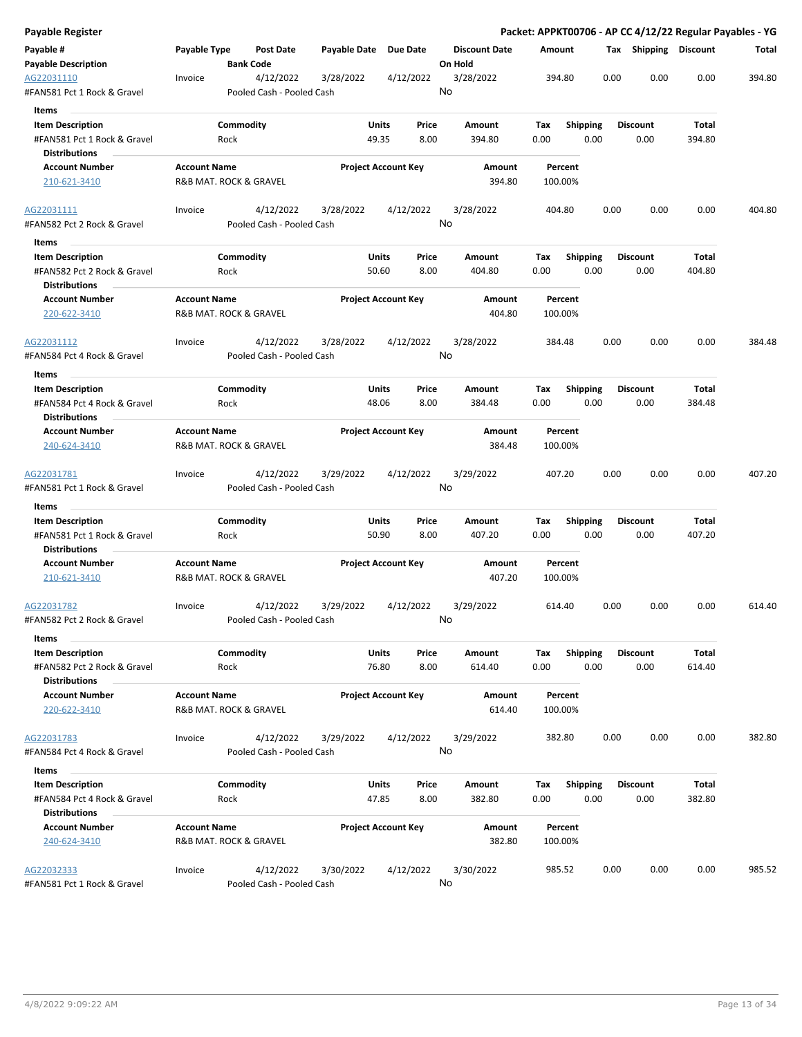# Payable Register

**Packet: APPKT00706 - AP CC 4/12/22 Regular Payables - YG**

| Payable # | Payable Type | Post Date | Payable Date | Due Date | Discount Date | Amount | Tax | Shipping | Discount | Total |
|---|---|---|---|---|---|---|---|---|---|---|
| **Payable Description** | | **Bank Code** | | | **On Hold** | | | | | |

| Payable # | Payable Type | Post Date | Payable Date | Due Date | Discount Date | Amount | Tax | Shipping | Discount | Total |
|---|---|---|---|---|---|---|---|---|---|---|
| AG22031110 | Invoice | 4/12/2022 | 3/28/2022 | 4/12/2022 | 3/28/2022 | 394.80 | 0.00 | 0.00 | 0.00 | 394.80 |
| #FAN581 Pct 1 Rock & Gravel | | Pooled Cash - Pooled Cash | | | No | | | | | |

**Items**

| Item Description | Commodity | Units | Price | Amount | Tax | Shipping | Discount | Total |
|---|---|---|---|---|---|---|---|---|
| #FAN581 Pct 1 Rock & Gravel | Rock | 49.35 | 8.00 | 394.80 | 0.00 | 0.00 | 0.00 | 394.80 |

**Distributions**

| Account Number | Account Name | Project Account Key | Amount | Percent |
|---|---|---|---|---|
| 210-621-3410 | R&B MAT. ROCK & GRAVEL | | 394.80 | 100.00% |

| Payable # | Payable Type | Post Date | Payable Date | Due Date | Discount Date | Amount | Tax | Shipping | Discount | Total |
|---|---|---|---|---|---|---|---|---|---|---|
| AG22031111 | Invoice | 4/12/2022 | 3/28/2022 | 4/12/2022 | 3/28/2022 | 404.80 | 0.00 | 0.00 | 0.00 | 404.80 |
| #FAN582 Pct 2 Rock & Gravel | | Pooled Cash - Pooled Cash | | | No | | | | | |

**Items**

| Item Description | Commodity | Units | Price | Amount | Tax | Shipping | Discount | Total |
|---|---|---|---|---|---|---|---|---|
| #FAN582 Pct 2 Rock & Gravel | Rock | 50.60 | 8.00 | 404.80 | 0.00 | 0.00 | 0.00 | 404.80 |

**Distributions**

| Account Number | Account Name | Project Account Key | Amount | Percent |
|---|---|---|---|---|
| 220-622-3410 | R&B MAT. ROCK & GRAVEL | | 404.80 | 100.00% |

| Payable # | Payable Type | Post Date | Payable Date | Due Date | Discount Date | Amount | Tax | Shipping | Discount | Total |
|---|---|---|---|---|---|---|---|---|---|---|
| AG22031112 | Invoice | 4/12/2022 | 3/28/2022 | 4/12/2022 | 3/28/2022 | 384.48 | 0.00 | 0.00 | 0.00 | 384.48 |
| #FAN584 Pct 4 Rock & Gravel | | Pooled Cash - Pooled Cash | | | No | | | | | |

**Items**

| Item Description | Commodity | Units | Price | Amount | Tax | Shipping | Discount | Total |
|---|---|---|---|---|---|---|---|---|
| #FAN584 Pct 4 Rock & Gravel | Rock | 48.06 | 8.00 | 384.48 | 0.00 | 0.00 | 0.00 | 384.48 |

**Distributions**

| Account Number | Account Name | Project Account Key | Amount | Percent |
|---|---|---|---|---|
| 240-624-3410 | R&B MAT. ROCK & GRAVEL | | 384.48 | 100.00% |

| Payable # | Payable Type | Post Date | Payable Date | Due Date | Discount Date | Amount | Tax | Shipping | Discount | Total |
|---|---|---|---|---|---|---|---|---|---|---|
| AG22031781 | Invoice | 4/12/2022 | 3/29/2022 | 4/12/2022 | 3/29/2022 | 407.20 | 0.00 | 0.00 | 0.00 | 407.20 |
| #FAN581 Pct 1 Rock & Gravel | | Pooled Cash - Pooled Cash | | | No | | | | | |

**Items**

| Item Description | Commodity | Units | Price | Amount | Tax | Shipping | Discount | Total |
|---|---|---|---|---|---|---|---|---|
| #FAN581 Pct 1 Rock & Gravel | Rock | 50.90 | 8.00 | 407.20 | 0.00 | 0.00 | 0.00 | 407.20 |

**Distributions**

| Account Number | Account Name | Project Account Key | Amount | Percent |
|---|---|---|---|---|
| 210-621-3410 | R&B MAT. ROCK & GRAVEL | | 407.20 | 100.00% |

| Payable # | Payable Type | Post Date | Payable Date | Due Date | Discount Date | Amount | Tax | Shipping | Discount | Total |
|---|---|---|---|---|---|---|---|---|---|---|
| AG22031782 | Invoice | 4/12/2022 | 3/29/2022 | 4/12/2022 | 3/29/2022 | 614.40 | 0.00 | 0.00 | 0.00 | 614.40 |
| #FAN582 Pct 2 Rock & Gravel | | Pooled Cash - Pooled Cash | | | No | | | | | |

**Items**

| Item Description | Commodity | Units | Price | Amount | Tax | Shipping | Discount | Total |
|---|---|---|---|---|---|---|---|---|
| #FAN582 Pct 2 Rock & Gravel | Rock | 76.80 | 8.00 | 614.40 | 0.00 | 0.00 | 0.00 | 614.40 |

**Distributions**

| Account Number | Account Name | Project Account Key | Amount | Percent |
|---|---|---|---|---|
| 220-622-3410 | R&B MAT. ROCK & GRAVEL | | 614.40 | 100.00% |

| Payable # | Payable Type | Post Date | Payable Date | Due Date | Discount Date | Amount | Tax | Shipping | Discount | Total |
|---|---|---|---|---|---|---|---|---|---|---|
| AG22031783 | Invoice | 4/12/2022 | 3/29/2022 | 4/12/2022 | 3/29/2022 | 382.80 | 0.00 | 0.00 | 0.00 | 382.80 |
| #FAN584 Pct 4 Rock & Gravel | | Pooled Cash - Pooled Cash | | | No | | | | | |

**Items**

| Item Description | Commodity | Units | Price | Amount | Tax | Shipping | Discount | Total |
|---|---|---|---|---|---|---|---|---|
| #FAN584 Pct 4 Rock & Gravel | Rock | 47.85 | 8.00 | 382.80 | 0.00 | 0.00 | 0.00 | 382.80 |

**Distributions**

| Account Number | Account Name | Project Account Key | Amount | Percent |
|---|---|---|---|---|
| 240-624-3410 | R&B MAT. ROCK & GRAVEL | | 382.80 | 100.00% |

| Payable # | Payable Type | Post Date | Payable Date | Due Date | Discount Date | Amount | Tax | Shipping | Discount | Total |
|---|---|---|---|---|---|---|---|---|---|---|
| AG22032333 | Invoice | 4/12/2022 | 3/30/2022 | 4/12/2022 | 3/30/2022 | 985.52 | 0.00 | 0.00 | 0.00 | 985.52 |
| #FAN581 Pct 1 Rock & Gravel | | Pooled Cash - Pooled Cash | | | No | | | | | |

4/8/2022 9:09:22 AM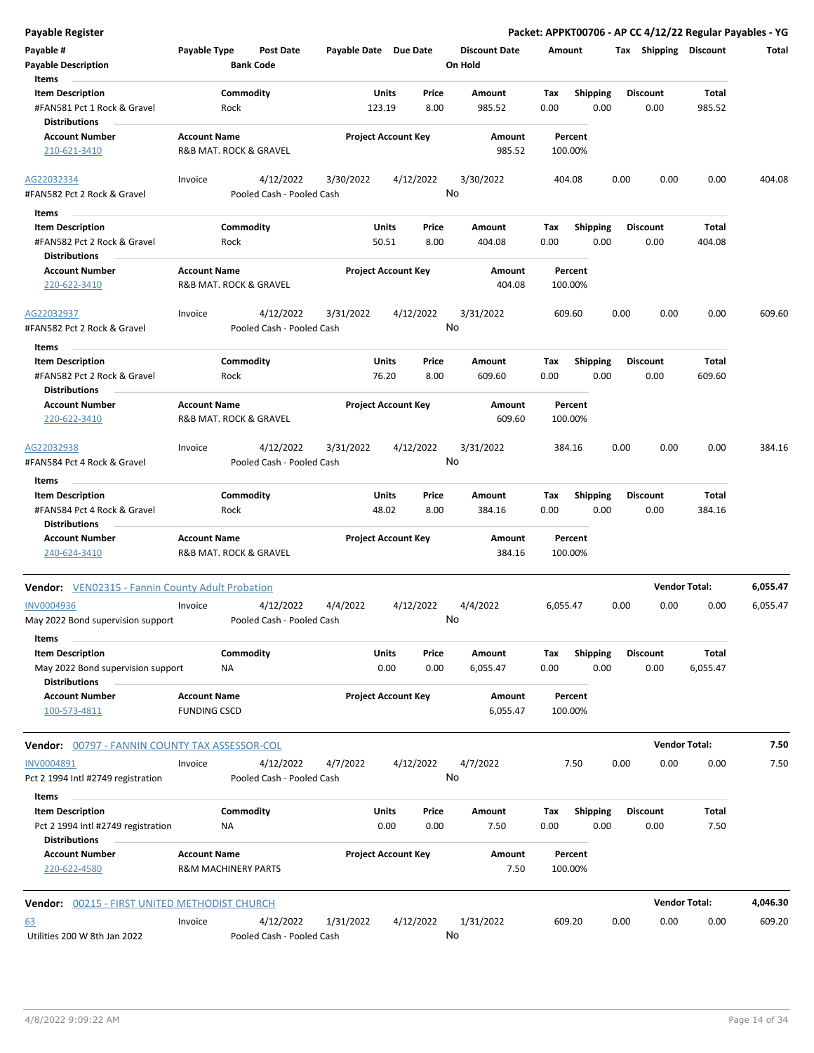**Payable Register** — Packet: APPKT00706 - AP CC 4/12/22 Regular Payables - YG

| Payable # | Payable Type | Post Date | Payable Date | Due Date | Discount Date | Amount | Tax | Shipping | Discount | Total |
|---|---|---|---|---|---|---|---|---|---|---|
| Payable Description | | Bank Code | | | On Hold | | | | | |

**Items**

| Item Description | Commodity | Units | Price | Amount | Tax | Shipping | Discount | Total |
|---|---|---|---|---|---|---|---|---|
| #FAN581 Pct 1 Rock & Gravel | Rock | 123.19 | 8.00 | 985.52 | 0.00 | 0.00 | 0.00 | 985.52 |

**Distributions**

| Account Number | Account Name | Project Account Key | Amount | Percent |
|---|---|---|---|---|
| 210-621-3410 | R&B MAT. ROCK & GRAVEL | | 985.52 | 100.00% |

| Payable # | Payable Type | Post Date | Payable Date | Due Date | Discount Date | Amount | Tax | Shipping | Discount | Total |
|---|---|---|---|---|---|---|---|---|---|---|
| AG22032334 | Invoice | 4/12/2022 | 3/30/2022 | 4/12/2022 | 3/30/2022 | 404.08 | 0.00 | 0.00 | 0.00 | 404.08 |
| #FAN582 Pct 2 Rock & Gravel | | Pooled Cash - Pooled Cash | | | No | | | | | |

**Items**

| Item Description | Commodity | Units | Price | Amount | Tax | Shipping | Discount | Total |
|---|---|---|---|---|---|---|---|---|
| #FAN582 Pct 2 Rock & Gravel | Rock | 50.51 | 8.00 | 404.08 | 0.00 | 0.00 | 0.00 | 404.08 |

**Distributions**

| Account Number | Account Name | Project Account Key | Amount | Percent |
|---|---|---|---|---|
| 220-622-3410 | R&B MAT. ROCK & GRAVEL | | 404.08 | 100.00% |

| Payable # | Payable Type | Post Date | Payable Date | Due Date | Discount Date | Amount | Tax | Shipping | Discount | Total |
|---|---|---|---|---|---|---|---|---|---|---|
| AG22032937 | Invoice | 4/12/2022 | 3/31/2022 | 4/12/2022 | 3/31/2022 | 609.60 | 0.00 | 0.00 | 0.00 | 609.60 |
| #FAN582 Pct 2 Rock & Gravel | | Pooled Cash - Pooled Cash | | | No | | | | | |

**Items**

| Item Description | Commodity | Units | Price | Amount | Tax | Shipping | Discount | Total |
|---|---|---|---|---|---|---|---|---|
| #FAN582 Pct 2 Rock & Gravel | Rock | 76.20 | 8.00 | 609.60 | 0.00 | 0.00 | 0.00 | 609.60 |

**Distributions**

| Account Number | Account Name | Project Account Key | Amount | Percent |
|---|---|---|---|---|
| 220-622-3410 | R&B MAT. ROCK & GRAVEL | | 609.60 | 100.00% |

| Payable # | Payable Type | Post Date | Payable Date | Due Date | Discount Date | Amount | Tax | Shipping | Discount | Total |
|---|---|---|---|---|---|---|---|---|---|---|
| AG22032938 | Invoice | 4/12/2022 | 3/31/2022 | 4/12/2022 | 3/31/2022 | 384.16 | 0.00 | 0.00 | 0.00 | 384.16 |
| #FAN584 Pct 4 Rock & Gravel | | Pooled Cash - Pooled Cash | | | No | | | | | |

**Items**

| Item Description | Commodity | Units | Price | Amount | Tax | Shipping | Discount | Total |
|---|---|---|---|---|---|---|---|---|
| #FAN584 Pct 4 Rock & Gravel | Rock | 48.02 | 8.00 | 384.16 | 0.00 | 0.00 | 0.00 | 384.16 |

**Distributions**

| Account Number | Account Name | Project Account Key | Amount | Percent |
|---|---|---|---|---|
| 240-624-3410 | R&B MAT. ROCK & GRAVEL | | 384.16 | 100.00% |

**Vendor: VEN02315 - Fannin County Adult Probation** — Vendor Total: 6,055.47

| Payable # | Payable Type | Post Date | Payable Date | Due Date | Discount Date | Amount | Tax | Shipping | Discount | Total |
|---|---|---|---|---|---|---|---|---|---|---|
| INV0004936 | Invoice | 4/12/2022 | 4/4/2022 | 4/12/2022 | 4/4/2022 | 6,055.47 | 0.00 | 0.00 | 0.00 | 6,055.47 |
| May 2022 Bond supervision support | | Pooled Cash - Pooled Cash | | | No | | | | | |

**Items**

| Item Description | Commodity | Units | Price | Amount | Tax | Shipping | Discount | Total |
|---|---|---|---|---|---|---|---|---|
| May 2022 Bond supervision support | NA | 0.00 | 0.00 | 6,055.47 | 0.00 | 0.00 | 0.00 | 6,055.47 |

**Distributions**

| Account Number | Account Name | Project Account Key | Amount | Percent |
|---|---|---|---|---|
| 100-573-4811 | FUNDING CSCD | | 6,055.47 | 100.00% |

**Vendor: 00797 - FANNIN COUNTY TAX ASSESSOR-COL** — Vendor Total: 7.50

| Payable # | Payable Type | Post Date | Payable Date | Due Date | Discount Date | Amount | Tax | Shipping | Discount | Total |
|---|---|---|---|---|---|---|---|---|---|---|
| INV0004891 | Invoice | 4/12/2022 | 4/7/2022 | 4/12/2022 | 4/7/2022 | 7.50 | 0.00 | 0.00 | 0.00 | 7.50 |
| Pct 2 1994 Intl #2749 registration | | Pooled Cash - Pooled Cash | | | No | | | | | |

**Items**

| Item Description | Commodity | Units | Price | Amount | Tax | Shipping | Discount | Total |
|---|---|---|---|---|---|---|---|---|
| Pct 2 1994 Intl #2749 registration | NA | 0.00 | 0.00 | 7.50 | 0.00 | 0.00 | 0.00 | 7.50 |

**Distributions**

| Account Number | Account Name | Project Account Key | Amount | Percent |
|---|---|---|---|---|
| 220-622-4580 | R&M MACHINERY PARTS | | 7.50 | 100.00% |

**Vendor: 00215 - FIRST UNITED METHODIST CHURCH** — Vendor Total: 4,046.30

| Payable # | Payable Type | Post Date | Payable Date | Due Date | Discount Date | Amount | Tax | Shipping | Discount | Total |
|---|---|---|---|---|---|---|---|---|---|---|
| 63 | Invoice | 4/12/2022 | 1/31/2022 | 4/12/2022 | 1/31/2022 | 609.20 | 0.00 | 0.00 | 0.00 | 609.20 |
| Utilities 200 W 8th Jan 2022 | | Pooled Cash - Pooled Cash | | | No | | | | | |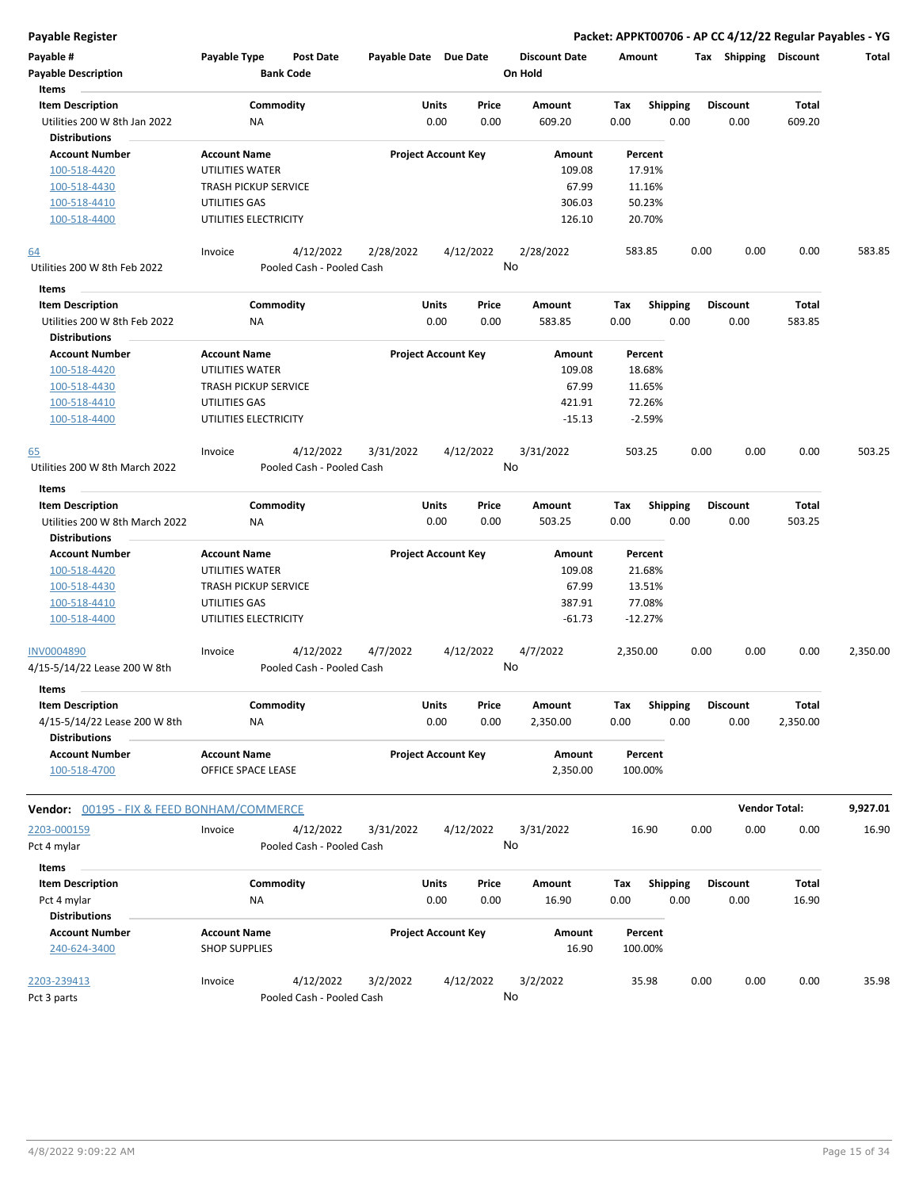**Payable Register** — **Packet: APPKT00706 - AP CC 4/12/22 Regular Payables - YG**

| Payable # | Payable Type | Post Date | Payable Date | Due Date | Discount Date | Amount | Tax | Shipping | Discount | Total |
|---|---|---|---|---|---|---|---|---|---|---|
| Payable Description | | Bank Code | | | On Hold | | | | | |

**Items**

| Item Description | Commodity | Units | Price | Amount | Tax | Shipping | Discount | Total |
|---|---|---|---|---|---|---|---|---|
| Utilities 200 W 8th Jan 2022 | NA | 0.00 | 0.00 | 609.20 | 0.00 | 0.00 | 0.00 | 609.20 |

**Distributions**

| Account Number | Account Name | Project Account Key | Amount | Percent |
|---|---|---|---|---|
| 100-518-4420 | UTILITIES WATER | | 109.08 | 17.91% |
| 100-518-4430 | TRASH PICKUP SERVICE | | 67.99 | 11.16% |
| 100-518-4410 | UTILITIES GAS | | 306.03 | 50.23% |
| 100-518-4400 | UTILITIES ELECTRICITY | | 126.10 | 20.70% |

| Payable # | Payable Type | Post Date | Payable Date | Due Date | Discount Date | Amount | Tax | Shipping | Discount | Total |
|---|---|---|---|---|---|---|---|---|---|---|
| 64 | Invoice | 4/12/2022 | 2/28/2022 | 4/12/2022 | 2/28/2022 | 583.85 | 0.00 | 0.00 | 0.00 | 583.85 |
| Utilities 200 W 8th Feb 2022 | | Pooled Cash - Pooled Cash | | | No | | | | | |

**Items**

| Item Description | Commodity | Units | Price | Amount | Tax | Shipping | Discount | Total |
|---|---|---|---|---|---|---|---|---|
| Utilities 200 W 8th Feb 2022 | NA | 0.00 | 0.00 | 583.85 | 0.00 | 0.00 | 0.00 | 583.85 |

**Distributions**

| Account Number | Account Name | Project Account Key | Amount | Percent |
|---|---|---|---|---|
| 100-518-4420 | UTILITIES WATER | | 109.08 | 18.68% |
| 100-518-4430 | TRASH PICKUP SERVICE | | 67.99 | 11.65% |
| 100-518-4410 | UTILITIES GAS | | 421.91 | 72.26% |
| 100-518-4400 | UTILITIES ELECTRICITY | | -15.13 | -2.59% |

| Payable # | Payable Type | Post Date | Payable Date | Due Date | Discount Date | Amount | Tax | Shipping | Discount | Total |
|---|---|---|---|---|---|---|---|---|---|---|
| 65 | Invoice | 4/12/2022 | 3/31/2022 | 4/12/2022 | 3/31/2022 | 503.25 | 0.00 | 0.00 | 0.00 | 503.25 |
| Utilities 200 W 8th March 2022 | | Pooled Cash - Pooled Cash | | | No | | | | | |

**Items**

| Item Description | Commodity | Units | Price | Amount | Tax | Shipping | Discount | Total |
|---|---|---|---|---|---|---|---|---|
| Utilities 200 W 8th March 2022 | NA | 0.00 | 0.00 | 503.25 | 0.00 | 0.00 | 0.00 | 503.25 |

**Distributions**

| Account Number | Account Name | Project Account Key | Amount | Percent |
|---|---|---|---|---|
| 100-518-4420 | UTILITIES WATER | | 109.08 | 21.68% |
| 100-518-4430 | TRASH PICKUP SERVICE | | 67.99 | 13.51% |
| 100-518-4410 | UTILITIES GAS | | 387.91 | 77.08% |
| 100-518-4400 | UTILITIES ELECTRICITY | | -61.73 | -12.27% |

| Payable # | Payable Type | Post Date | Payable Date | Due Date | Discount Date | Amount | Tax | Shipping | Discount | Total |
|---|---|---|---|---|---|---|---|---|---|---|
| INV0004890 | Invoice | 4/12/2022 | 4/7/2022 | 4/12/2022 | 4/7/2022 | 2,350.00 | 0.00 | 0.00 | 0.00 | 2,350.00 |
| 4/15-5/14/22 Lease 200 W 8th | | Pooled Cash - Pooled Cash | | | No | | | | | |

**Items**

| Item Description | Commodity | Units | Price | Amount | Tax | Shipping | Discount | Total |
|---|---|---|---|---|---|---|---|---|
| 4/15-5/14/22 Lease 200 W 8th | NA | 0.00 | 0.00 | 2,350.00 | 0.00 | 0.00 | 0.00 | 2,350.00 |

**Distributions**

| Account Number | Account Name | Project Account Key | Amount | Percent |
|---|---|---|---|---|
| 100-518-4700 | OFFICE SPACE LEASE | | 2,350.00 | 100.00% |

**Vendor Total: 9,927.01**

## Vendor: 00195 - FIX & FEED BONHAM/COMMERCE

| Payable # | Payable Type | Post Date | Payable Date | Due Date | Discount Date | Amount | Tax | Shipping | Discount | Total |
|---|---|---|---|---|---|---|---|---|---|---|
| 2203-000159 | Invoice | 4/12/2022 | 3/31/2022 | 4/12/2022 | 3/31/2022 | 16.90 | 0.00 | 0.00 | 0.00 | 16.90 |
| Pct 4 mylar | | Pooled Cash - Pooled Cash | | | No | | | | | |

**Items**

| Item Description | Commodity | Units | Price | Amount | Tax | Shipping | Discount | Total |
|---|---|---|---|---|---|---|---|---|
| Pct 4 mylar | NA | 0.00 | 0.00 | 16.90 | 0.00 | 0.00 | 0.00 | 16.90 |

**Distributions**

| Account Number | Account Name | Project Account Key | Amount | Percent |
|---|---|---|---|---|
| 240-624-3400 | SHOP SUPPLIES | | 16.90 | 100.00% |

| Payable # | Payable Type | Post Date | Payable Date | Due Date | Discount Date | Amount | Tax | Shipping | Discount | Total |
|---|---|---|---|---|---|---|---|---|---|---|
| 2203-239413 | Invoice | 4/12/2022 | 3/2/2022 | 4/12/2022 | 3/2/2022 | 35.98 | 0.00 | 0.00 | 0.00 | 35.98 |
| Pct 3 parts | | Pooled Cash - Pooled Cash | | | No | | | | | |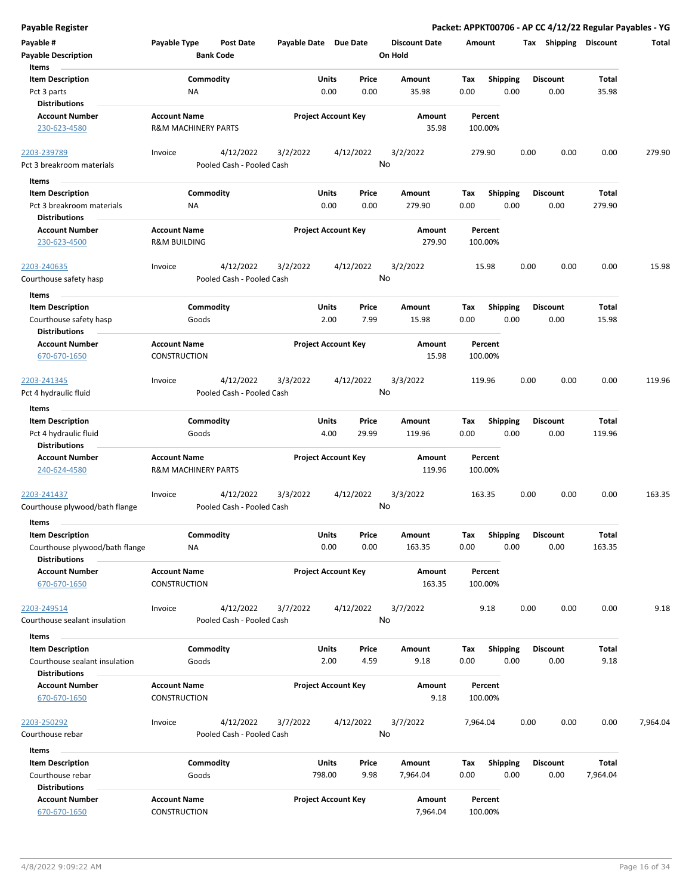## Payable Register

**Packet: APPKT00706 - AP CC 4/12/22 Regular Payables - YG**

| Payable # | Payable Type | Post Date | Payable Date | Due Date | Discount Date | Amount | Tax | Shipping | Discount | Total |
|---|---|---|---|---|---|---|---|---|---|---|
| **Payable Description** | | **Bank Code** | | | **On Hold** | | | | | |

**Items**

| Item Description | Commodity | Units | Price | Amount | Tax | Shipping | Discount | Total |
|---|---|---|---|---|---|---|---|---|
| Pct 3 parts | NA | 0.00 | 0.00 | 35.98 | 0.00 | 0.00 | 0.00 | 35.98 |

**Distributions**

| Account Number | Account Name | Project Account Key | Amount | Percent |
|---|---|---|---|---|
| 230-623-4580 | R&M MACHINERY PARTS | | 35.98 | 100.00% |

---

| Payable # | Payable Type | Post Date | Payable Date | Due Date | Discount Date | Amount | Tax | Shipping | Discount | Total |
|---|---|---|---|---|---|---|---|---|---|---|
| 2203-239789 | Invoice | 4/12/2022 | 3/2/2022 | 4/12/2022 | 3/2/2022 | 279.90 | 0.00 | 0.00 | 0.00 | 279.90 |
| Pct 3 breakroom materials | | Pooled Cash - Pooled Cash | | | No | | | | | |

**Items**

| Item Description | Commodity | Units | Price | Amount | Tax | Shipping | Discount | Total |
|---|---|---|---|---|---|---|---|---|
| Pct 3 breakroom materials | NA | 0.00 | 0.00 | 279.90 | 0.00 | 0.00 | 0.00 | 279.90 |

**Distributions**

| Account Number | Account Name | Project Account Key | Amount | Percent |
|---|---|---|---|---|
| 230-623-4500 | R&M BUILDING | | 279.90 | 100.00% |

---

| Payable # | Payable Type | Post Date | Payable Date | Due Date | Discount Date | Amount | Tax | Shipping | Discount | Total |
|---|---|---|---|---|---|---|---|---|---|---|
| 2203-240635 | Invoice | 4/12/2022 | 3/2/2022 | 4/12/2022 | 3/2/2022 | 15.98 | 0.00 | 0.00 | 0.00 | 15.98 |
| Courthouse safety hasp | | Pooled Cash - Pooled Cash | | | No | | | | | |

**Items**

| Item Description | Commodity | Units | Price | Amount | Tax | Shipping | Discount | Total |
|---|---|---|---|---|---|---|---|---|
| Courthouse safety hasp | Goods | 2.00 | 7.99 | 15.98 | 0.00 | 0.00 | 0.00 | 15.98 |

**Distributions**

| Account Number | Account Name | Project Account Key | Amount | Percent |
|---|---|---|---|---|
| 670-670-1650 | CONSTRUCTION | | 15.98 | 100.00% |

---

| Payable # | Payable Type | Post Date | Payable Date | Due Date | Discount Date | Amount | Tax | Shipping | Discount | Total |
|---|---|---|---|---|---|---|---|---|---|---|
| 2203-241345 | Invoice | 4/12/2022 | 3/3/2022 | 4/12/2022 | 3/3/2022 | 119.96 | 0.00 | 0.00 | 0.00 | 119.96 |
| Pct 4 hydraulic fluid | | Pooled Cash - Pooled Cash | | | No | | | | | |

**Items**

| Item Description | Commodity | Units | Price | Amount | Tax | Shipping | Discount | Total |
|---|---|---|---|---|---|---|---|---|
| Pct 4 hydraulic fluid | Goods | 4.00 | 29.99 | 119.96 | 0.00 | 0.00 | 0.00 | 119.96 |

**Distributions**

| Account Number | Account Name | Project Account Key | Amount | Percent |
|---|---|---|---|---|
| 240-624-4580 | R&M MACHINERY PARTS | | 119.96 | 100.00% |

---

| Payable # | Payable Type | Post Date | Payable Date | Due Date | Discount Date | Amount | Tax | Shipping | Discount | Total |
|---|---|---|---|---|---|---|---|---|---|---|
| 2203-241437 | Invoice | 4/12/2022 | 3/3/2022 | 4/12/2022 | 3/3/2022 | 163.35 | 0.00 | 0.00 | 0.00 | 163.35 |
| Courthouse plywood/bath flange | | Pooled Cash - Pooled Cash | | | No | | | | | |

**Items**

| Item Description | Commodity | Units | Price | Amount | Tax | Shipping | Discount | Total |
|---|---|---|---|---|---|---|---|---|
| Courthouse plywood/bath flange | NA | 0.00 | 0.00 | 163.35 | 0.00 | 0.00 | 0.00 | 163.35 |

**Distributions**

| Account Number | Account Name | Project Account Key | Amount | Percent |
|---|---|---|---|---|
| 670-670-1650 | CONSTRUCTION | | 163.35 | 100.00% |

---

| Payable # | Payable Type | Post Date | Payable Date | Due Date | Discount Date | Amount | Tax | Shipping | Discount | Total |
|---|---|---|---|---|---|---|---|---|---|---|
| 2203-249514 | Invoice | 4/12/2022 | 3/7/2022 | 4/12/2022 | 3/7/2022 | 9.18 | 0.00 | 0.00 | 0.00 | 9.18 |
| Courthouse sealant insulation | | Pooled Cash - Pooled Cash | | | No | | | | | |

**Items**

| Item Description | Commodity | Units | Price | Amount | Tax | Shipping | Discount | Total |
|---|---|---|---|---|---|---|---|---|
| Courthouse sealant insulation | Goods | 2.00 | 4.59 | 9.18 | 0.00 | 0.00 | 0.00 | 9.18 |

**Distributions**

| Account Number | Account Name | Project Account Key | Amount | Percent |
|---|---|---|---|---|
| 670-670-1650 | CONSTRUCTION | | 9.18 | 100.00% |

---

| Payable # | Payable Type | Post Date | Payable Date | Due Date | Discount Date | Amount | Tax | Shipping | Discount | Total |
|---|---|---|---|---|---|---|---|---|---|---|
| 2203-250292 | Invoice | 4/12/2022 | 3/7/2022 | 4/12/2022 | 3/7/2022 | 7,964.04 | 0.00 | 0.00 | 0.00 | 7,964.04 |
| Courthouse rebar | | Pooled Cash - Pooled Cash | | | No | | | | | |

**Items**

| Item Description | Commodity | Units | Price | Amount | Tax | Shipping | Discount | Total |
|---|---|---|---|---|---|---|---|---|
| Courthouse rebar | Goods | 798.00 | 9.98 | 7,964.04 | 0.00 | 0.00 | 0.00 | 7,964.04 |

**Distributions**

| Account Number | Account Name | Project Account Key | Amount | Percent |
|---|---|---|---|---|
| 670-670-1650 | CONSTRUCTION | | 7,964.04 | 100.00% |

4/8/2022 9:09:22 AM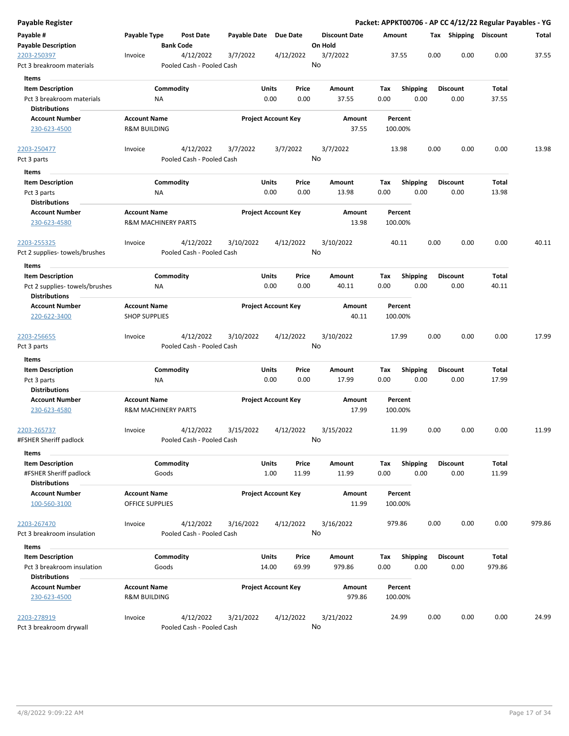## Payable Register

**Packet: APPKT00706 - AP CC 4/12/22 Regular Payables - YG**

| Payable # | Payable Type | Post Date | Payable Date | Due Date | Discount Date | Amount | Tax | Shipping | Discount | Total |
|---|---|---|---|---|---|---|---|---|---|---|
| **Payable Description** | | **Bank Code** | | | **On Hold** | | | | | |
| 2203-250397 | Invoice | 4/12/2022 | 3/7/2022 | 4/12/2022 | 3/7/2022 | 37.55 | 0.00 | 0.00 | 0.00 | 37.55 |
| Pct 3 breakroom materials | | Pooled Cash - Pooled Cash | | | No | | | | | |

**Items**

| Item Description | Commodity | Units | Price | Amount | Tax | Shipping | Discount | Total |
|---|---|---|---|---|---|---|---|---|
| Pct 3 breakroom materials | NA | 0.00 | 0.00 | 37.55 | 0.00 | 0.00 | 0.00 | 37.55 |

**Distributions**

| Account Number | Account Name | Project Account Key | Amount | Percent |
|---|---|---|---|---|
| 230-623-4500 | R&M BUILDING | | 37.55 | 100.00% |

| Payable # | Payable Type | Post Date | Payable Date | Due Date | Discount Date | Amount | Tax | Shipping | Discount | Total |
|---|---|---|---|---|---|---|---|---|---|---|
| 2203-250477 | Invoice | 4/12/2022 | 3/7/2022 | 3/7/2022 | 3/7/2022 | 13.98 | 0.00 | 0.00 | 0.00 | 13.98 |
| Pct 3 parts | | Pooled Cash - Pooled Cash | | | No | | | | | |

**Items**

| Item Description | Commodity | Units | Price | Amount | Tax | Shipping | Discount | Total |
|---|---|---|---|---|---|---|---|---|
| Pct 3 parts | NA | 0.00 | 0.00 | 13.98 | 0.00 | 0.00 | 0.00 | 13.98 |

**Distributions**

| Account Number | Account Name | Project Account Key | Amount | Percent |
|---|---|---|---|---|
| 230-623-4580 | R&M MACHINERY PARTS | | 13.98 | 100.00% |

| Payable # | Payable Type | Post Date | Payable Date | Due Date | Discount Date | Amount | Tax | Shipping | Discount | Total |
|---|---|---|---|---|---|---|---|---|---|---|
| 2203-255325 | Invoice | 4/12/2022 | 3/10/2022 | 4/12/2022 | 3/10/2022 | 40.11 | 0.00 | 0.00 | 0.00 | 40.11 |
| Pct 2 supplies- towels/brushes | | Pooled Cash - Pooled Cash | | | No | | | | | |

**Items**

| Item Description | Commodity | Units | Price | Amount | Tax | Shipping | Discount | Total |
|---|---|---|---|---|---|---|---|---|
| Pct 2 supplies- towels/brushes | NA | 0.00 | 0.00 | 40.11 | 0.00 | 0.00 | 0.00 | 40.11 |

**Distributions**

| Account Number | Account Name | Project Account Key | Amount | Percent |
|---|---|---|---|---|
| 220-622-3400 | SHOP SUPPLIES | | 40.11 | 100.00% |

| Payable # | Payable Type | Post Date | Payable Date | Due Date | Discount Date | Amount | Tax | Shipping | Discount | Total |
|---|---|---|---|---|---|---|---|---|---|---|
| 2203-256655 | Invoice | 4/12/2022 | 3/10/2022 | 4/12/2022 | 3/10/2022 | 17.99 | 0.00 | 0.00 | 0.00 | 17.99 |
| Pct 3 parts | | Pooled Cash - Pooled Cash | | | No | | | | | |

**Items**

| Item Description | Commodity | Units | Price | Amount | Tax | Shipping | Discount | Total |
|---|---|---|---|---|---|---|---|---|
| Pct 3 parts | NA | 0.00 | 0.00 | 17.99 | 0.00 | 0.00 | 0.00 | 17.99 |

**Distributions**

| Account Number | Account Name | Project Account Key | Amount | Percent |
|---|---|---|---|---|
| 230-623-4580 | R&M MACHINERY PARTS | | 17.99 | 100.00% |

| Payable # | Payable Type | Post Date | Payable Date | Due Date | Discount Date | Amount | Tax | Shipping | Discount | Total |
|---|---|---|---|---|---|---|---|---|---|---|
| 2203-265737 | Invoice | 4/12/2022 | 3/15/2022 | 4/12/2022 | 3/15/2022 | 11.99 | 0.00 | 0.00 | 0.00 | 11.99 |
| #FSHER Sheriff padlock | | Pooled Cash - Pooled Cash | | | No | | | | | |

**Items**

| Item Description | Commodity | Units | Price | Amount | Tax | Shipping | Discount | Total |
|---|---|---|---|---|---|---|---|---|
| #FSHER Sheriff padlock | Goods | 1.00 | 11.99 | 11.99 | 0.00 | 0.00 | 0.00 | 11.99 |

**Distributions**

| Account Number | Account Name | Project Account Key | Amount | Percent |
|---|---|---|---|---|
| 100-560-3100 | OFFICE SUPPLIES | | 11.99 | 100.00% |

| Payable # | Payable Type | Post Date | Payable Date | Due Date | Discount Date | Amount | Tax | Shipping | Discount | Total |
|---|---|---|---|---|---|---|---|---|---|---|
| 2203-267470 | Invoice | 4/12/2022 | 3/16/2022 | 4/12/2022 | 3/16/2022 | 979.86 | 0.00 | 0.00 | 0.00 | 979.86 |
| Pct 3 breakroom insulation | | Pooled Cash - Pooled Cash | | | No | | | | | |

**Items**

| Item Description | Commodity | Units | Price | Amount | Tax | Shipping | Discount | Total |
|---|---|---|---|---|---|---|---|---|
| Pct 3 breakroom insulation | Goods | 14.00 | 69.99 | 979.86 | 0.00 | 0.00 | 0.00 | 979.86 |

**Distributions**

| Account Number | Account Name | Project Account Key | Amount | Percent |
|---|---|---|---|---|
| 230-623-4500 | R&M BUILDING | | 979.86 | 100.00% |

| Payable # | Payable Type | Post Date | Payable Date | Due Date | Discount Date | Amount | Tax | Shipping | Discount | Total |
|---|---|---|---|---|---|---|---|---|---|---|
| 2203-278919 | Invoice | 4/12/2022 | 3/21/2022 | 4/12/2022 | 3/21/2022 | 24.99 | 0.00 | 0.00 | 0.00 | 24.99 |
| Pct 3 breakroom drywall | | Pooled Cash - Pooled Cash | | | No | | | | | |

4/8/2022 9:09:22 AM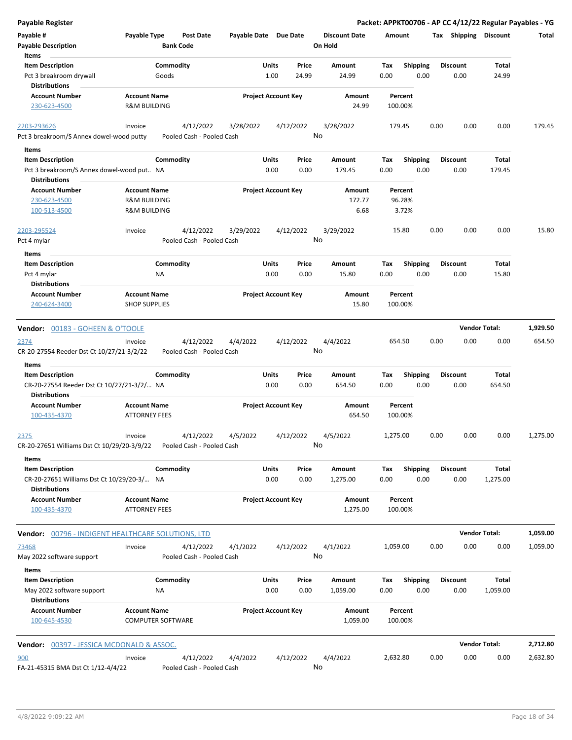**Payable Register** — Packet: APPKT00706 - AP CC 4/12/22 Regular Payables - YG

| Payable # | Payable Type | Post Date | Payable Date | Due Date | Discount Date | Amount | Tax | Shipping | Discount | Total |
|---|---|---|---|---|---|---|---|---|---|---|
| Payable Description | | Bank Code | | | On Hold | | | | | |

**Items**

| Item Description | Commodity | Units | Price | Amount | Tax | Shipping | Discount | Total |
|---|---|---|---|---|---|---|---|---|
| Pct 3 breakroom drywall | Goods | 1.00 | 24.99 | 24.99 | 0.00 | 0.00 | 0.00 | 24.99 |

**Distributions**

| Account Number | Account Name | Project Account Key | Amount | Percent |
|---|---|---|---|---|
| 230-623-4500 | R&M BUILDING | | 24.99 | 100.00% |

| Payable # | Payable Type | Post Date | Payable Date | Due Date | Discount Date | Amount | Tax | Shipping | Discount | Total |
|---|---|---|---|---|---|---|---|---|---|---|
| 2203-293626 | Invoice | 4/12/2022 | 3/28/2022 | 4/12/2022 | 3/28/2022 | 179.45 | 0.00 | 0.00 | 0.00 | 179.45 |
| Pct 3 breakroom/S Annex dowel-wood putty | | Pooled Cash - Pooled Cash | | | No | | | | | |

**Items**

| Item Description | Commodity | Units | Price | Amount | Tax | Shipping | Discount | Total |
|---|---|---|---|---|---|---|---|---|
| Pct 3 breakroom/S Annex dowel-wood put... | NA | 0.00 | 0.00 | 179.45 | 0.00 | 0.00 | 0.00 | 179.45 |

**Distributions**

| Account Number | Account Name | Project Account Key | Amount | Percent |
|---|---|---|---|---|
| 230-623-4500 | R&M BUILDING | | 172.77 | 96.28% |
| 100-513-4500 | R&M BUILDING | | 6.68 | 3.72% |

| Payable # | Payable Type | Post Date | Payable Date | Due Date | Discount Date | Amount | Tax | Shipping | Discount | Total |
|---|---|---|---|---|---|---|---|---|---|---|
| 2203-295524 | Invoice | 4/12/2022 | 3/29/2022 | 4/12/2022 | 3/29/2022 | 15.80 | 0.00 | 0.00 | 0.00 | 15.80 |
| Pct 4 mylar | | Pooled Cash - Pooled Cash | | | No | | | | | |

**Items**

| Item Description | Commodity | Units | Price | Amount | Tax | Shipping | Discount | Total |
|---|---|---|---|---|---|---|---|---|
| Pct 4 mylar | NA | 0.00 | 0.00 | 15.80 | 0.00 | 0.00 | 0.00 | 15.80 |

**Distributions**

| Account Number | Account Name | Project Account Key | Amount | Percent |
|---|---|---|---|---|
| 240-624-3400 | SHOP SUPPLIES | | 15.80 | 100.00% |

**Vendor: 00183 - GOHEEN & O'TOOLE** — Vendor Total: 1,929.50

| Payable # | Payable Type | Post Date | Payable Date | Due Date | Discount Date | Amount | Tax | Shipping | Discount | Total |
|---|---|---|---|---|---|---|---|---|---|---|
| 2374 | Invoice | 4/12/2022 | 4/4/2022 | 4/12/2022 | 4/4/2022 | 654.50 | 0.00 | 0.00 | 0.00 | 654.50 |
| CR-20-27554 Reeder Dst Ct 10/27/21-3/2/22 | | Pooled Cash - Pooled Cash | | | No | | | | | |

**Items**

| Item Description | Commodity | Units | Price | Amount | Tax | Shipping | Discount | Total |
|---|---|---|---|---|---|---|---|---|
| CR-20-27554 Reeder Dst Ct 10/27/21-3/2/... | NA | 0.00 | 0.00 | 654.50 | 0.00 | 0.00 | 0.00 | 654.50 |

**Distributions**

| Account Number | Account Name | Project Account Key | Amount | Percent |
|---|---|---|---|---|
| 100-435-4370 | ATTORNEY FEES | | 654.50 | 100.00% |

| Payable # | Payable Type | Post Date | Payable Date | Due Date | Discount Date | Amount | Tax | Shipping | Discount | Total |
|---|---|---|---|---|---|---|---|---|---|---|
| 2375 | Invoice | 4/12/2022 | 4/5/2022 | 4/12/2022 | 4/5/2022 | 1,275.00 | 0.00 | 0.00 | 0.00 | 1,275.00 |
| CR-20-27651 Williams Dst Ct 10/29/20-3/9/22 | | Pooled Cash - Pooled Cash | | | No | | | | | |

**Items**

| Item Description | Commodity | Units | Price | Amount | Tax | Shipping | Discount | Total |
|---|---|---|---|---|---|---|---|---|
| CR-20-27651 Williams Dst Ct 10/29/20-3/... | NA | 0.00 | 0.00 | 1,275.00 | 0.00 | 0.00 | 0.00 | 1,275.00 |

**Distributions**

| Account Number | Account Name | Project Account Key | Amount | Percent |
|---|---|---|---|---|
| 100-435-4370 | ATTORNEY FEES | | 1,275.00 | 100.00% |

**Vendor: 00796 - INDIGENT HEALTHCARE SOLUTIONS, LTD** — Vendor Total: 1,059.00

| Payable # | Payable Type | Post Date | Payable Date | Due Date | Discount Date | Amount | Tax | Shipping | Discount | Total |
|---|---|---|---|---|---|---|---|---|---|---|
| 73468 | Invoice | 4/12/2022 | 4/1/2022 | 4/12/2022 | 4/1/2022 | 1,059.00 | 0.00 | 0.00 | 0.00 | 1,059.00 |
| May 2022 software support | | Pooled Cash - Pooled Cash | | | No | | | | | |

**Items**

| Item Description | Commodity | Units | Price | Amount | Tax | Shipping | Discount | Total |
|---|---|---|---|---|---|---|---|---|
| May 2022 software support | NA | 0.00 | 0.00 | 1,059.00 | 0.00 | 0.00 | 0.00 | 1,059.00 |

**Distributions**

| Account Number | Account Name | Project Account Key | Amount | Percent |
|---|---|---|---|---|
| 100-645-4530 | COMPUTER SOFTWARE | | 1,059.00 | 100.00% |

**Vendor: 00397 - JESSICA MCDONALD & ASSOC.** — Vendor Total: 2,712.80

| Payable # | Payable Type | Post Date | Payable Date | Due Date | Discount Date | Amount | Tax | Shipping | Discount | Total |
|---|---|---|---|---|---|---|---|---|---|---|
| 900 | Invoice | 4/12/2022 | 4/4/2022 | 4/12/2022 | 4/4/2022 | 2,632.80 | 0.00 | 0.00 | 0.00 | 2,632.80 |
| FA-21-45315 BMA Dst Ct 1/12-4/4/22 | | Pooled Cash - Pooled Cash | | | No | | | | | |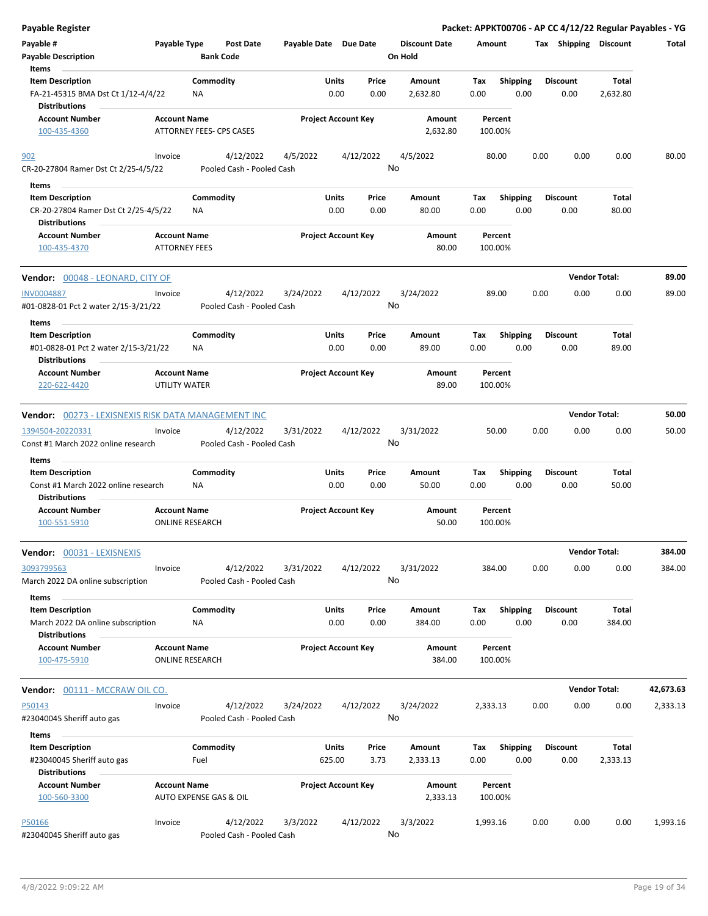**Payable Register** | **Packet: APPKT00706 - AP CC 4/12/22 Regular Payables - YG**

| Payable # | Payable Type | Post Date | Payable Date | Due Date | Discount Date | Amount | Tax | Shipping | Discount | Total |
|---|---|---|---|---|---|---|---|---|---|---|
| Payable Description | | Bank Code | | | On Hold | | | | | |

**Items**

| Item Description | Commodity | Units | Price | Amount | Tax | Shipping | Discount | Total |
|---|---|---|---|---|---|---|---|---|
| FA-21-45315 BMA Dst Ct 1/12-4/4/22 | NA | 0.00 | 0.00 | 2,632.80 | 0.00 | 0.00 | 0.00 | 2,632.80 |

**Distributions**

| Account Number | Account Name | Project Account Key | Amount | Percent |
|---|---|---|---|---|
| 100-435-4360 | ATTORNEY FEES- CPS CASES | | 2,632.80 | 100.00% |

| Payable # | Payable Type | Post Date | Payable Date | Due Date | Discount Date | Amount | Tax | Shipping | Discount | Total |
|---|---|---|---|---|---|---|---|---|---|---|
| 902 | Invoice | 4/12/2022 | 4/5/2022 | 4/12/2022 | 4/5/2022 | 80.00 | 0.00 | 0.00 | 0.00 | 80.00 |
| CR-20-27804 Ramer Dst Ct 2/25-4/5/22 | | Pooled Cash - Pooled Cash | | | No | | | | | |

**Items**

| Item Description | Commodity | Units | Price | Amount | Tax | Shipping | Discount | Total |
|---|---|---|---|---|---|---|---|---|
| CR-20-27804 Ramer Dst Ct 2/25-4/5/22 | NA | 0.00 | 0.00 | 80.00 | 0.00 | 0.00 | 0.00 | 80.00 |

**Distributions**

| Account Number | Account Name | Project Account Key | Amount | Percent |
|---|---|---|---|---|
| 100-435-4370 | ATTORNEY FEES | | 80.00 | 100.00% |

**Vendor: 00048 - LEONARD, CITY OF** — **Vendor Total: 89.00**

| Payable # | Payable Type | Post Date | Payable Date | Due Date | Discount Date | Amount | Tax | Shipping | Discount | Total |
|---|---|---|---|---|---|---|---|---|---|---|
| INV0004887 | Invoice | 4/12/2022 | 3/24/2022 | 4/12/2022 | 3/24/2022 | 89.00 | 0.00 | 0.00 | 0.00 | 89.00 |
| #01-0828-01 Pct 2 water 2/15-3/21/22 | | Pooled Cash - Pooled Cash | | | No | | | | | |

**Items**

| Item Description | Commodity | Units | Price | Amount | Tax | Shipping | Discount | Total |
|---|---|---|---|---|---|---|---|---|
| #01-0828-01 Pct 2 water 2/15-3/21/22 | NA | 0.00 | 0.00 | 89.00 | 0.00 | 0.00 | 0.00 | 89.00 |

**Distributions**

| Account Number | Account Name | Project Account Key | Amount | Percent |
|---|---|---|---|---|
| 220-622-4420 | UTILITY WATER | | 89.00 | 100.00% |

**Vendor: 00273 - LEXISNEXIS RISK DATA MANAGEMENT INC** — **Vendor Total: 50.00**

| Payable # | Payable Type | Post Date | Payable Date | Due Date | Discount Date | Amount | Tax | Shipping | Discount | Total |
|---|---|---|---|---|---|---|---|---|---|---|
| 1394504-20220331 | Invoice | 4/12/2022 | 3/31/2022 | 4/12/2022 | 3/31/2022 | 50.00 | 0.00 | 0.00 | 0.00 | 50.00 |
| Const #1 March 2022 online research | | Pooled Cash - Pooled Cash | | | No | | | | | |

**Items**

| Item Description | Commodity | Units | Price | Amount | Tax | Shipping | Discount | Total |
|---|---|---|---|---|---|---|---|---|
| Const #1 March 2022 online research | NA | 0.00 | 0.00 | 50.00 | 0.00 | 0.00 | 0.00 | 50.00 |

**Distributions**

| Account Number | Account Name | Project Account Key | Amount | Percent |
|---|---|---|---|---|
| 100-551-5910 | ONLINE RESEARCH | | 50.00 | 100.00% |

**Vendor: 00031 - LEXISNEXIS** — **Vendor Total: 384.00**

| Payable # | Payable Type | Post Date | Payable Date | Due Date | Discount Date | Amount | Tax | Shipping | Discount | Total |
|---|---|---|---|---|---|---|---|---|---|---|
| 3093799563 | Invoice | 4/12/2022 | 3/31/2022 | 4/12/2022 | 3/31/2022 | 384.00 | 0.00 | 0.00 | 0.00 | 384.00 |
| March 2022 DA online subscription | | Pooled Cash - Pooled Cash | | | No | | | | | |

**Items**

| Item Description | Commodity | Units | Price | Amount | Tax | Shipping | Discount | Total |
|---|---|---|---|---|---|---|---|---|
| March 2022 DA online subscription | NA | 0.00 | 0.00 | 384.00 | 0.00 | 0.00 | 0.00 | 384.00 |

**Distributions**

| Account Number | Account Name | Project Account Key | Amount | Percent |
|---|---|---|---|---|
| 100-475-5910 | ONLINE RESEARCH | | 384.00 | 100.00% |

**Vendor: 00111 - MCCRAW OIL CO.** — **Vendor Total: 42,673.63**

| Payable # | Payable Type | Post Date | Payable Date | Due Date | Discount Date | Amount | Tax | Shipping | Discount | Total |
|---|---|---|---|---|---|---|---|---|---|---|
| P50143 | Invoice | 4/12/2022 | 3/24/2022 | 4/12/2022 | 3/24/2022 | 2,333.13 | 0.00 | 0.00 | 0.00 | 2,333.13 |
| #23040045 Sheriff auto gas | | Pooled Cash - Pooled Cash | | | No | | | | | |

**Items**

| Item Description | Commodity | Units | Price | Amount | Tax | Shipping | Discount | Total |
|---|---|---|---|---|---|---|---|---|
| #23040045 Sheriff auto gas | Fuel | 625.00 | 3.73 | 2,333.13 | 0.00 | 0.00 | 0.00 | 2,333.13 |

**Distributions**

| Account Number | Account Name | Project Account Key | Amount | Percent |
|---|---|---|---|---|
| 100-560-3300 | AUTO EXPENSE GAS & OIL | | 2,333.13 | 100.00% |

| Payable # | Payable Type | Post Date | Payable Date | Due Date | Discount Date | Amount | Tax | Shipping | Discount | Total |
|---|---|---|---|---|---|---|---|---|---|---|
| P50166 | Invoice | 4/12/2022 | 3/3/2022 | 4/12/2022 | 3/3/2022 | 1,993.16 | 0.00 | 0.00 | 0.00 | 1,993.16 |
| #23040045 Sheriff auto gas | | Pooled Cash - Pooled Cash | | | No | | | | | |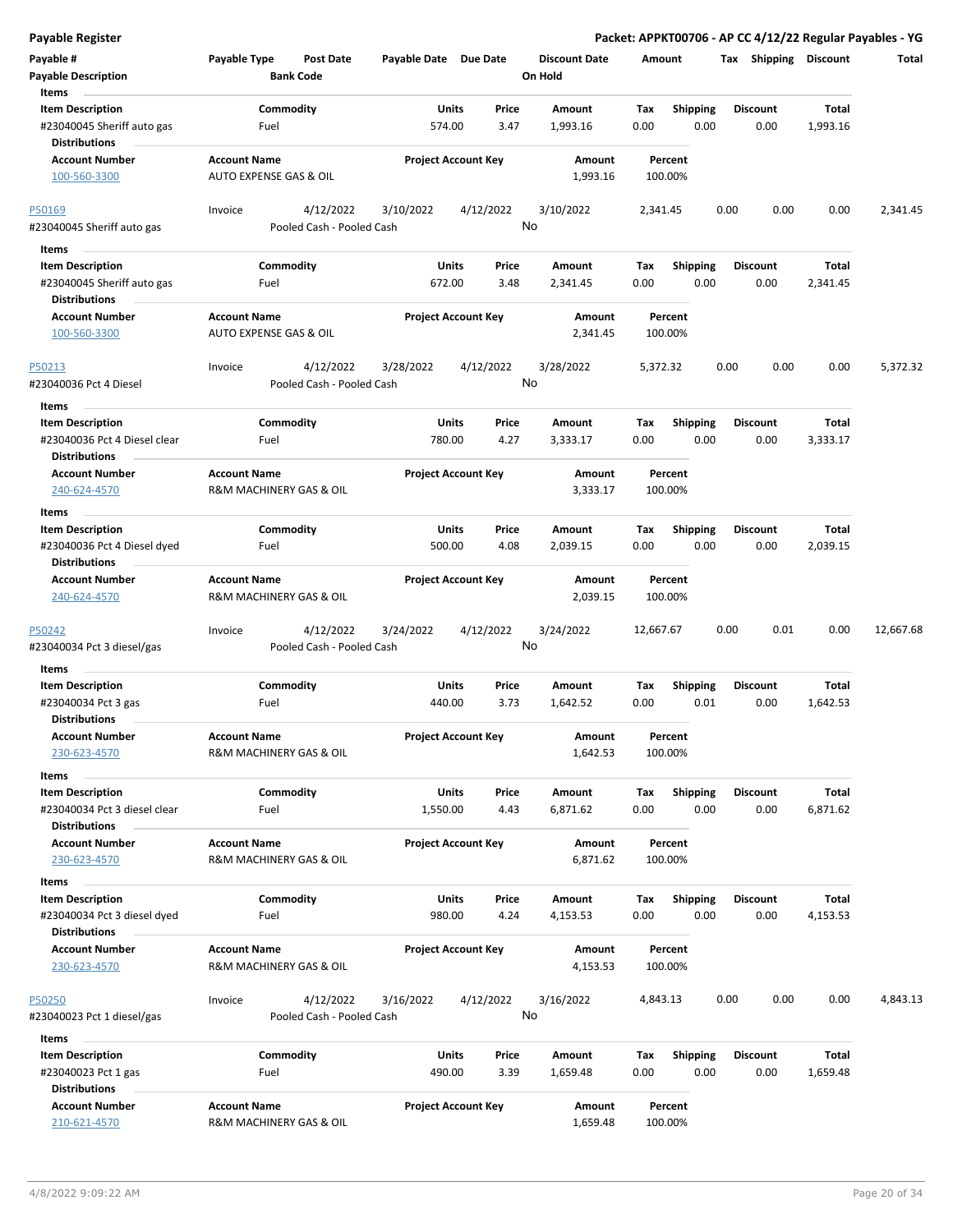**Payable Register** — **Packet: APPKT00706 - AP CC 4/12/22 Regular Payables - YG**

| Payable # | Payable Type | Post Date | Payable Date | Due Date | Discount Date | Amount | Tax | Shipping | Discount | Total |
|---|---|---|---|---|---|---|---|---|---|---|
| Payable Description | | Bank Code | | | On Hold | | | | | |

**Items**

| Item Description | Commodity | Units | Price | Amount | Tax | Shipping | Discount | Total |
|---|---|---|---|---|---|---|---|---|
| #23040045 Sheriff auto gas | Fuel | 574.00 | 3.47 | 1,993.16 | 0.00 | 0.00 | 0.00 | 1,993.16 |

**Distributions**

| Account Number | Account Name | Project Account Key | Amount | Percent |
|---|---|---|---|---|
| 100-560-3300 | AUTO EXPENSE GAS & OIL | | 1,993.16 | 100.00% |

| Payable # | Payable Type | Post Date | Payable Date | Due Date | Discount Date | Amount | Tax | Shipping | Discount | Total |
|---|---|---|---|---|---|---|---|---|---|---|
| P50169 | Invoice | 4/12/2022 | 3/10/2022 | 4/12/2022 | 3/10/2022 | 2,341.45 | 0.00 | 0.00 | 0.00 | 2,341.45 |
| #23040045 Sheriff auto gas | | Pooled Cash - Pooled Cash | | | No | | | | | |

**Items**

| Item Description | Commodity | Units | Price | Amount | Tax | Shipping | Discount | Total |
|---|---|---|---|---|---|---|---|---|
| #23040045 Sheriff auto gas | Fuel | 672.00 | 3.48 | 2,341.45 | 0.00 | 0.00 | 0.00 | 2,341.45 |

**Distributions**

| Account Number | Account Name | Project Account Key | Amount | Percent |
|---|---|---|---|---|
| 100-560-3300 | AUTO EXPENSE GAS & OIL | | 2,341.45 | 100.00% |

| Payable # | Payable Type | Post Date | Payable Date | Due Date | Discount Date | Amount | Tax | Shipping | Discount | Total |
|---|---|---|---|---|---|---|---|---|---|---|
| P50213 | Invoice | 4/12/2022 | 3/28/2022 | 4/12/2022 | 3/28/2022 | 5,372.32 | 0.00 | 0.00 | 0.00 | 5,372.32 |
| #23040036 Pct 4 Diesel | | Pooled Cash - Pooled Cash | | | No | | | | | |

**Items**

| Item Description | Commodity | Units | Price | Amount | Tax | Shipping | Discount | Total |
|---|---|---|---|---|---|---|---|---|
| #23040036 Pct 4 Diesel clear | Fuel | 780.00 | 4.27 | 3,333.17 | 0.00 | 0.00 | 0.00 | 3,333.17 |

**Distributions**

| Account Number | Account Name | Project Account Key | Amount | Percent |
|---|---|---|---|---|
| 240-624-4570 | R&M MACHINERY GAS & OIL | | 3,333.17 | 100.00% |

**Items**

| Item Description | Commodity | Units | Price | Amount | Tax | Shipping | Discount | Total |
|---|---|---|---|---|---|---|---|---|
| #23040036 Pct 4 Diesel dyed | Fuel | 500.00 | 4.08 | 2,039.15 | 0.00 | 0.00 | 0.00 | 2,039.15 |

**Distributions**

| Account Number | Account Name | Project Account Key | Amount | Percent |
|---|---|---|---|---|
| 240-624-4570 | R&M MACHINERY GAS & OIL | | 2,039.15 | 100.00% |

| Payable # | Payable Type | Post Date | Payable Date | Due Date | Discount Date | Amount | Tax | Shipping | Discount | Total |
|---|---|---|---|---|---|---|---|---|---|---|
| P50242 | Invoice | 4/12/2022 | 3/24/2022 | 4/12/2022 | 3/24/2022 | 12,667.67 | 0.00 | 0.01 | 0.00 | 12,667.68 |
| #23040034 Pct 3 diesel/gas | | Pooled Cash - Pooled Cash | | | No | | | | | |

**Items**

| Item Description | Commodity | Units | Price | Amount | Tax | Shipping | Discount | Total |
|---|---|---|---|---|---|---|---|---|
| #23040034 Pct 3 gas | Fuel | 440.00 | 3.73 | 1,642.52 | 0.00 | 0.01 | 0.00 | 1,642.53 |

**Distributions**

| Account Number | Account Name | Project Account Key | Amount | Percent |
|---|---|---|---|---|
| 230-623-4570 | R&M MACHINERY GAS & OIL | | 1,642.53 | 100.00% |

**Items**

| Item Description | Commodity | Units | Price | Amount | Tax | Shipping | Discount | Total |
|---|---|---|---|---|---|---|---|---|
| #23040034 Pct 3 diesel clear | Fuel | 1,550.00 | 4.43 | 6,871.62 | 0.00 | 0.00 | 0.00 | 6,871.62 |

**Distributions**

| Account Number | Account Name | Project Account Key | Amount | Percent |
|---|---|---|---|---|
| 230-623-4570 | R&M MACHINERY GAS & OIL | | 6,871.62 | 100.00% |

**Items**

| Item Description | Commodity | Units | Price | Amount | Tax | Shipping | Discount | Total |
|---|---|---|---|---|---|---|---|---|
| #23040034 Pct 3 diesel dyed | Fuel | 980.00 | 4.24 | 4,153.53 | 0.00 | 0.00 | 0.00 | 4,153.53 |

**Distributions**

| Account Number | Account Name | Project Account Key | Amount | Percent |
|---|---|---|---|---|
| 230-623-4570 | R&M MACHINERY GAS & OIL | | 4,153.53 | 100.00% |

| Payable # | Payable Type | Post Date | Payable Date | Due Date | Discount Date | Amount | Tax | Shipping | Discount | Total |
|---|---|---|---|---|---|---|---|---|---|---|
| P50250 | Invoice | 4/12/2022 | 3/16/2022 | 4/12/2022 | 3/16/2022 | 4,843.13 | 0.00 | 0.00 | 0.00 | 4,843.13 |
| #23040023 Pct 1 diesel/gas | | Pooled Cash - Pooled Cash | | | No | | | | | |

**Items**

| Item Description | Commodity | Units | Price | Amount | Tax | Shipping | Discount | Total |
|---|---|---|---|---|---|---|---|---|
| #23040023 Pct 1 gas | Fuel | 490.00 | 3.39 | 1,659.48 | 0.00 | 0.00 | 0.00 | 1,659.48 |

**Distributions**

| Account Number | Account Name | Project Account Key | Amount | Percent |
|---|---|---|---|---|
| 210-621-4570 | R&M MACHINERY GAS & OIL | | 1,659.48 | 100.00% |

4/8/2022 9:09:22 AM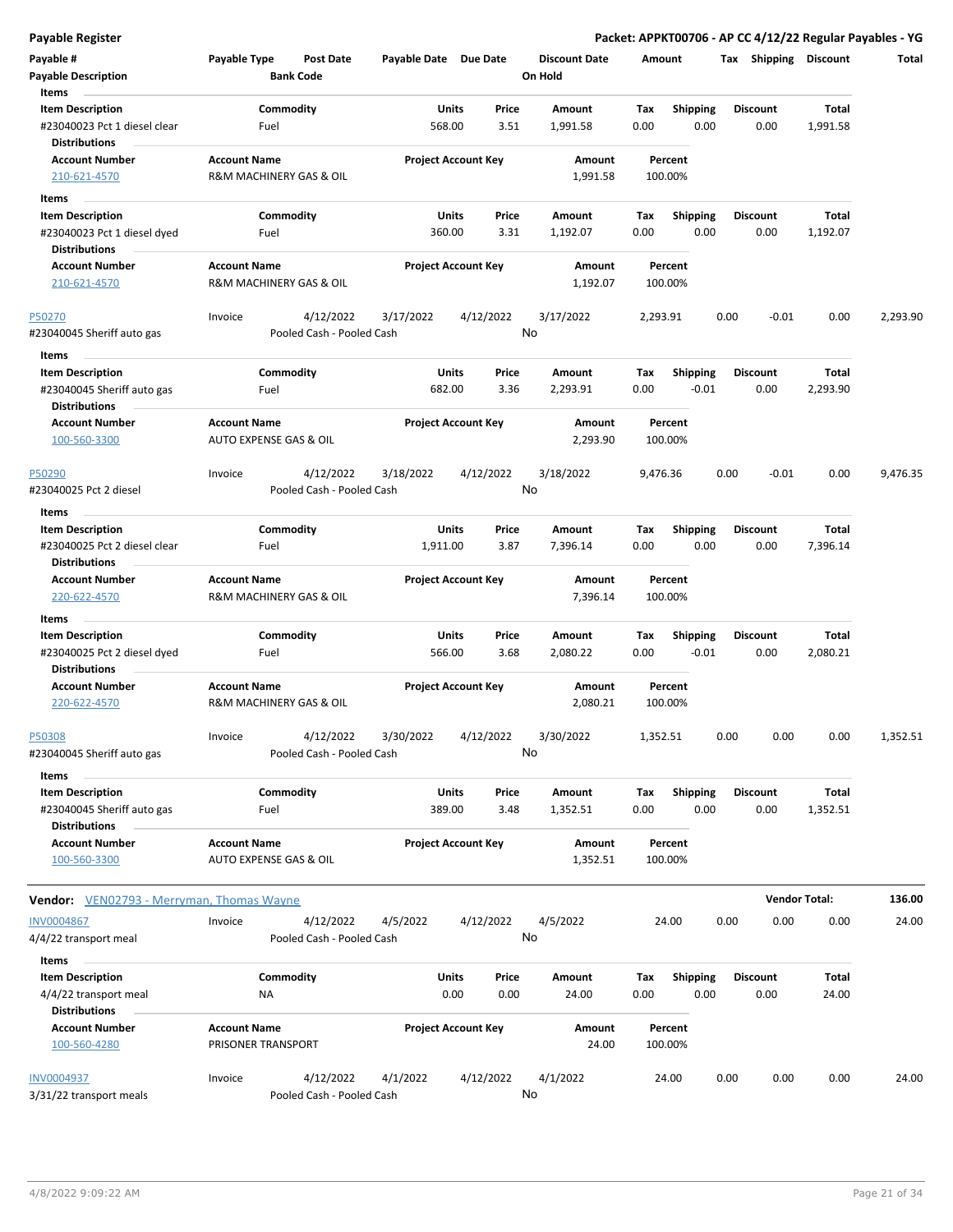**Payable Register** — **Packet: APPKT00706 - AP CC 4/12/22 Regular Payables - YG**

| Payable # | Payable Type | Post Date | Payable Date | Due Date | Discount Date | Amount | Tax | Shipping | Discount | Total |
|---|---|---|---|---|---|---|---|---|---|---|
| Payable Description | | Bank Code | | | On Hold | | | | | |

**Items**

| Item Description | Commodity | Units | Price | Amount | Tax | Shipping | Discount | Total |
|---|---|---|---|---|---|---|---|---|
| #23040023 Pct 1 diesel clear | Fuel | 568.00 | 3.51 | 1,991.58 | 0.00 | 0.00 | 0.00 | 1,991.58 |

**Distributions**

| Account Number | Account Name | Project Account Key | Amount | Percent |
|---|---|---|---|---|
| 210-621-4570 | R&M MACHINERY GAS & OIL | | 1,991.58 | 100.00% |

**Items**

| Item Description | Commodity | Units | Price | Amount | Tax | Shipping | Discount | Total |
|---|---|---|---|---|---|---|---|---|
| #23040023 Pct 1 diesel dyed | Fuel | 360.00 | 3.31 | 1,192.07 | 0.00 | 0.00 | 0.00 | 1,192.07 |

**Distributions**

| Account Number | Account Name | Project Account Key | Amount | Percent |
|---|---|---|---|---|
| 210-621-4570 | R&M MACHINERY GAS & OIL | | 1,192.07 | 100.00% |

| Payable # | Payable Type | Post Date | Payable Date | Due Date | Discount Date | Amount | Tax | Shipping | Discount | Total |
|---|---|---|---|---|---|---|---|---|---|---|
| P50270 | Invoice | 4/12/2022 | 3/17/2022 | 4/12/2022 | 3/17/2022 | 2,293.91 | 0.00 | -0.01 | 0.00 | 2,293.90 |
| #23040045 Sheriff auto gas | | Pooled Cash - Pooled Cash | | | No | | | | | |

**Items**

| Item Description | Commodity | Units | Price | Amount | Tax | Shipping | Discount | Total |
|---|---|---|---|---|---|---|---|---|
| #23040045 Sheriff auto gas | Fuel | 682.00 | 3.36 | 2,293.91 | 0.00 | -0.01 | 0.00 | 2,293.90 |

**Distributions**

| Account Number | Account Name | Project Account Key | Amount | Percent |
|---|---|---|---|---|
| 100-560-3300 | AUTO EXPENSE GAS & OIL | | 2,293.90 | 100.00% |

| Payable # | Payable Type | Post Date | Payable Date | Due Date | Discount Date | Amount | Tax | Shipping | Discount | Total |
|---|---|---|---|---|---|---|---|---|---|---|
| P50290 | Invoice | 4/12/2022 | 3/18/2022 | 4/12/2022 | 3/18/2022 | 9,476.36 | 0.00 | -0.01 | 0.00 | 9,476.35 |
| #23040025 Pct 2 diesel | | Pooled Cash - Pooled Cash | | | No | | | | | |

**Items**

| Item Description | Commodity | Units | Price | Amount | Tax | Shipping | Discount | Total |
|---|---|---|---|---|---|---|---|---|
| #23040025 Pct 2 diesel clear | Fuel | 1,911.00 | 3.87 | 7,396.14 | 0.00 | 0.00 | 0.00 | 7,396.14 |

**Distributions**

| Account Number | Account Name | Project Account Key | Amount | Percent |
|---|---|---|---|---|
| 220-622-4570 | R&M MACHINERY GAS & OIL | | 7,396.14 | 100.00% |

**Items**

| Item Description | Commodity | Units | Price | Amount | Tax | Shipping | Discount | Total |
|---|---|---|---|---|---|---|---|---|
| #23040025 Pct 2 diesel dyed | Fuel | 566.00 | 3.68 | 2,080.22 | 0.00 | -0.01 | 0.00 | 2,080.21 |

**Distributions**

| Account Number | Account Name | Project Account Key | Amount | Percent |
|---|---|---|---|---|
| 220-622-4570 | R&M MACHINERY GAS & OIL | | 2,080.21 | 100.00% |

| Payable # | Payable Type | Post Date | Payable Date | Due Date | Discount Date | Amount | Tax | Shipping | Discount | Total |
|---|---|---|---|---|---|---|---|---|---|---|
| P50308 | Invoice | 4/12/2022 | 3/30/2022 | 4/12/2022 | 3/30/2022 | 1,352.51 | 0.00 | 0.00 | 0.00 | 1,352.51 |
| #23040045 Sheriff auto gas | | Pooled Cash - Pooled Cash | | | No | | | | | |

**Items**

| Item Description | Commodity | Units | Price | Amount | Tax | Shipping | Discount | Total |
|---|---|---|---|---|---|---|---|---|
| #23040045 Sheriff auto gas | Fuel | 389.00 | 3.48 | 1,352.51 | 0.00 | 0.00 | 0.00 | 1,352.51 |

**Distributions**

| Account Number | Account Name | Project Account Key | Amount | Percent |
|---|---|---|---|---|
| 100-560-3300 | AUTO EXPENSE GAS & OIL | | 1,352.51 | 100.00% |

**Vendor:** VEN02793 - Merryman, Thomas Wayne — **Vendor Total: 136.00**

| Payable # | Payable Type | Post Date | Payable Date | Due Date | Discount Date | Amount | Tax | Shipping | Discount | Total |
|---|---|---|---|---|---|---|---|---|---|---|
| INV0004867 | Invoice | 4/12/2022 | 4/5/2022 | 4/12/2022 | 4/5/2022 | 24.00 | 0.00 | 0.00 | 0.00 | 24.00 |
| 4/4/22 transport meal | | Pooled Cash - Pooled Cash | | | No | | | | | |

**Items**

| Item Description | Commodity | Units | Price | Amount | Tax | Shipping | Discount | Total |
|---|---|---|---|---|---|---|---|---|
| 4/4/22 transport meal | NA | 0.00 | 0.00 | 24.00 | 0.00 | 0.00 | 0.00 | 24.00 |

**Distributions**

| Account Number | Account Name | Project Account Key | Amount | Percent |
|---|---|---|---|---|
| 100-560-4280 | PRISONER TRANSPORT | | 24.00 | 100.00% |

| Payable # | Payable Type | Post Date | Payable Date | Due Date | Discount Date | Amount | Tax | Shipping | Discount | Total |
|---|---|---|---|---|---|---|---|---|---|---|
| INV0004937 | Invoice | 4/12/2022 | 4/1/2022 | 4/12/2022 | 4/1/2022 | 24.00 | 0.00 | 0.00 | 0.00 | 24.00 |
| 3/31/22 transport meals | | Pooled Cash - Pooled Cash | | | No | | | | | |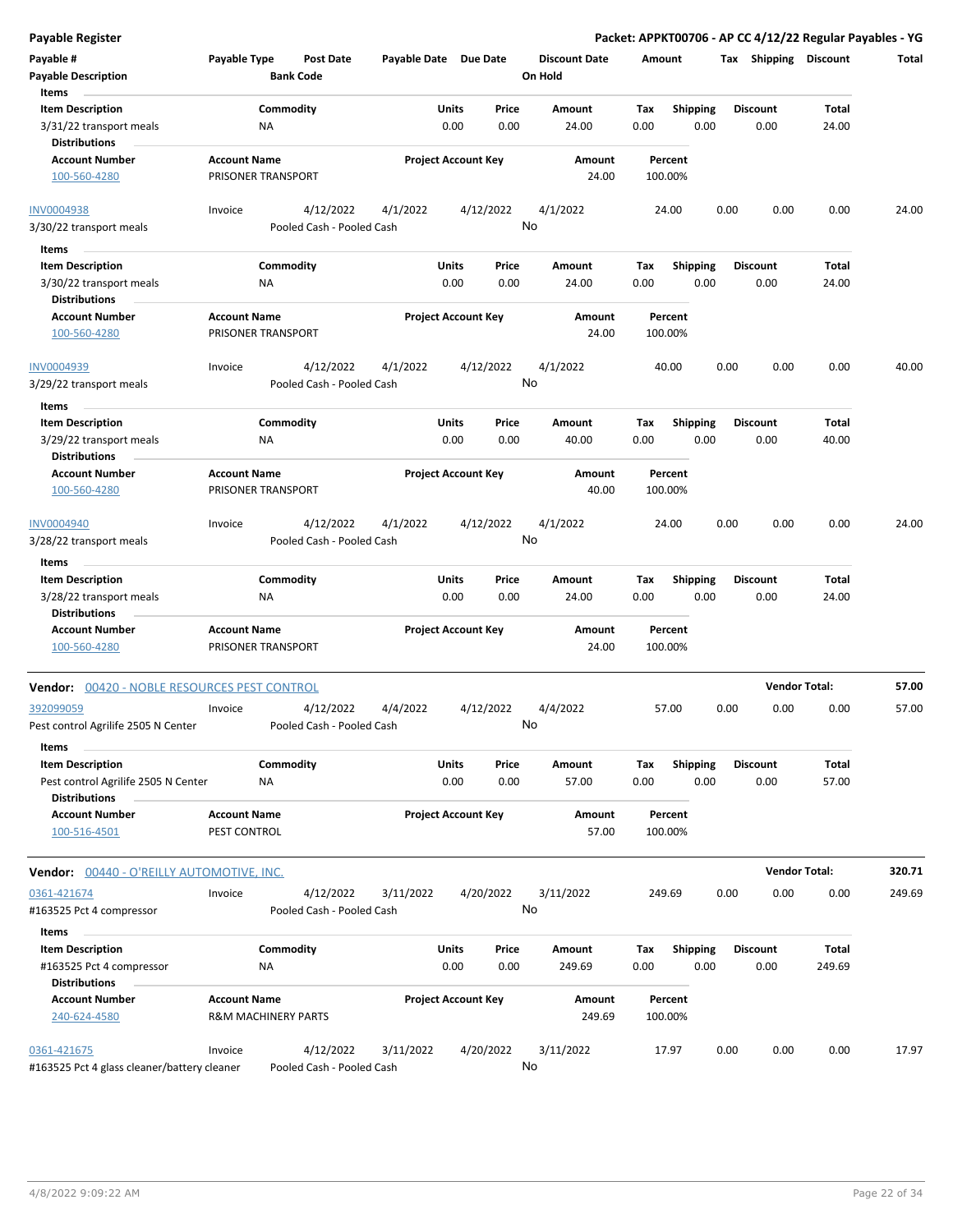**Payable Register**

**Packet: APPKT00706 - AP CC 4/12/22 Regular Payables - YG**

| Payable # | Payable Type | Post Date | Payable Date | Due Date | Discount Date | Amount | Tax | Shipping | Discount | Total |
|---|---|---|---|---|---|---|---|---|---|---|
| Payable Description | | Bank Code | | | On Hold | | | | | |

**Items**

| Item Description | Commodity | Units | Price | Amount | Tax | Shipping | Discount | Total |
|---|---|---|---|---|---|---|---|---|
| 3/31/22 transport meals | NA | 0.00 | 0.00 | 24.00 | 0.00 | 0.00 | 0.00 | 24.00 |

**Distributions**

| Account Number | Account Name | Project Account Key | Amount | Percent |
|---|---|---|---|---|
| 100-560-4280 | PRISONER TRANSPORT | | 24.00 | 100.00% |

| INV0004938 | Invoice | 4/12/2022 | 4/1/2022 | 4/12/2022 | 4/1/2022 | 24.00 | 0.00 | 0.00 | 0.00 | 24.00 |
|---|---|---|---|---|---|---|---|---|---|---|
| 3/30/22 transport meals | | Pooled Cash - Pooled Cash | | | No | | | | | |

**Items**

| Item Description | Commodity | Units | Price | Amount | Tax | Shipping | Discount | Total |
|---|---|---|---|---|---|---|---|---|
| 3/30/22 transport meals | NA | 0.00 | 0.00 | 24.00 | 0.00 | 0.00 | 0.00 | 24.00 |

**Distributions**

| Account Number | Account Name | Project Account Key | Amount | Percent |
|---|---|---|---|---|
| 100-560-4280 | PRISONER TRANSPORT | | 24.00 | 100.00% |

| INV0004939 | Invoice | 4/12/2022 | 4/1/2022 | 4/12/2022 | 4/1/2022 | 40.00 | 0.00 | 0.00 | 0.00 | 40.00 |
|---|---|---|---|---|---|---|---|---|---|---|
| 3/29/22 transport meals | | Pooled Cash - Pooled Cash | | | No | | | | | |

**Items**

| Item Description | Commodity | Units | Price | Amount | Tax | Shipping | Discount | Total |
|---|---|---|---|---|---|---|---|---|
| 3/29/22 transport meals | NA | 0.00 | 0.00 | 40.00 | 0.00 | 0.00 | 0.00 | 40.00 |

**Distributions**

| Account Number | Account Name | Project Account Key | Amount | Percent |
|---|---|---|---|---|
| 100-560-4280 | PRISONER TRANSPORT | | 40.00 | 100.00% |

| INV0004940 | Invoice | 4/12/2022 | 4/1/2022 | 4/12/2022 | 4/1/2022 | 24.00 | 0.00 | 0.00 | 0.00 | 24.00 |
|---|---|---|---|---|---|---|---|---|---|---|
| 3/28/22 transport meals | | Pooled Cash - Pooled Cash | | | No | | | | | |

**Items**

| Item Description | Commodity | Units | Price | Amount | Tax | Shipping | Discount | Total |
|---|---|---|---|---|---|---|---|---|
| 3/28/22 transport meals | NA | 0.00 | 0.00 | 24.00 | 0.00 | 0.00 | 0.00 | 24.00 |

**Distributions**

| Account Number | Account Name | Project Account Key | Amount | Percent |
|---|---|---|---|---|
| 100-560-4280 | PRISONER TRANSPORT | | 24.00 | 100.00% |

**Vendor: 00420 - NOBLE RESOURCES PEST CONTROL** — **Vendor Total: 57.00**

| 392099059 | Invoice | 4/12/2022 | 4/4/2022 | 4/12/2022 | 4/4/2022 | 57.00 | 0.00 | 0.00 | 0.00 | 57.00 |
|---|---|---|---|---|---|---|---|---|---|---|
| Pest control Agrilife 2505 N Center | | Pooled Cash - Pooled Cash | | | No | | | | | |

**Items**

| Item Description | Commodity | Units | Price | Amount | Tax | Shipping | Discount | Total |
|---|---|---|---|---|---|---|---|---|
| Pest control Agrilife 2505 N Center | NA | 0.00 | 0.00 | 57.00 | 0.00 | 0.00 | 0.00 | 57.00 |

**Distributions**

| Account Number | Account Name | Project Account Key | Amount | Percent |
|---|---|---|---|---|
| 100-516-4501 | PEST CONTROL | | 57.00 | 100.00% |

**Vendor: 00440 - O'REILLY AUTOMOTIVE, INC.** — **Vendor Total: 320.71**

| 0361-421674 | Invoice | 4/12/2022 | 3/11/2022 | 4/20/2022 | 3/11/2022 | 249.69 | 0.00 | 0.00 | 0.00 | 249.69 |
|---|---|---|---|---|---|---|---|---|---|---|
| #163525 Pct 4 compressor | | Pooled Cash - Pooled Cash | | | No | | | | | |

**Items**

| Item Description | Commodity | Units | Price | Amount | Tax | Shipping | Discount | Total |
|---|---|---|---|---|---|---|---|---|
| #163525 Pct 4 compressor | NA | 0.00 | 0.00 | 249.69 | 0.00 | 0.00 | 0.00 | 249.69 |

**Distributions**

| Account Number | Account Name | Project Account Key | Amount | Percent |
|---|---|---|---|---|
| 240-624-4580 | R&M MACHINERY PARTS | | 249.69 | 100.00% |

| 0361-421675 | Invoice | 4/12/2022 | 3/11/2022 | 4/20/2022 | 3/11/2022 | 17.97 | 0.00 | 0.00 | 0.00 | 17.97 |
|---|---|---|---|---|---|---|---|---|---|---|
| #163525 Pct 4 glass cleaner/battery cleaner | | Pooled Cash - Pooled Cash | | | No | | | | | |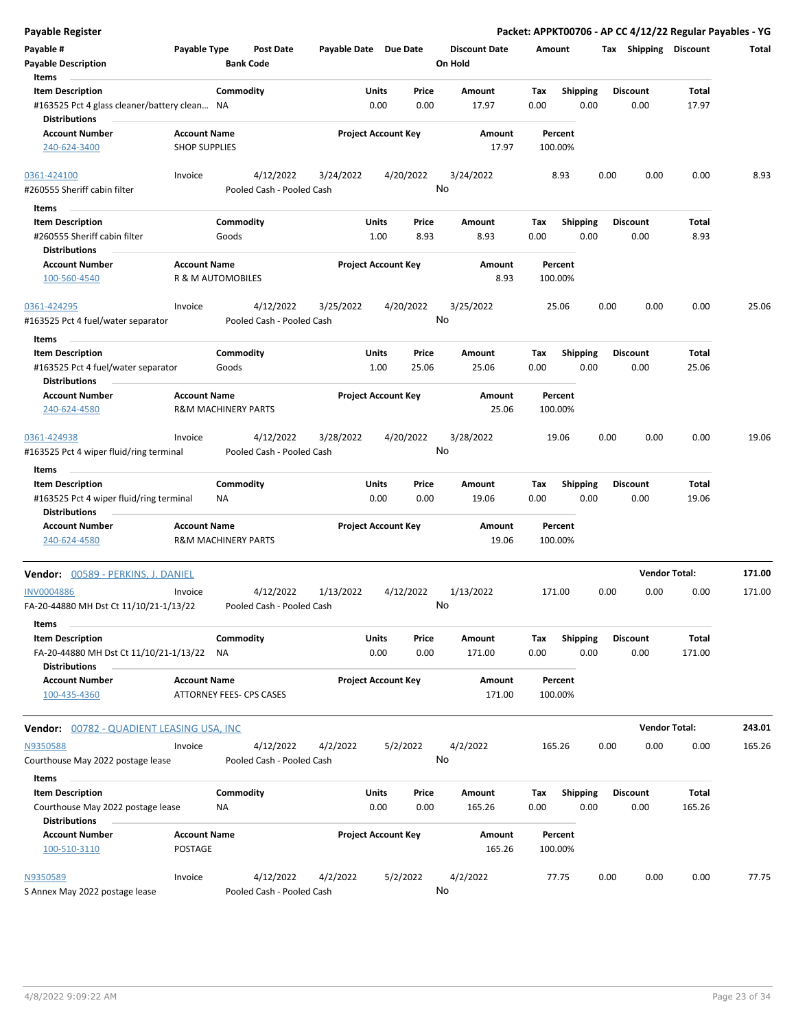**Payable Register** | **Packet: APPKT00706 - AP CC 4/12/22 Regular Payables - YG**

| Payable # | Payable Type | Post Date | Payable Date | Due Date | Discount Date | Amount | Tax | Shipping | Discount | Total |
|---|---|---|---|---|---|---|---|---|---|---|
| Payable Description | | Bank Code | | | On Hold | | | | | |

**Items**

| Item Description | Commodity | Units | Price | Amount | Tax | Shipping | Discount | Total |
|---|---|---|---|---|---|---|---|---|
| #163525 Pct 4 glass cleaner/battery clean... | NA | 0.00 | 0.00 | 17.97 | 0.00 | 0.00 | 0.00 | 17.97 |

**Distributions**

| Account Number | Account Name | Project Account Key | Amount | Percent |
|---|---|---|---|---|
| 240-624-3400 | SHOP SUPPLIES | | 17.97 | 100.00% |

| Payable # | Payable Type | Post Date | Payable Date | Due Date | Discount Date | Amount | Tax | Shipping | Discount | Total |
|---|---|---|---|---|---|---|---|---|---|---|
| 0361-424100 | Invoice | 4/12/2022 | 3/24/2022 | 4/20/2022 | 3/24/2022 | 8.93 | 0.00 | 0.00 | 0.00 | 8.93 |
| #260555 Sheriff cabin filter | | Pooled Cash - Pooled Cash | | | No | | | | | |

**Items**

| Item Description | Commodity | Units | Price | Amount | Tax | Shipping | Discount | Total |
|---|---|---|---|---|---|---|---|---|
| #260555 Sheriff cabin filter | Goods | 1.00 | 8.93 | 8.93 | 0.00 | 0.00 | 0.00 | 8.93 |

**Distributions**

| Account Number | Account Name | Project Account Key | Amount | Percent |
|---|---|---|---|---|
| 100-560-4540 | R & M AUTOMOBILES | | 8.93 | 100.00% |

| Payable # | Payable Type | Post Date | Payable Date | Due Date | Discount Date | Amount | Tax | Shipping | Discount | Total |
|---|---|---|---|---|---|---|---|---|---|---|
| 0361-424295 | Invoice | 4/12/2022 | 3/25/2022 | 4/20/2022 | 3/25/2022 | 25.06 | 0.00 | 0.00 | 0.00 | 25.06 |
| #163525 Pct 4 fuel/water separator | | Pooled Cash - Pooled Cash | | | No | | | | | |

**Items**

| Item Description | Commodity | Units | Price | Amount | Tax | Shipping | Discount | Total |
|---|---|---|---|---|---|---|---|---|
| #163525 Pct 4 fuel/water separator | Goods | 1.00 | 25.06 | 25.06 | 0.00 | 0.00 | 0.00 | 25.06 |

**Distributions**

| Account Number | Account Name | Project Account Key | Amount | Percent |
|---|---|---|---|---|
| 240-624-4580 | R&M MACHINERY PARTS | | 25.06 | 100.00% |

| Payable # | Payable Type | Post Date | Payable Date | Due Date | Discount Date | Amount | Tax | Shipping | Discount | Total |
|---|---|---|---|---|---|---|---|---|---|---|
| 0361-424938 | Invoice | 4/12/2022 | 3/28/2022 | 4/20/2022 | 3/28/2022 | 19.06 | 0.00 | 0.00 | 0.00 | 19.06 |
| #163525 Pct 4 wiper fluid/ring terminal | | Pooled Cash - Pooled Cash | | | No | | | | | |

**Items**

| Item Description | Commodity | Units | Price | Amount | Tax | Shipping | Discount | Total |
|---|---|---|---|---|---|---|---|---|
| #163525 Pct 4 wiper fluid/ring terminal | NA | 0.00 | 0.00 | 19.06 | 0.00 | 0.00 | 0.00 | 19.06 |

**Distributions**

| Account Number | Account Name | Project Account Key | Amount | Percent |
|---|---|---|---|---|
| 240-624-4580 | R&M MACHINERY PARTS | | 19.06 | 100.00% |

**Vendor: 00589 - PERKINS, J. DANIEL** — **Vendor Total: 171.00**

| Payable # | Payable Type | Post Date | Payable Date | Due Date | Discount Date | Amount | Tax | Shipping | Discount | Total |
|---|---|---|---|---|---|---|---|---|---|---|
| INV0004886 | Invoice | 4/12/2022 | 1/13/2022 | 4/12/2022 | 1/13/2022 | 171.00 | 0.00 | 0.00 | 0.00 | 171.00 |
| FA-20-44880 MH Dst Ct 11/10/21-1/13/22 | | Pooled Cash - Pooled Cash | | | No | | | | | |

**Items**

| Item Description | Commodity | Units | Price | Amount | Tax | Shipping | Discount | Total |
|---|---|---|---|---|---|---|---|---|
| FA-20-44880 MH Dst Ct 11/10/21-1/13/22 | NA | 0.00 | 0.00 | 171.00 | 0.00 | 0.00 | 0.00 | 171.00 |

**Distributions**

| Account Number | Account Name | Project Account Key | Amount | Percent |
|---|---|---|---|---|
| 100-435-4360 | ATTORNEY FEES- CPS CASES | | 171.00 | 100.00% |

**Vendor: 00782 - QUADIENT LEASING USA, INC** — **Vendor Total: 243.01**

| Payable # | Payable Type | Post Date | Payable Date | Due Date | Discount Date | Amount | Tax | Shipping | Discount | Total |
|---|---|---|---|---|---|---|---|---|---|---|
| N9350588 | Invoice | 4/12/2022 | 4/2/2022 | 5/2/2022 | 4/2/2022 | 165.26 | 0.00 | 0.00 | 0.00 | 165.26 |
| Courthouse May 2022 postage lease | | Pooled Cash - Pooled Cash | | | No | | | | | |

**Items**

| Item Description | Commodity | Units | Price | Amount | Tax | Shipping | Discount | Total |
|---|---|---|---|---|---|---|---|---|
| Courthouse May 2022 postage lease | NA | 0.00 | 0.00 | 165.26 | 0.00 | 0.00 | 0.00 | 165.26 |

**Distributions**

| Account Number | Account Name | Project Account Key | Amount | Percent |
|---|---|---|---|---|
| 100-510-3110 | POSTAGE | | 165.26 | 100.00% |

| Payable # | Payable Type | Post Date | Payable Date | Due Date | Discount Date | Amount | Tax | Shipping | Discount | Total |
|---|---|---|---|---|---|---|---|---|---|---|
| N9350589 | Invoice | 4/12/2022 | 4/2/2022 | 5/2/2022 | 4/2/2022 | 77.75 | 0.00 | 0.00 | 0.00 | 77.75 |
| S Annex May 2022 postage lease | | Pooled Cash - Pooled Cash | | | No | | | | | |

4/8/2022 9:09:22 AM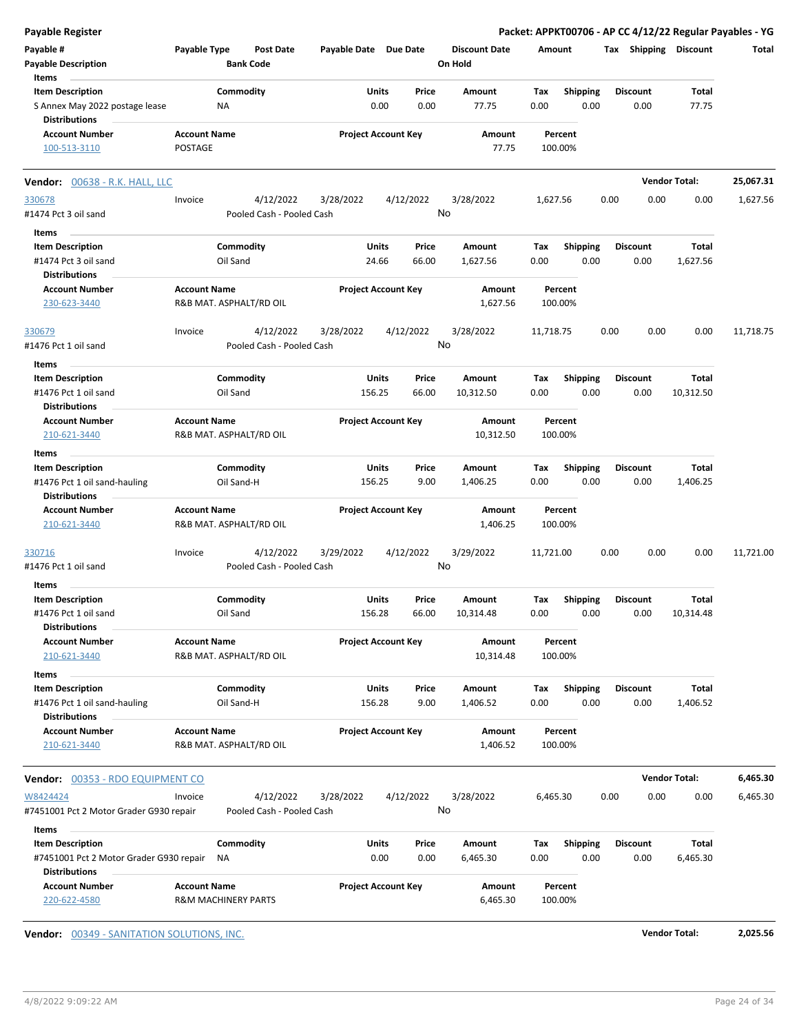**Payable Register** — **Packet: APPKT00706 - AP CC 4/12/22 Regular Payables - YG**

| Payable # | Payable Type | Post Date | Payable Date | Due Date | Discount Date | Amount | Tax | Shipping | Discount | Total |
|---|---|---|---|---|---|---|---|---|---|---|
| Payable Description | | Bank Code | | | On Hold | | | | | |

**Items**

| Item Description | Commodity | Units | Price | Amount | Tax | Shipping | Discount | Total |
|---|---|---|---|---|---|---|---|---|
| S Annex May 2022 postage lease | NA | 0.00 | 0.00 | 77.75 | 0.00 | 0.00 | 0.00 | 77.75 |

**Distributions**

| Account Number | Account Name | Project Account Key | Amount | Percent |
|---|---|---|---|---|
| 100-513-3110 | POSTAGE | | 77.75 | 100.00% |

---

**Vendor: 00638 - R.K. HALL, LLC** — **Vendor Total: 25,067.31**

| Payable # | Payable Type | Post Date | Payable Date | Due Date | Discount Date | Amount | Tax | Shipping | Discount | Total |
|---|---|---|---|---|---|---|---|---|---|---|
| 330678 | Invoice | 4/12/2022 | 3/28/2022 | 4/12/2022 | 3/28/2022 | 1,627.56 | 0.00 | 0.00 | 0.00 | 1,627.56 |
| #1474 Pct 3 oil sand | | Pooled Cash - Pooled Cash | | | No | | | | | |

**Items**

| Item Description | Commodity | Units | Price | Amount | Tax | Shipping | Discount | Total |
|---|---|---|---|---|---|---|---|---|
| #1474 Pct 3 oil sand | Oil Sand | 24.66 | 66.00 | 1,627.56 | 0.00 | 0.00 | 0.00 | 1,627.56 |

**Distributions**

| Account Number | Account Name | Project Account Key | Amount | Percent |
|---|---|---|---|---|
| 230-623-3440 | R&B MAT. ASPHALT/RD OIL | | 1,627.56 | 100.00% |

| Payable # | Payable Type | Post Date | Payable Date | Due Date | Discount Date | Amount | Tax | Shipping | Discount | Total |
|---|---|---|---|---|---|---|---|---|---|---|
| 330679 | Invoice | 4/12/2022 | 3/28/2022 | 4/12/2022 | 3/28/2022 | 11,718.75 | 0.00 | 0.00 | 0.00 | 11,718.75 |
| #1476 Pct 1 oil sand | | Pooled Cash - Pooled Cash | | | No | | | | | |

**Items**

| Item Description | Commodity | Units | Price | Amount | Tax | Shipping | Discount | Total |
|---|---|---|---|---|---|---|---|---|
| #1476 Pct 1 oil sand | Oil Sand | 156.25 | 66.00 | 10,312.50 | 0.00 | 0.00 | 0.00 | 10,312.50 |

**Distributions**

| Account Number | Account Name | Project Account Key | Amount | Percent |
|---|---|---|---|---|
| 210-621-3440 | R&B MAT. ASPHALT/RD OIL | | 10,312.50 | 100.00% |

**Items**

| Item Description | Commodity | Units | Price | Amount | Tax | Shipping | Discount | Total |
|---|---|---|---|---|---|---|---|---|
| #1476 Pct 1 oil sand-hauling | Oil Sand-H | 156.25 | 9.00 | 1,406.25 | 0.00 | 0.00 | 0.00 | 1,406.25 |

**Distributions**

| Account Number | Account Name | Project Account Key | Amount | Percent |
|---|---|---|---|---|
| 210-621-3440 | R&B MAT. ASPHALT/RD OIL | | 1,406.25 | 100.00% |

| Payable # | Payable Type | Post Date | Payable Date | Due Date | Discount Date | Amount | Tax | Shipping | Discount | Total |
|---|---|---|---|---|---|---|---|---|---|---|
| 330716 | Invoice | 4/12/2022 | 3/29/2022 | 4/12/2022 | 3/29/2022 | 11,721.00 | 0.00 | 0.00 | 0.00 | 11,721.00 |
| #1476 Pct 1 oil sand | | Pooled Cash - Pooled Cash | | | No | | | | | |

**Items**

| Item Description | Commodity | Units | Price | Amount | Tax | Shipping | Discount | Total |
|---|---|---|---|---|---|---|---|---|
| #1476 Pct 1 oil sand | Oil Sand | 156.28 | 66.00 | 10,314.48 | 0.00 | 0.00 | 0.00 | 10,314.48 |

**Distributions**

| Account Number | Account Name | Project Account Key | Amount | Percent |
|---|---|---|---|---|
| 210-621-3440 | R&B MAT. ASPHALT/RD OIL | | 10,314.48 | 100.00% |

**Items**

| Item Description | Commodity | Units | Price | Amount | Tax | Shipping | Discount | Total |
|---|---|---|---|---|---|---|---|---|
| #1476 Pct 1 oil sand-hauling | Oil Sand-H | 156.28 | 9.00 | 1,406.52 | 0.00 | 0.00 | 0.00 | 1,406.52 |

**Distributions**

| Account Number | Account Name | Project Account Key | Amount | Percent |
|---|---|---|---|---|
| 210-621-3440 | R&B MAT. ASPHALT/RD OIL | | 1,406.52 | 100.00% |

---

**Vendor: 00353 - RDO EQUIPMENT CO** — **Vendor Total: 6,465.30**

| Payable # | Payable Type | Post Date | Payable Date | Due Date | Discount Date | Amount | Tax | Shipping | Discount | Total |
|---|---|---|---|---|---|---|---|---|---|---|
| W8424424 | Invoice | 4/12/2022 | 3/28/2022 | 4/12/2022 | 3/28/2022 | 6,465.30 | 0.00 | 0.00 | 0.00 | 6,465.30 |
| #7451001 Pct 2 Motor Grader G930 repair | | Pooled Cash - Pooled Cash | | | No | | | | | |

**Items**

| Item Description | Commodity | Units | Price | Amount | Tax | Shipping | Discount | Total |
|---|---|---|---|---|---|---|---|---|
| #7451001 Pct 2 Motor Grader G930 repair | NA | 0.00 | 0.00 | 6,465.30 | 0.00 | 0.00 | 0.00 | 6,465.30 |

**Distributions**

| Account Number | Account Name | Project Account Key | Amount | Percent |
|---|---|---|---|---|
| 220-622-4580 | R&M MACHINERY PARTS | | 6,465.30 | 100.00% |

---

**Vendor: 00349 - SANITATION SOLUTIONS, INC.** — **Vendor Total: 2,025.56**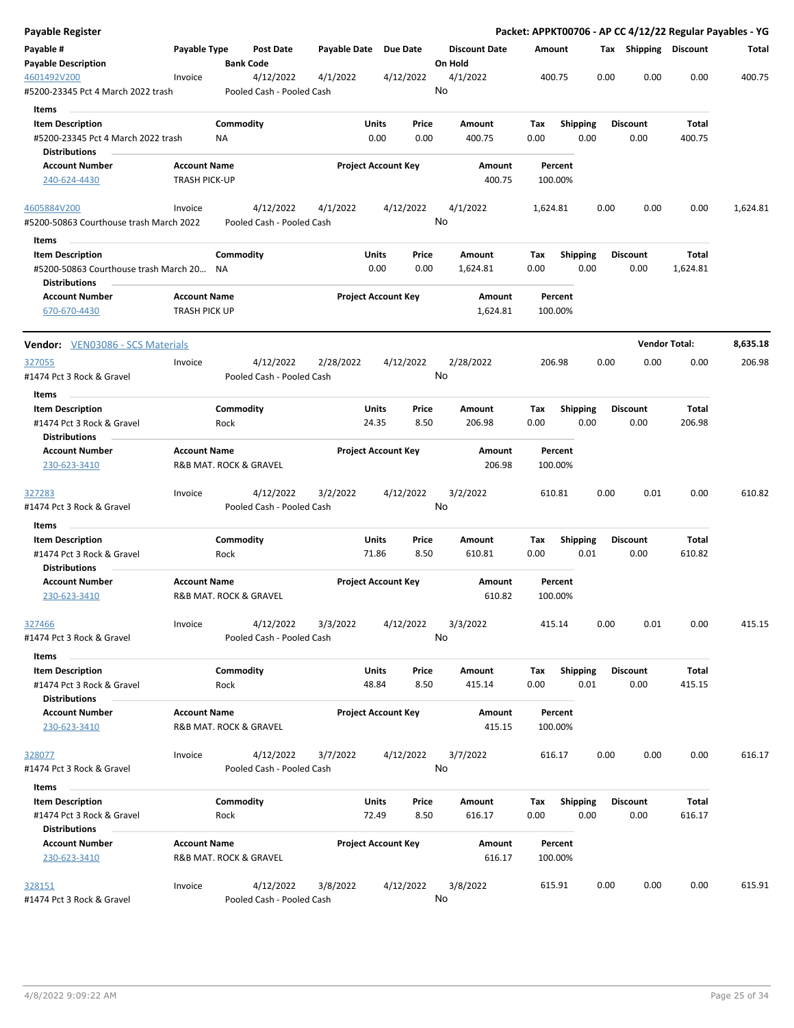**Payable Register** — **Packet: APPKT00706 - AP CC 4/12/22 Regular Payables - YG**

| Payable # / Payable Description | Payable Type | Post Date / Bank Code | Payable Date | Due Date | Discount Date / On Hold | Amount | Tax | Shipping | Discount | Total |
|---|---|---|---|---|---|---|---|---|---|---|
| 4601492V200 | Invoice | 4/12/2022 | 4/1/2022 | 4/12/2022 | 4/1/2022 | 400.75 | 0.00 | 0.00 | 0.00 | 400.75 |
| #5200-23345 Pct 4 March 2022 trash | | Pooled Cash - Pooled Cash | | | No | | | | | |

**Items**

| Item Description | Commodity | Units | Price | Amount | Tax | Shipping | Discount | Total |
|---|---|---|---|---|---|---|---|---|
| #5200-23345 Pct 4 March 2022 trash | NA | 0.00 | 0.00 | 400.75 | 0.00 | 0.00 | 0.00 | 400.75 |

**Distributions**

| Account Number | Account Name | Project Account Key | Amount | Percent |
|---|---|---|---|---|
| 240-624-4430 | TRASH PICK-UP | | 400.75 | 100.00% |

| Payable # / Payable Description | Payable Type | Post Date / Bank Code | Payable Date | Due Date | Discount Date / On Hold | Amount | Tax | Shipping | Discount | Total |
|---|---|---|---|---|---|---|---|---|---|---|
| 4605884V200 | Invoice | 4/12/2022 | 4/1/2022 | 4/12/2022 | 4/1/2022 | 1,624.81 | 0.00 | 0.00 | 0.00 | 1,624.81 |
| #5200-50863 Courthouse trash March 2022 | | Pooled Cash - Pooled Cash | | | No | | | | | |

**Items**

| Item Description | Commodity | Units | Price | Amount | Tax | Shipping | Discount | Total |
|---|---|---|---|---|---|---|---|---|
| #5200-50863 Courthouse trash March 20... | NA | 0.00 | 0.00 | 1,624.81 | 0.00 | 0.00 | 0.00 | 1,624.81 |

**Distributions**

| Account Number | Account Name | Project Account Key | Amount | Percent |
|---|---|---|---|---|
| 670-670-4430 | TRASH PICK UP | | 1,624.81 | 100.00% |

---

**Vendor:** VEN03086 - SCS Materials — **Vendor Total: 8,635.18**

| Payable # / Payable Description | Payable Type | Post Date / Bank Code | Payable Date | Due Date | Discount Date / On Hold | Amount | Tax | Shipping | Discount | Total |
|---|---|---|---|---|---|---|---|---|---|---|
| 327055 | Invoice | 4/12/2022 | 2/28/2022 | 4/12/2022 | 2/28/2022 | 206.98 | 0.00 | 0.00 | 0.00 | 206.98 |
| #1474 Pct 3 Rock & Gravel | | Pooled Cash - Pooled Cash | | | No | | | | | |

**Items**

| Item Description | Commodity | Units | Price | Amount | Tax | Shipping | Discount | Total |
|---|---|---|---|---|---|---|---|---|
| #1474 Pct 3 Rock & Gravel | Rock | 24.35 | 8.50 | 206.98 | 0.00 | 0.00 | 0.00 | 206.98 |

**Distributions**

| Account Number | Account Name | Project Account Key | Amount | Percent |
|---|---|---|---|---|
| 230-623-3410 | R&B MAT. ROCK & GRAVEL | | 206.98 | 100.00% |

| Payable # / Payable Description | Payable Type | Post Date / Bank Code | Payable Date | Due Date | Discount Date / On Hold | Amount | Tax | Shipping | Discount | Total |
|---|---|---|---|---|---|---|---|---|---|---|
| 327283 | Invoice | 4/12/2022 | 3/2/2022 | 4/12/2022 | 3/2/2022 | 610.81 | 0.00 | 0.01 | 0.00 | 610.82 |
| #1474 Pct 3 Rock & Gravel | | Pooled Cash - Pooled Cash | | | No | | | | | |

**Items**

| Item Description | Commodity | Units | Price | Amount | Tax | Shipping | Discount | Total |
|---|---|---|---|---|---|---|---|---|
| #1474 Pct 3 Rock & Gravel | Rock | 71.86 | 8.50 | 610.81 | 0.00 | 0.01 | 0.00 | 610.82 |

**Distributions**

| Account Number | Account Name | Project Account Key | Amount | Percent |
|---|---|---|---|---|
| 230-623-3410 | R&B MAT. ROCK & GRAVEL | | 610.82 | 100.00% |

| Payable # / Payable Description | Payable Type | Post Date / Bank Code | Payable Date | Due Date | Discount Date / On Hold | Amount | Tax | Shipping | Discount | Total |
|---|---|---|---|---|---|---|---|---|---|---|
| 327466 | Invoice | 4/12/2022 | 3/3/2022 | 4/12/2022 | 3/3/2022 | 415.14 | 0.00 | 0.01 | 0.00 | 415.15 |
| #1474 Pct 3 Rock & Gravel | | Pooled Cash - Pooled Cash | | | No | | | | | |

**Items**

| Item Description | Commodity | Units | Price | Amount | Tax | Shipping | Discount | Total |
|---|---|---|---|---|---|---|---|---|
| #1474 Pct 3 Rock & Gravel | Rock | 48.84 | 8.50 | 415.14 | 0.00 | 0.01 | 0.00 | 415.15 |

**Distributions**

| Account Number | Account Name | Project Account Key | Amount | Percent |
|---|---|---|---|---|
| 230-623-3410 | R&B MAT. ROCK & GRAVEL | | 415.15 | 100.00% |

| Payable # / Payable Description | Payable Type | Post Date / Bank Code | Payable Date | Due Date | Discount Date / On Hold | Amount | Tax | Shipping | Discount | Total |
|---|---|---|---|---|---|---|---|---|---|---|
| 328077 | Invoice | 4/12/2022 | 3/7/2022 | 4/12/2022 | 3/7/2022 | 616.17 | 0.00 | 0.00 | 0.00 | 616.17 |
| #1474 Pct 3 Rock & Gravel | | Pooled Cash - Pooled Cash | | | No | | | | | |

**Items**

| Item Description | Commodity | Units | Price | Amount | Tax | Shipping | Discount | Total |
|---|---|---|---|---|---|---|---|---|
| #1474 Pct 3 Rock & Gravel | Rock | 72.49 | 8.50 | 616.17 | 0.00 | 0.00 | 0.00 | 616.17 |

**Distributions**

| Account Number | Account Name | Project Account Key | Amount | Percent |
|---|---|---|---|---|
| 230-623-3410 | R&B MAT. ROCK & GRAVEL | | 616.17 | 100.00% |

| Payable # / Payable Description | Payable Type | Post Date / Bank Code | Payable Date | Due Date | Discount Date / On Hold | Amount | Tax | Shipping | Discount | Total |
|---|---|---|---|---|---|---|---|---|---|---|
| 328151 | Invoice | 4/12/2022 | 3/8/2022 | 4/12/2022 | 3/8/2022 | 615.91 | 0.00 | 0.00 | 0.00 | 615.91 |
| #1474 Pct 3 Rock & Gravel | | Pooled Cash - Pooled Cash | | | No | | | | | |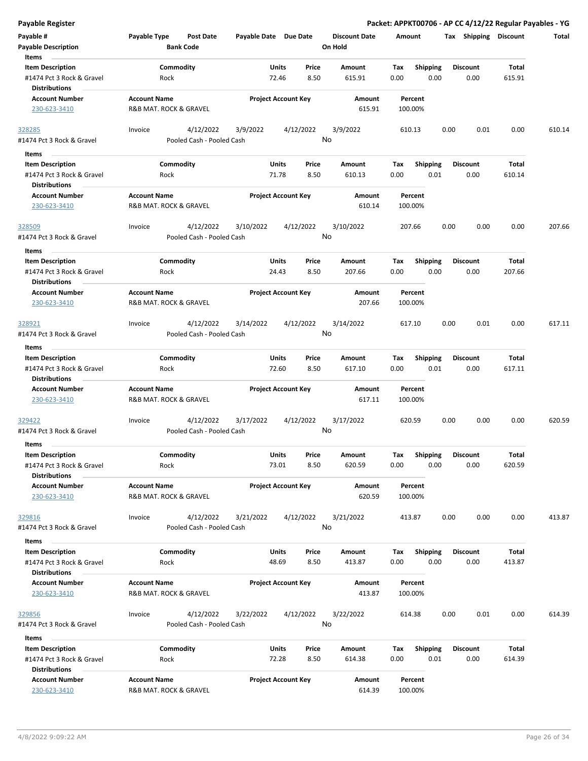**Payable Register** | **Packet: APPKT00706 - AP CC 4/12/22 Regular Payables - YG**

| Payable # | Payable Type | Post Date | Payable Date | Due Date | Discount Date | Amount | Tax | Shipping | Discount | Total |
|---|---|---|---|---|---|---|---|---|---|---|
| Payable Description | | Bank Code | | | On Hold | | | | | |

**Items**

| Item Description | Commodity | Units | Price | Amount | Tax | Shipping | Discount | Total |
|---|---|---|---|---|---|---|---|---|
| #1474 Pct 3 Rock & Gravel | Rock | 72.46 | 8.50 | 615.91 | 0.00 | 0.00 | 0.00 | 615.91 |

**Distributions**

| Account Number | Account Name | Project Account Key | Amount | Percent |
|---|---|---|---|---|
| 230-623-3410 | R&B MAT. ROCK & GRAVEL | | 615.91 | 100.00% |

| Payable # | Payable Type | Post Date | Payable Date | Due Date | Discount Date | Amount | Tax | Shipping | Discount | Total |
|---|---|---|---|---|---|---|---|---|---|---|
| 328285 | Invoice | 4/12/2022 | 3/9/2022 | 4/12/2022 | 3/9/2022 | 610.13 | 0.00 | 0.01 | 0.00 | 610.14 |
| #1474 Pct 3 Rock & Gravel | | Pooled Cash - Pooled Cash | | | No | | | | | |

**Items**

| Item Description | Commodity | Units | Price | Amount | Tax | Shipping | Discount | Total |
|---|---|---|---|---|---|---|---|---|
| #1474 Pct 3 Rock & Gravel | Rock | 71.78 | 8.50 | 610.13 | 0.00 | 0.01 | 0.00 | 610.14 |

**Distributions**

| Account Number | Account Name | Project Account Key | Amount | Percent |
|---|---|---|---|---|
| 230-623-3410 | R&B MAT. ROCK & GRAVEL | | 610.14 | 100.00% |

| Payable # | Payable Type | Post Date | Payable Date | Due Date | Discount Date | Amount | Tax | Shipping | Discount | Total |
|---|---|---|---|---|---|---|---|---|---|---|
| 328509 | Invoice | 4/12/2022 | 3/10/2022 | 4/12/2022 | 3/10/2022 | 207.66 | 0.00 | 0.00 | 0.00 | 207.66 |
| #1474 Pct 3 Rock & Gravel | | Pooled Cash - Pooled Cash | | | No | | | | | |

**Items**

| Item Description | Commodity | Units | Price | Amount | Tax | Shipping | Discount | Total |
|---|---|---|---|---|---|---|---|---|
| #1474 Pct 3 Rock & Gravel | Rock | 24.43 | 8.50 | 207.66 | 0.00 | 0.00 | 0.00 | 207.66 |

**Distributions**

| Account Number | Account Name | Project Account Key | Amount | Percent |
|---|---|---|---|---|
| 230-623-3410 | R&B MAT. ROCK & GRAVEL | | 207.66 | 100.00% |

| Payable # | Payable Type | Post Date | Payable Date | Due Date | Discount Date | Amount | Tax | Shipping | Discount | Total |
|---|---|---|---|---|---|---|---|---|---|---|
| 328921 | Invoice | 4/12/2022 | 3/14/2022 | 4/12/2022 | 3/14/2022 | 617.10 | 0.00 | 0.01 | 0.00 | 617.11 |
| #1474 Pct 3 Rock & Gravel | | Pooled Cash - Pooled Cash | | | No | | | | | |

**Items**

| Item Description | Commodity | Units | Price | Amount | Tax | Shipping | Discount | Total |
|---|---|---|---|---|---|---|---|---|
| #1474 Pct 3 Rock & Gravel | Rock | 72.60 | 8.50 | 617.10 | 0.00 | 0.01 | 0.00 | 617.11 |

**Distributions**

| Account Number | Account Name | Project Account Key | Amount | Percent |
|---|---|---|---|---|
| 230-623-3410 | R&B MAT. ROCK & GRAVEL | | 617.11 | 100.00% |

| Payable # | Payable Type | Post Date | Payable Date | Due Date | Discount Date | Amount | Tax | Shipping | Discount | Total |
|---|---|---|---|---|---|---|---|---|---|---|
| 329422 | Invoice | 4/12/2022 | 3/17/2022 | 4/12/2022 | 3/17/2022 | 620.59 | 0.00 | 0.00 | 0.00 | 620.59 |
| #1474 Pct 3 Rock & Gravel | | Pooled Cash - Pooled Cash | | | No | | | | | |

**Items**

| Item Description | Commodity | Units | Price | Amount | Tax | Shipping | Discount | Total |
|---|---|---|---|---|---|---|---|---|
| #1474 Pct 3 Rock & Gravel | Rock | 73.01 | 8.50 | 620.59 | 0.00 | 0.00 | 0.00 | 620.59 |

**Distributions**

| Account Number | Account Name | Project Account Key | Amount | Percent |
|---|---|---|---|---|
| 230-623-3410 | R&B MAT. ROCK & GRAVEL | | 620.59 | 100.00% |

| Payable # | Payable Type | Post Date | Payable Date | Due Date | Discount Date | Amount | Tax | Shipping | Discount | Total |
|---|---|---|---|---|---|---|---|---|---|---|
| 329816 | Invoice | 4/12/2022 | 3/21/2022 | 4/12/2022 | 3/21/2022 | 413.87 | 0.00 | 0.00 | 0.00 | 413.87 |
| #1474 Pct 3 Rock & Gravel | | Pooled Cash - Pooled Cash | | | No | | | | | |

**Items**

| Item Description | Commodity | Units | Price | Amount | Tax | Shipping | Discount | Total |
|---|---|---|---|---|---|---|---|---|
| #1474 Pct 3 Rock & Gravel | Rock | 48.69 | 8.50 | 413.87 | 0.00 | 0.00 | 0.00 | 413.87 |

**Distributions**

| Account Number | Account Name | Project Account Key | Amount | Percent |
|---|---|---|---|---|
| 230-623-3410 | R&B MAT. ROCK & GRAVEL | | 413.87 | 100.00% |

| Payable # | Payable Type | Post Date | Payable Date | Due Date | Discount Date | Amount | Tax | Shipping | Discount | Total |
|---|---|---|---|---|---|---|---|---|---|---|
| 329856 | Invoice | 4/12/2022 | 3/22/2022 | 4/12/2022 | 3/22/2022 | 614.38 | 0.00 | 0.01 | 0.00 | 614.39 |
| #1474 Pct 3 Rock & Gravel | | Pooled Cash - Pooled Cash | | | No | | | | | |

**Items**

| Item Description | Commodity | Units | Price | Amount | Tax | Shipping | Discount | Total |
|---|---|---|---|---|---|---|---|---|
| #1474 Pct 3 Rock & Gravel | Rock | 72.28 | 8.50 | 614.38 | 0.00 | 0.01 | 0.00 | 614.39 |

**Distributions**

| Account Number | Account Name | Project Account Key | Amount | Percent |
|---|---|---|---|---|
| 230-623-3410 | R&B MAT. ROCK & GRAVEL | | 614.39 | 100.00% |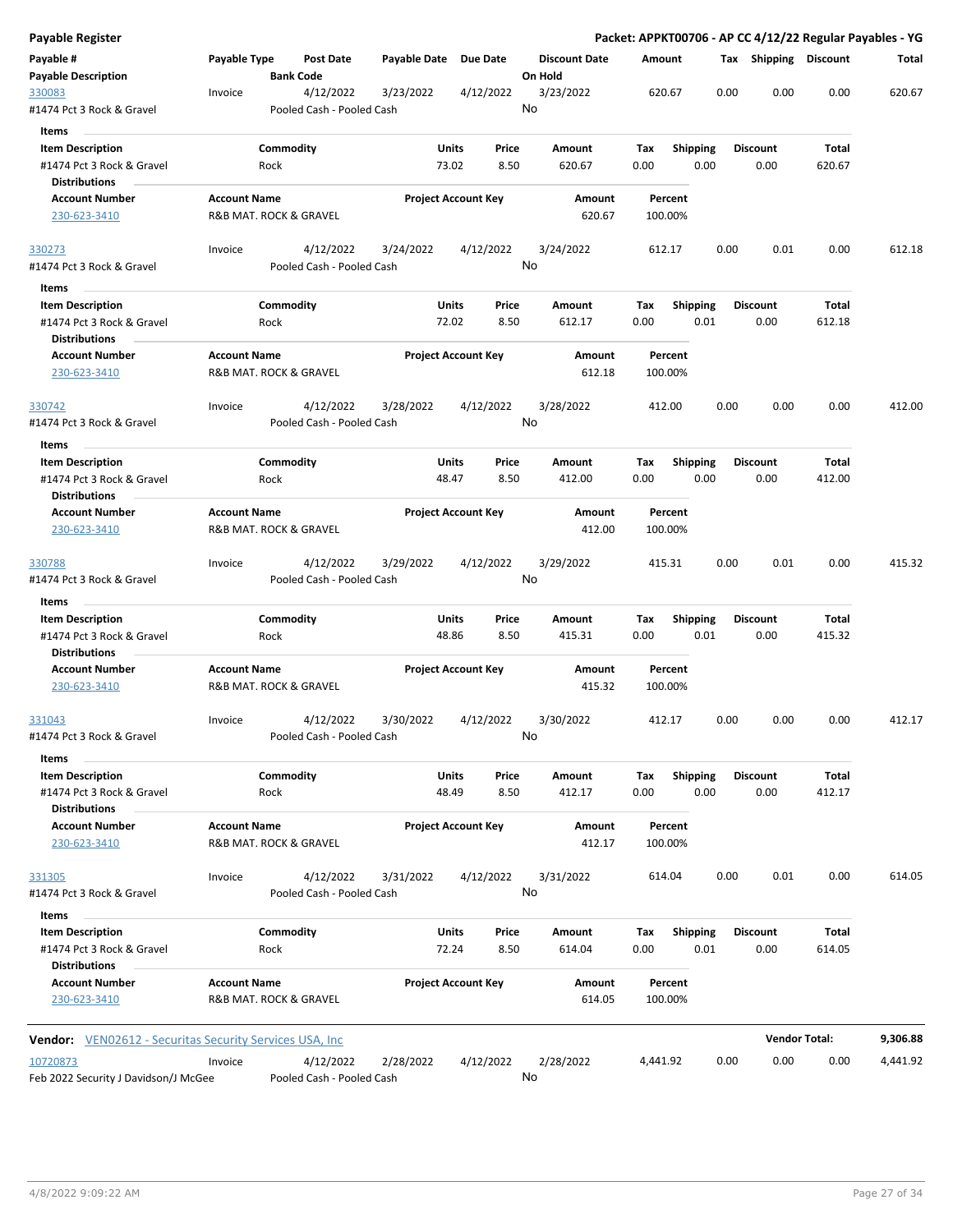**Payable Register**

**Packet: APPKT00706 - AP CC 4/12/22 Regular Payables - YG**

| Payable # | Payable Type | Post Date | Payable Date | Due Date | Discount Date | Amount | Tax | Shipping | Discount | Total |
|---|---|---|---|---|---|---|---|---|---|---|
| **Payable Description** | | **Bank Code** | | | **On Hold** | | | | | |
| 330083 | Invoice | 4/12/2022 | 3/23/2022 | 4/12/2022 | 3/23/2022 | 620.67 | 0.00 | 0.00 | 0.00 | 620.67 |
| #1474 Pct 3 Rock & Gravel | | Pooled Cash - Pooled Cash | | | No | | | | | |

**Items**

| Item Description | Commodity | Units | Price | Amount | Tax | Shipping | Discount | Total |
|---|---|---|---|---|---|---|---|---|
| #1474 Pct 3 Rock & Gravel | Rock | 73.02 | 8.50 | 620.67 | 0.00 | 0.00 | 0.00 | 620.67 |

**Distributions**

| Account Number | Account Name | Project Account Key | Amount | Percent |
|---|---|---|---|---|
| 230-623-3410 | R&B MAT. ROCK & GRAVEL | | 620.67 | 100.00% |

| Payable # | Payable Type | Post Date | Payable Date | Due Date | Discount Date | Amount | Tax | Shipping | Discount | Total |
|---|---|---|---|---|---|---|---|---|---|---|
| 330273 | Invoice | 4/12/2022 | 3/24/2022 | 4/12/2022 | 3/24/2022 | 612.17 | 0.00 | 0.01 | 0.00 | 612.18 |
| #1474 Pct 3 Rock & Gravel | | Pooled Cash - Pooled Cash | | | No | | | | | |

**Items**

| Item Description | Commodity | Units | Price | Amount | Tax | Shipping | Discount | Total |
|---|---|---|---|---|---|---|---|---|
| #1474 Pct 3 Rock & Gravel | Rock | 72.02 | 8.50 | 612.17 | 0.00 | 0.01 | 0.00 | 612.18 |

**Distributions**

| Account Number | Account Name | Project Account Key | Amount | Percent |
|---|---|---|---|---|
| 230-623-3410 | R&B MAT. ROCK & GRAVEL | | 612.18 | 100.00% |

| Payable # | Payable Type | Post Date | Payable Date | Due Date | Discount Date | Amount | Tax | Shipping | Discount | Total |
|---|---|---|---|---|---|---|---|---|---|---|
| 330742 | Invoice | 4/12/2022 | 3/28/2022 | 4/12/2022 | 3/28/2022 | 412.00 | 0.00 | 0.00 | 0.00 | 412.00 |
| #1474 Pct 3 Rock & Gravel | | Pooled Cash - Pooled Cash | | | No | | | | | |

**Items**

| Item Description | Commodity | Units | Price | Amount | Tax | Shipping | Discount | Total |
|---|---|---|---|---|---|---|---|---|
| #1474 Pct 3 Rock & Gravel | Rock | 48.47 | 8.50 | 412.00 | 0.00 | 0.00 | 0.00 | 412.00 |

**Distributions**

| Account Number | Account Name | Project Account Key | Amount | Percent |
|---|---|---|---|---|
| 230-623-3410 | R&B MAT. ROCK & GRAVEL | | 412.00 | 100.00% |

| Payable # | Payable Type | Post Date | Payable Date | Due Date | Discount Date | Amount | Tax | Shipping | Discount | Total |
|---|---|---|---|---|---|---|---|---|---|---|
| 330788 | Invoice | 4/12/2022 | 3/29/2022 | 4/12/2022 | 3/29/2022 | 415.31 | 0.00 | 0.01 | 0.00 | 415.32 |
| #1474 Pct 3 Rock & Gravel | | Pooled Cash - Pooled Cash | | | No | | | | | |

**Items**

| Item Description | Commodity | Units | Price | Amount | Tax | Shipping | Discount | Total |
|---|---|---|---|---|---|---|---|---|
| #1474 Pct 3 Rock & Gravel | Rock | 48.86 | 8.50 | 415.31 | 0.00 | 0.01 | 0.00 | 415.32 |

**Distributions**

| Account Number | Account Name | Project Account Key | Amount | Percent |
|---|---|---|---|---|
| 230-623-3410 | R&B MAT. ROCK & GRAVEL | | 415.32 | 100.00% |

| Payable # | Payable Type | Post Date | Payable Date | Due Date | Discount Date | Amount | Tax | Shipping | Discount | Total |
|---|---|---|---|---|---|---|---|---|---|---|
| 331043 | Invoice | 4/12/2022 | 3/30/2022 | 4/12/2022 | 3/30/2022 | 412.17 | 0.00 | 0.00 | 0.00 | 412.17 |
| #1474 Pct 3 Rock & Gravel | | Pooled Cash - Pooled Cash | | | No | | | | | |

**Items**

| Item Description | Commodity | Units | Price | Amount | Tax | Shipping | Discount | Total |
|---|---|---|---|---|---|---|---|---|
| #1474 Pct 3 Rock & Gravel | Rock | 48.49 | 8.50 | 412.17 | 0.00 | 0.00 | 0.00 | 412.17 |

**Distributions**

| Account Number | Account Name | Project Account Key | Amount | Percent |
|---|---|---|---|---|
| 230-623-3410 | R&B MAT. ROCK & GRAVEL | | 412.17 | 100.00% |

| Payable # | Payable Type | Post Date | Payable Date | Due Date | Discount Date | Amount | Tax | Shipping | Discount | Total |
|---|---|---|---|---|---|---|---|---|---|---|
| 331305 | Invoice | 4/12/2022 | 3/31/2022 | 4/12/2022 | 3/31/2022 | 614.04 | 0.00 | 0.01 | 0.00 | 614.05 |
| #1474 Pct 3 Rock & Gravel | | Pooled Cash - Pooled Cash | | | No | | | | | |

**Items**

| Item Description | Commodity | Units | Price | Amount | Tax | Shipping | Discount | Total |
|---|---|---|---|---|---|---|---|---|
| #1474 Pct 3 Rock & Gravel | Rock | 72.24 | 8.50 | 614.04 | 0.00 | 0.01 | 0.00 | 614.05 |

**Distributions**

| Account Number | Account Name | Project Account Key | Amount | Percent |
|---|---|---|---|---|
| 230-623-3410 | R&B MAT. ROCK & GRAVEL | | 614.05 | 100.00% |

**Vendor Total: 9,306.88**

**Vendor:** VEN02612 - Securitas Security Services USA, Inc

| Payable # | Payable Type | Post Date | Payable Date | Due Date | Discount Date | Amount | Tax | Shipping | Discount | Total |
|---|---|---|---|---|---|---|---|---|---|---|
| 10720873 | Invoice | 4/12/2022 | 2/28/2022 | 4/12/2022 | 2/28/2022 | 4,441.92 | 0.00 | 0.00 | 0.00 | 4,441.92 |
| Feb 2022 Security J Davidson/J McGee | | Pooled Cash - Pooled Cash | | | No | | | | | |

4/8/2022 9:09:22 AM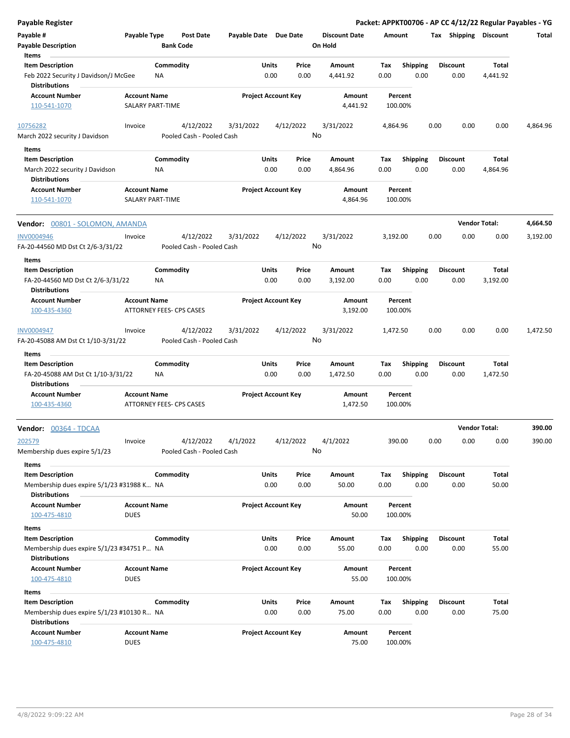**Payable Register**

**Packet: APPKT00706 - AP CC 4/12/22 Regular Payables - YG**

| Payable # | Payable Type | Post Date | Payable Date | Due Date | Discount Date | Amount | Tax | Shipping | Discount | Total |
|---|---|---|---|---|---|---|---|---|---|---|
| **Payable Description** | | **Bank Code** | | | **On Hold** | | | | | |

**Items**

| Item Description | Commodity | Units | Price | Amount | Tax | Shipping | Discount | Total |
|---|---|---|---|---|---|---|---|---|
| Feb 2022 Security J Davidson/J McGee | NA | 0.00 | 0.00 | 4,441.92 | 0.00 | 0.00 | 0.00 | 4,441.92 |

**Distributions**

| Account Number | Account Name | Project Account Key | Amount | Percent |
|---|---|---|---|---|
| 110-541-1070 | SALARY PART-TIME | | 4,441.92 | 100.00% |

| Payable # | Payable Type | Post Date | Payable Date | Due Date | Discount Date | Amount | Tax | Shipping | Discount | Total |
|---|---|---|---|---|---|---|---|---|---|---|
| 10756282 | Invoice | 4/12/2022 | 3/31/2022 | 4/12/2022 | 3/31/2022 | 4,864.96 | 0.00 | 0.00 | 0.00 | 4,864.96 |
| March 2022 security J Davidson | | Pooled Cash - Pooled Cash | | | No | | | | | |

**Items**

| Item Description | Commodity | Units | Price | Amount | Tax | Shipping | Discount | Total |
|---|---|---|---|---|---|---|---|---|
| March 2022 security J Davidson | NA | 0.00 | 0.00 | 4,864.96 | 0.00 | 0.00 | 0.00 | 4,864.96 |

**Distributions**

| Account Number | Account Name | Project Account Key | Amount | Percent |
|---|---|---|---|---|
| 110-541-1070 | SALARY PART-TIME | | 4,864.96 | 100.00% |

**Vendor:** 00801 - SOLOMON, AMANDA — **Vendor Total: 4,664.50**

| Payable # | Payable Type | Post Date | Payable Date | Due Date | Discount Date | Amount | Tax | Shipping | Discount | Total |
|---|---|---|---|---|---|---|---|---|---|---|
| INV0004946 | Invoice | 4/12/2022 | 3/31/2022 | 4/12/2022 | 3/31/2022 | 3,192.00 | 0.00 | 0.00 | 0.00 | 3,192.00 |
| FA-20-44560 MD Dst Ct 2/6-3/31/22 | | Pooled Cash - Pooled Cash | | | No | | | | | |

**Items**

| Item Description | Commodity | Units | Price | Amount | Tax | Shipping | Discount | Total |
|---|---|---|---|---|---|---|---|---|
| FA-20-44560 MD Dst Ct 2/6-3/31/22 | NA | 0.00 | 0.00 | 3,192.00 | 0.00 | 0.00 | 0.00 | 3,192.00 |

**Distributions**

| Account Number | Account Name | Project Account Key | Amount | Percent |
|---|---|---|---|---|
| 100-435-4360 | ATTORNEY FEES- CPS CASES | | 3,192.00 | 100.00% |

| Payable # | Payable Type | Post Date | Payable Date | Due Date | Discount Date | Amount | Tax | Shipping | Discount | Total |
|---|---|---|---|---|---|---|---|---|---|---|
| INV0004947 | Invoice | 4/12/2022 | 3/31/2022 | 4/12/2022 | 3/31/2022 | 1,472.50 | 0.00 | 0.00 | 0.00 | 1,472.50 |
| FA-20-45088 AM Dst Ct 1/10-3/31/22 | | Pooled Cash - Pooled Cash | | | No | | | | | |

**Items**

| Item Description | Commodity | Units | Price | Amount | Tax | Shipping | Discount | Total |
|---|---|---|---|---|---|---|---|---|
| FA-20-45088 AM Dst Ct 1/10-3/31/22 | NA | 0.00 | 0.00 | 1,472.50 | 0.00 | 0.00 | 0.00 | 1,472.50 |

**Distributions**

| Account Number | Account Name | Project Account Key | Amount | Percent |
|---|---|---|---|---|
| 100-435-4360 | ATTORNEY FEES- CPS CASES | | 1,472.50 | 100.00% |

**Vendor:** 00364 - TDCAA — **Vendor Total: 390.00**

| Payable # | Payable Type | Post Date | Payable Date | Due Date | Discount Date | Amount | Tax | Shipping | Discount | Total |
|---|---|---|---|---|---|---|---|---|---|---|
| 202579 | Invoice | 4/12/2022 | 4/1/2022 | 4/12/2022 | 4/1/2022 | 390.00 | 0.00 | 0.00 | 0.00 | 390.00 |
| Membership dues expire 5/1/23 | | Pooled Cash - Pooled Cash | | | No | | | | | |

**Items**

| Item Description | Commodity | Units | Price | Amount | Tax | Shipping | Discount | Total |
|---|---|---|---|---|---|---|---|---|
| Membership dues expire 5/1/23 #31988 K... | NA | 0.00 | 0.00 | 50.00 | 0.00 | 0.00 | 0.00 | 50.00 |

**Distributions**

| Account Number | Account Name | Project Account Key | Amount | Percent |
|---|---|---|---|---|
| 100-475-4810 | DUES | | 50.00 | 100.00% |

**Items**

| Item Description | Commodity | Units | Price | Amount | Tax | Shipping | Discount | Total |
|---|---|---|---|---|---|---|---|---|
| Membership dues expire 5/1/23 #34751 P... | NA | 0.00 | 0.00 | 55.00 | 0.00 | 0.00 | 0.00 | 55.00 |

**Distributions**

| Account Number | Account Name | Project Account Key | Amount | Percent |
|---|---|---|---|---|
| 100-475-4810 | DUES | | 55.00 | 100.00% |

**Items**

| Item Description | Commodity | Units | Price | Amount | Tax | Shipping | Discount | Total |
|---|---|---|---|---|---|---|---|---|
| Membership dues expire 5/1/23 #10130 R... | NA | 0.00 | 0.00 | 75.00 | 0.00 | 0.00 | 0.00 | 75.00 |

**Distributions**

| Account Number | Account Name | Project Account Key | Amount | Percent |
|---|---|---|---|---|
| 100-475-4810 | DUES | | 75.00 | 100.00% |

4/8/2022 9:09:22 AM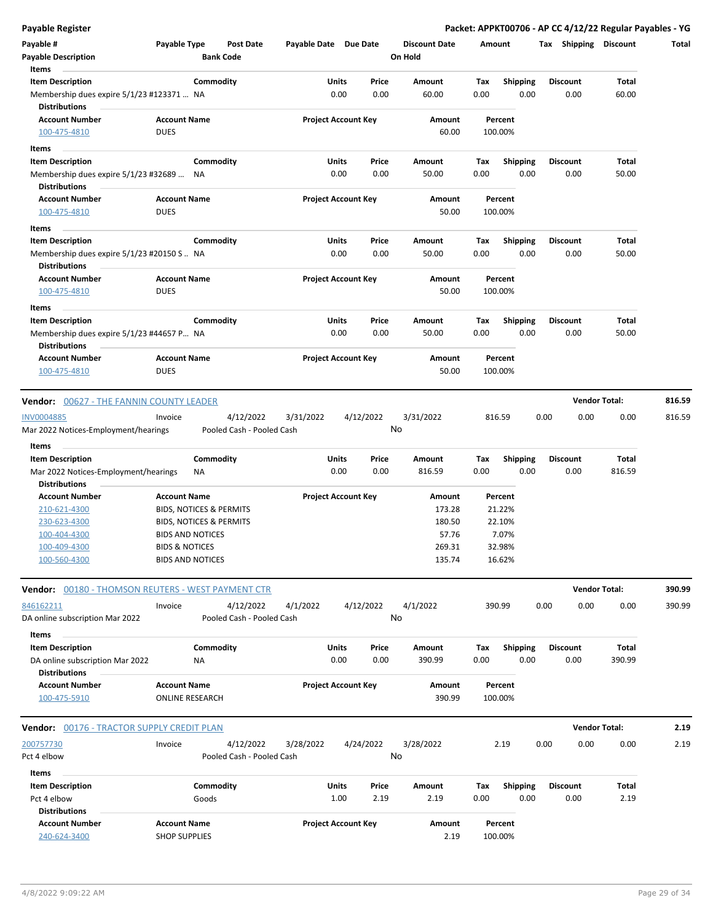**Payable Register** — **Packet: APPKT00706 - AP CC 4/12/22 Regular Payables - YG**

| Payable # | Payable Type | Post Date | Payable Date | Due Date | Discount Date | Amount | Tax | Shipping | Discount | Total |
|---|---|---|---|---|---|---|---|---|---|---|
| Payable Description | | Bank Code | | | On Hold | | | | | |

**Items**

| Item Description | Commodity | Units | Price | Amount | Tax | Shipping | Discount | Total |
|---|---|---|---|---|---|---|---|---|
| Membership dues expire 5/1/23 #123371 ... | NA | 0.00 | 0.00 | 60.00 | 0.00 | 0.00 | 0.00 | 60.00 |

**Distributions**

| Account Number | Account Name | Project Account Key | Amount | Percent |
|---|---|---|---|---|
| 100-475-4810 | DUES | | 60.00 | 100.00% |

**Items**

| Item Description | Commodity | Units | Price | Amount | Tax | Shipping | Discount | Total |
|---|---|---|---|---|---|---|---|---|
| Membership dues expire 5/1/23 #32689 ... | NA | 0.00 | 0.00 | 50.00 | 0.00 | 0.00 | 0.00 | 50.00 |

**Distributions**

| Account Number | Account Name | Project Account Key | Amount | Percent |
|---|---|---|---|---|
| 100-475-4810 | DUES | | 50.00 | 100.00% |

**Items**

| Item Description | Commodity | Units | Price | Amount | Tax | Shipping | Discount | Total |
|---|---|---|---|---|---|---|---|---|
| Membership dues expire 5/1/23 #20150 S .. | NA | 0.00 | 0.00 | 50.00 | 0.00 | 0.00 | 0.00 | 50.00 |

**Distributions**

| Account Number | Account Name | Project Account Key | Amount | Percent |
|---|---|---|---|---|
| 100-475-4810 | DUES | | 50.00 | 100.00% |

**Items**

| Item Description | Commodity | Units | Price | Amount | Tax | Shipping | Discount | Total |
|---|---|---|---|---|---|---|---|---|
| Membership dues expire 5/1/23 #44657 P... | NA | 0.00 | 0.00 | 50.00 | 0.00 | 0.00 | 0.00 | 50.00 |

**Distributions**

| Account Number | Account Name | Project Account Key | Amount | Percent |
|---|---|---|---|---|
| 100-475-4810 | DUES | | 50.00 | 100.00% |

---

**Vendor:** 00627 - THE FANNIN COUNTY LEADER — **Vendor Total: 816.59**

| Payable # | Payable Type | Post Date | Payable Date | Due Date | Discount Date | Amount | Tax | Shipping | Discount | Total |
|---|---|---|---|---|---|---|---|---|---|---|
| INV0004885 | Invoice | 4/12/2022 | 3/31/2022 | 4/12/2022 | 3/31/2022 | 816.59 | 0.00 | 0.00 | 0.00 | 816.59 |
| Mar 2022 Notices-Employment/hearings | | Pooled Cash - Pooled Cash | | | No | | | | | |

**Items**

| Item Description | Commodity | Units | Price | Amount | Tax | Shipping | Discount | Total |
|---|---|---|---|---|---|---|---|---|
| Mar 2022 Notices-Employment/hearings | NA | 0.00 | 0.00 | 816.59 | 0.00 | 0.00 | 0.00 | 816.59 |

**Distributions**

| Account Number | Account Name | Project Account Key | Amount | Percent |
|---|---|---|---|---|
| 210-621-4300 | BIDS, NOTICES & PERMITS | | 173.28 | 21.22% |
| 230-623-4300 | BIDS, NOTICES & PERMITS | | 180.50 | 22.10% |
| 100-404-4300 | BIDS AND NOTICES | | 57.76 | 7.07% |
| 100-409-4300 | BIDS & NOTICES | | 269.31 | 32.98% |
| 100-560-4300 | BIDS AND NOTICES | | 135.74 | 16.62% |

---

**Vendor:** 00180 - THOMSON REUTERS - WEST PAYMENT CTR — **Vendor Total: 390.99**

| Payable # | Payable Type | Post Date | Payable Date | Due Date | Discount Date | Amount | Tax | Shipping | Discount | Total |
|---|---|---|---|---|---|---|---|---|---|---|
| 846162211 | Invoice | 4/12/2022 | 4/1/2022 | 4/12/2022 | 4/1/2022 | 390.99 | 0.00 | 0.00 | 0.00 | 390.99 |
| DA online subscription Mar 2022 | | Pooled Cash - Pooled Cash | | | No | | | | | |

**Items**

| Item Description | Commodity | Units | Price | Amount | Tax | Shipping | Discount | Total |
|---|---|---|---|---|---|---|---|---|
| DA online subscription Mar 2022 | NA | 0.00 | 0.00 | 390.99 | 0.00 | 0.00 | 0.00 | 390.99 |

**Distributions**

| Account Number | Account Name | Project Account Key | Amount | Percent |
|---|---|---|---|---|
| 100-475-5910 | ONLINE RESEARCH | | 390.99 | 100.00% |

---

**Vendor:** 00176 - TRACTOR SUPPLY CREDIT PLAN — **Vendor Total: 2.19**

| Payable # | Payable Type | Post Date | Payable Date | Due Date | Discount Date | Amount | Tax | Shipping | Discount | Total |
|---|---|---|---|---|---|---|---|---|---|---|
| 200757730 | Invoice | 4/12/2022 | 3/28/2022 | 4/24/2022 | 3/28/2022 | 2.19 | 0.00 | 0.00 | 0.00 | 2.19 |
| Pct 4 elbow | | Pooled Cash - Pooled Cash | | | No | | | | | |

**Items**

| Item Description | Commodity | Units | Price | Amount | Tax | Shipping | Discount | Total |
|---|---|---|---|---|---|---|---|---|
| Pct 4 elbow | Goods | 1.00 | 2.19 | 2.19 | 0.00 | 0.00 | 0.00 | 2.19 |

**Distributions**

| Account Number | Account Name | Project Account Key | Amount | Percent |
|---|---|---|---|---|
| 240-624-3400 | SHOP SUPPLIES | | 2.19 | 100.00% |

4/8/2022 9:09:22 AM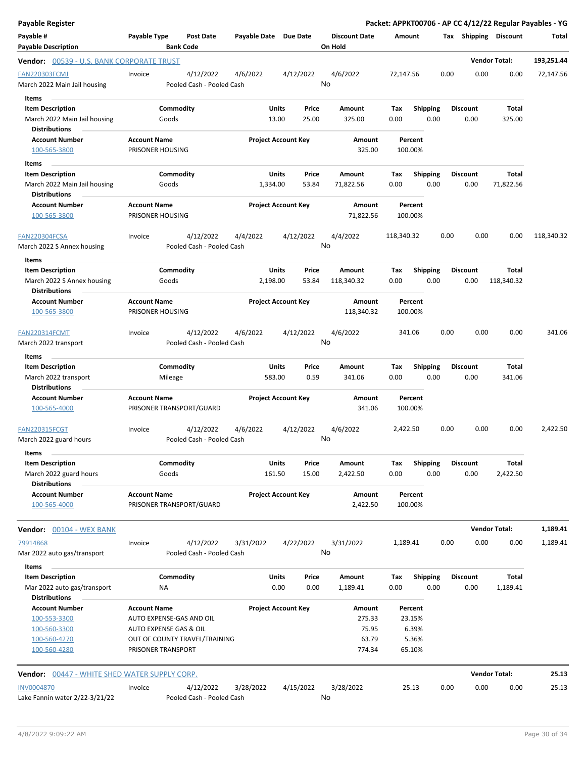**Payable Register**

**Packet: APPKT00706 - AP CC 4/12/22 Regular Payables - YG**

| Payable # / Payable Description | Payable Type | Post Date / Bank Code | Payable Date | Due Date | Discount Date / On Hold | Amount | Tax | Shipping | Discount | Total |
|---|---|---|---|---|---|---|---|---|---|---|

**Vendor: 00539 - U.S. BANK CORPORATE TRUST** — Vendor Total: **193,251.44**

| Payable # | Payable Type | Post Date | Payable Date | Due Date | Discount Date | Amount | Tax | Shipping | Discount | Total |
|---|---|---|---|---|---|---|---|---|---|---|
| FAN220303FCMJ | Invoice | 4/12/2022 | 4/6/2022 | 4/12/2022 | 4/6/2022 | 72,147.56 | 0.00 | 0.00 | 0.00 | 72,147.56 |
| March 2022 Main Jail housing | | Pooled Cash - Pooled Cash | | | No | | | | | |

Items

| Item Description | Commodity | Units | Price | Amount | Tax | Shipping | Discount | Total |
|---|---|---|---|---|---|---|---|---|
| March 2022 Main Jail housing | Goods | 13.00 | 25.00 | 325.00 | 0.00 | 0.00 | 0.00 | 325.00 |

Distributions

| Account Number | Account Name | Project Account Key | Amount | Percent |
|---|---|---|---|---|
| 100-565-3800 | PRISONER HOUSING | | 325.00 | 100.00% |

Items

| Item Description | Commodity | Units | Price | Amount | Tax | Shipping | Discount | Total |
|---|---|---|---|---|---|---|---|---|
| March 2022 Main Jail housing | Goods | 1,334.00 | 53.84 | 71,822.56 | 0.00 | 0.00 | 0.00 | 71,822.56 |

Distributions

| Account Number | Account Name | Project Account Key | Amount | Percent |
|---|---|---|---|---|
| 100-565-3800 | PRISONER HOUSING | | 71,822.56 | 100.00% |

| Payable # | Payable Type | Post Date | Payable Date | Due Date | Discount Date | Amount | Tax | Shipping | Discount | Total |
|---|---|---|---|---|---|---|---|---|---|---|
| FAN220304FCSA | Invoice | 4/12/2022 | 4/4/2022 | 4/12/2022 | 4/4/2022 | 118,340.32 | 0.00 | 0.00 | 0.00 | 118,340.32 |
| March 2022 S Annex housing | | Pooled Cash - Pooled Cash | | | No | | | | | |

Items

| Item Description | Commodity | Units | Price | Amount | Tax | Shipping | Discount | Total |
|---|---|---|---|---|---|---|---|---|
| March 2022 S Annex housing | Goods | 2,198.00 | 53.84 | 118,340.32 | 0.00 | 0.00 | 0.00 | 118,340.32 |

Distributions

| Account Number | Account Name | Project Account Key | Amount | Percent |
|---|---|---|---|---|
| 100-565-3800 | PRISONER HOUSING | | 118,340.32 | 100.00% |

| Payable # | Payable Type | Post Date | Payable Date | Due Date | Discount Date | Amount | Tax | Shipping | Discount | Total |
|---|---|---|---|---|---|---|---|---|---|---|
| FAN220314FCMT | Invoice | 4/12/2022 | 4/6/2022 | 4/12/2022 | 4/6/2022 | 341.06 | 0.00 | 0.00 | 0.00 | 341.06 |
| March 2022 transport | | Pooled Cash - Pooled Cash | | | No | | | | | |

Items

| Item Description | Commodity | Units | Price | Amount | Tax | Shipping | Discount | Total |
|---|---|---|---|---|---|---|---|---|
| March 2022 transport | Mileage | 583.00 | 0.59 | 341.06 | 0.00 | 0.00 | 0.00 | 341.06 |

Distributions

| Account Number | Account Name | Project Account Key | Amount | Percent |
|---|---|---|---|---|
| 100-565-4000 | PRISONER TRANSPORT/GUARD | | 341.06 | 100.00% |

| Payable # | Payable Type | Post Date | Payable Date | Due Date | Discount Date | Amount | Tax | Shipping | Discount | Total |
|---|---|---|---|---|---|---|---|---|---|---|
| FAN220315FCGT | Invoice | 4/12/2022 | 4/6/2022 | 4/12/2022 | 4/6/2022 | 2,422.50 | 0.00 | 0.00 | 0.00 | 2,422.50 |
| March 2022 guard hours | | Pooled Cash - Pooled Cash | | | No | | | | | |

Items

| Item Description | Commodity | Units | Price | Amount | Tax | Shipping | Discount | Total |
|---|---|---|---|---|---|---|---|---|
| March 2022 guard hours | Goods | 161.50 | 15.00 | 2,422.50 | 0.00 | 0.00 | 0.00 | 2,422.50 |

Distributions

| Account Number | Account Name | Project Account Key | Amount | Percent |
|---|---|---|---|---|
| 100-565-4000 | PRISONER TRANSPORT/GUARD | | 2,422.50 | 100.00% |

**Vendor: 00104 - WEX BANK** — Vendor Total: **1,189.41**

| Payable # | Payable Type | Post Date | Payable Date | Due Date | Discount Date | Amount | Tax | Shipping | Discount | Total |
|---|---|---|---|---|---|---|---|---|---|---|
| 79914868 | Invoice | 4/12/2022 | 3/31/2022 | 4/22/2022 | 3/31/2022 | 1,189.41 | 0.00 | 0.00 | 0.00 | 1,189.41 |
| Mar 2022 auto gas/transport | | Pooled Cash - Pooled Cash | | | No | | | | | |

Items

| Item Description | Commodity | Units | Price | Amount | Tax | Shipping | Discount | Total |
|---|---|---|---|---|---|---|---|---|
| Mar 2022 auto gas/transport | NA | 0.00 | 0.00 | 1,189.41 | 0.00 | 0.00 | 0.00 | 1,189.41 |

Distributions

| Account Number | Account Name | Project Account Key | Amount | Percent |
|---|---|---|---|---|
| 100-553-3300 | AUTO EXPENSE-GAS AND OIL | | 275.33 | 23.15% |
| 100-560-3300 | AUTO EXPENSE GAS & OIL | | 75.95 | 6.39% |
| 100-560-4270 | OUT OF COUNTY TRAVEL/TRAINING | | 63.79 | 5.36% |
| 100-560-4280 | PRISONER TRANSPORT | | 774.34 | 65.10% |

**Vendor: 00447 - WHITE SHED WATER SUPPLY CORP.** — Vendor Total: **25.13**

| Payable # | Payable Type | Post Date | Payable Date | Due Date | Discount Date | Amount | Tax | Shipping | Discount | Total |
|---|---|---|---|---|---|---|---|---|---|---|
| INV0004870 | Invoice | 4/12/2022 | 3/28/2022 | 4/15/2022 | 3/28/2022 | 25.13 | 0.00 | 0.00 | 0.00 | 25.13 |
| Lake Fannin water 2/22-3/21/22 | | Pooled Cash - Pooled Cash | | | No | | | | | |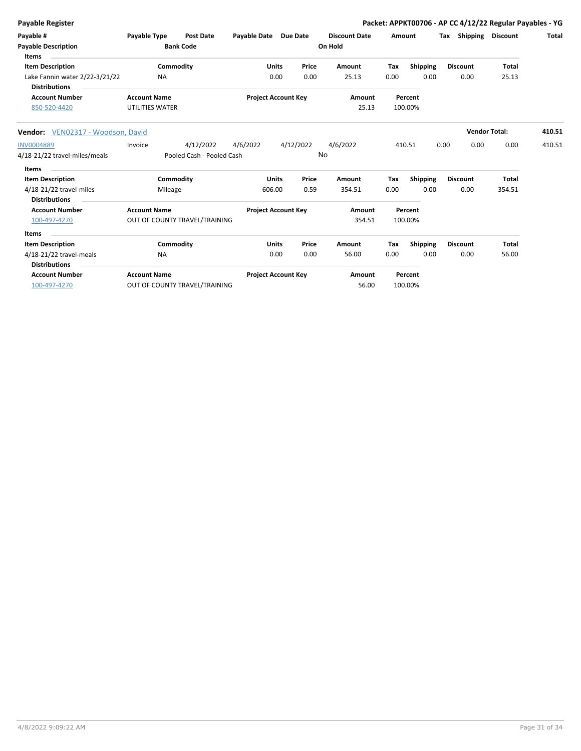**Payable Register** | **Packet: APPKT00706 - AP CC 4/12/22 Regular Payables - YG**

| Payable # | Payable Type | Post Date | Payable Date | Due Date | Discount Date | Amount | Tax | Shipping | Discount | Total |
|---|---|---|---|---|---|---|---|---|---|---|
| Payable Description | | Bank Code | | | On Hold | | | | | |

**Items**

| Item Description | Commodity | Units | Price | Amount | Tax | Shipping | Discount | Total |
|---|---|---|---|---|---|---|---|---|
| Lake Fannin water 2/22-3/21/22 | NA | 0.00 | 0.00 | 25.13 | 0.00 | 0.00 | 0.00 | 25.13 |

**Distributions**

| Account Number | Account Name | Project Account Key | Amount | Percent |
|---|---|---|---|---|
| 850-520-4420 | UTILITIES WATER | | 25.13 | 100.00% |

---

**Vendor:** VEN02317 - Woodson, David — **Vendor Total:** **410.51**

| Payable # | Payable Type | Post Date | Payable Date | Due Date | Discount Date | Amount | Tax | Shipping | Discount | Total |
|---|---|---|---|---|---|---|---|---|---|---|
| INV0004889 | Invoice | 4/12/2022 | 4/6/2022 | 4/12/2022 | 4/6/2022 | 410.51 | 0.00 | 0.00 | 0.00 | 410.51 |
| 4/18-21/22 travel-miles/meals | | Pooled Cash - Pooled Cash | | | No | | | | | |

**Items**

| Item Description | Commodity | Units | Price | Amount | Tax | Shipping | Discount | Total |
|---|---|---|---|---|---|---|---|---|
| 4/18-21/22 travel-miles | Mileage | 606.00 | 0.59 | 354.51 | 0.00 | 0.00 | 0.00 | 354.51 |

**Distributions**

| Account Number | Account Name | Project Account Key | Amount | Percent |
|---|---|---|---|---|
| 100-497-4270 | OUT OF COUNTY TRAVEL/TRAINING | | 354.51 | 100.00% |

**Items**

| Item Description | Commodity | Units | Price | Amount | Tax | Shipping | Discount | Total |
|---|---|---|---|---|---|---|---|---|
| 4/18-21/22 travel-meals | NA | 0.00 | 0.00 | 56.00 | 0.00 | 0.00 | 0.00 | 56.00 |

**Distributions**

| Account Number | Account Name | Project Account Key | Amount | Percent |
|---|---|---|---|---|
| 100-497-4270 | OUT OF COUNTY TRAVEL/TRAINING | | 56.00 | 100.00% |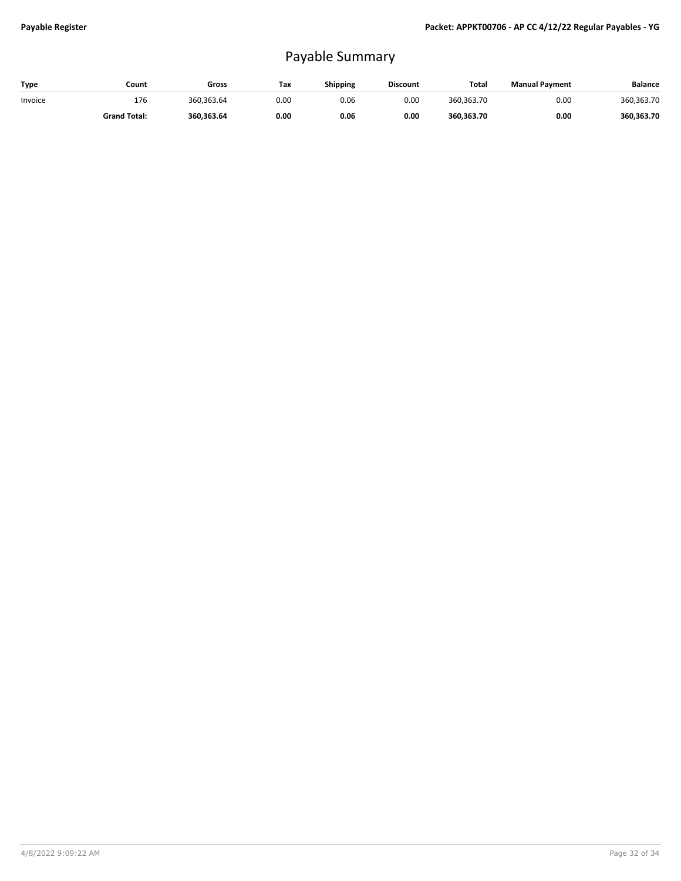# Payable Summary

| Type | Count | Gross | Tax | Shipping | Discount | Total | Manual Payment | Balance |
|---|---|---|---|---|---|---|---|---|
| Invoice | 176 | 360,363.64 | 0.00 | 0.06 | 0.00 | 360,363.70 | 0.00 | 360,363.70 |
| | **Grand Total:** | **360,363.64** | **0.00** | **0.06** | **0.00** | **360,363.70** | **0.00** | **360,363.70** |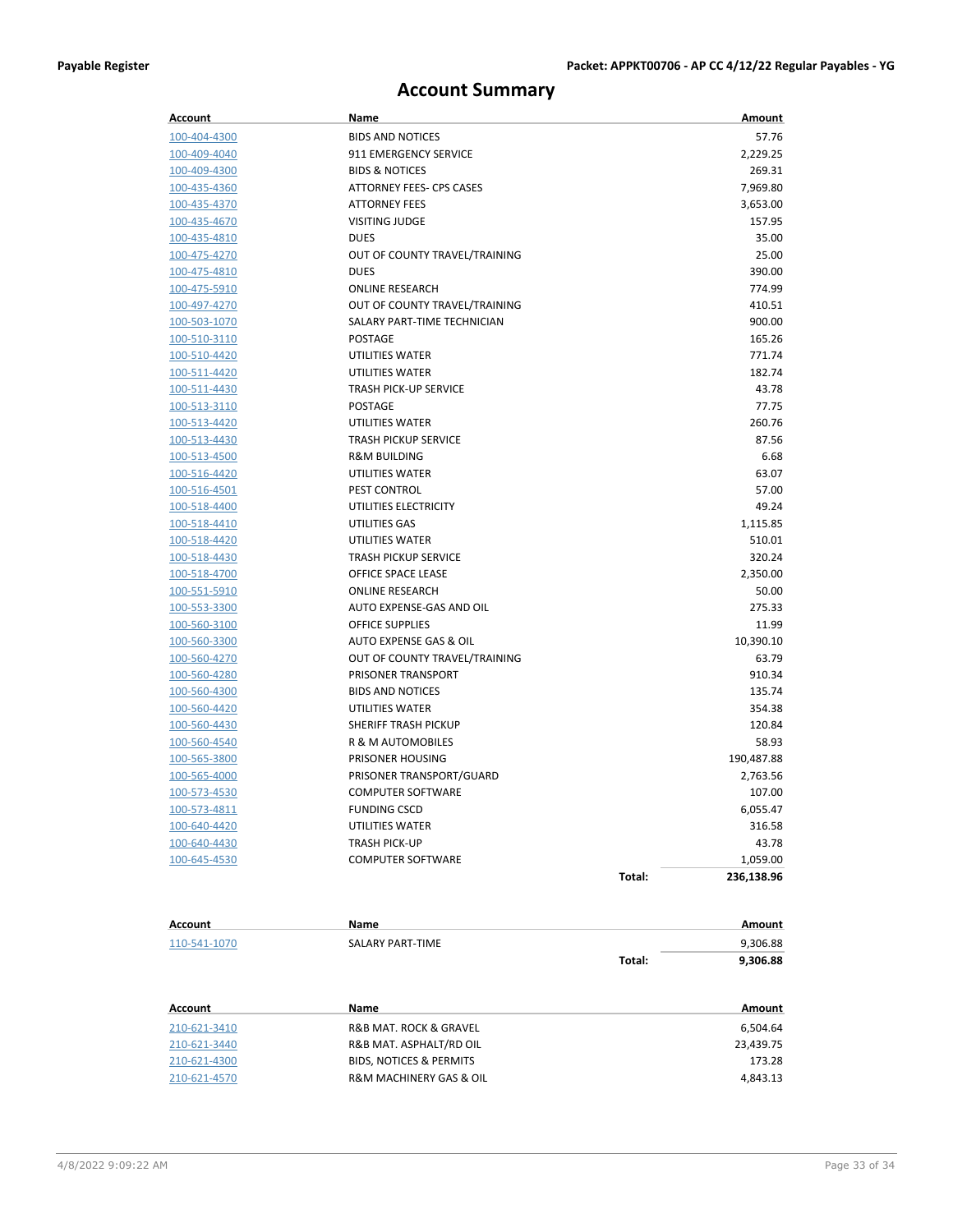# Account Summary

| Account | Name | | Amount |
|---|---|---|---|
| 100-404-4300 | BIDS AND NOTICES | | 57.76 |
| 100-409-4040 | 911 EMERGENCY SERVICE | | 2,229.25 |
| 100-409-4300 | BIDS & NOTICES | | 269.31 |
| 100-435-4360 | ATTORNEY FEES- CPS CASES | | 7,969.80 |
| 100-435-4370 | ATTORNEY FEES | | 3,653.00 |
| 100-435-4670 | VISITING JUDGE | | 157.95 |
| 100-435-4810 | DUES | | 35.00 |
| 100-475-4270 | OUT OF COUNTY TRAVEL/TRAINING | | 25.00 |
| 100-475-4810 | DUES | | 390.00 |
| 100-475-5910 | ONLINE RESEARCH | | 774.99 |
| 100-497-4270 | OUT OF COUNTY TRAVEL/TRAINING | | 410.51 |
| 100-503-1070 | SALARY PART-TIME TECHNICIAN | | 900.00 |
| 100-510-3110 | POSTAGE | | 165.26 |
| 100-510-4420 | UTILITIES WATER | | 771.74 |
| 100-511-4420 | UTILITIES WATER | | 182.74 |
| 100-511-4430 | TRASH PICK-UP SERVICE | | 43.78 |
| 100-513-3110 | POSTAGE | | 77.75 |
| 100-513-4420 | UTILITIES WATER | | 260.76 |
| 100-513-4430 | TRASH PICKUP SERVICE | | 87.56 |
| 100-513-4500 | R&M BUILDING | | 6.68 |
| 100-516-4420 | UTILITIES WATER | | 63.07 |
| 100-516-4501 | PEST CONTROL | | 57.00 |
| 100-518-4400 | UTILITIES ELECTRICITY | | 49.24 |
| 100-518-4410 | UTILITIES GAS | | 1,115.85 |
| 100-518-4420 | UTILITIES WATER | | 510.01 |
| 100-518-4430 | TRASH PICKUP SERVICE | | 320.24 |
| 100-518-4700 | OFFICE SPACE LEASE | | 2,350.00 |
| 100-551-5910 | ONLINE RESEARCH | | 50.00 |
| 100-553-3300 | AUTO EXPENSE-GAS AND OIL | | 275.33 |
| 100-560-3100 | OFFICE SUPPLIES | | 11.99 |
| 100-560-3300 | AUTO EXPENSE GAS & OIL | | 10,390.10 |
| 100-560-4270 | OUT OF COUNTY TRAVEL/TRAINING | | 63.79 |
| 100-560-4280 | PRISONER TRANSPORT | | 910.34 |
| 100-560-4300 | BIDS AND NOTICES | | 135.74 |
| 100-560-4420 | UTILITIES WATER | | 354.38 |
| 100-560-4430 | SHERIFF TRASH PICKUP | | 120.84 |
| 100-560-4540 | R & M AUTOMOBILES | | 58.93 |
| 100-565-3800 | PRISONER HOUSING | | 190,487.88 |
| 100-565-4000 | PRISONER TRANSPORT/GUARD | | 2,763.56 |
| 100-573-4530 | COMPUTER SOFTWARE | | 107.00 |
| 100-573-4811 | FUNDING CSCD | | 6,055.47 |
| 100-640-4420 | UTILITIES WATER | | 316.58 |
| 100-640-4430 | TRASH PICK-UP | | 43.78 |
| 100-645-4530 | COMPUTER SOFTWARE | | 1,059.00 |
| | | **Total:** | **236,138.96** |

| Account | Name | | Amount |
|---|---|---|---|
| 110-541-1070 | SALARY PART-TIME | | 9,306.88 |
| | | **Total:** | **9,306.88** |

| Account | Name | | Amount |
|---|---|---|---|
| 210-621-3410 | R&B MAT. ROCK & GRAVEL | | 6,504.64 |
| 210-621-3440 | R&B MAT. ASPHALT/RD OIL | | 23,439.75 |
| 210-621-4300 | BIDS, NOTICES & PERMITS | | 173.28 |
| 210-621-4570 | R&M MACHINERY GAS & OIL | | 4,843.13 |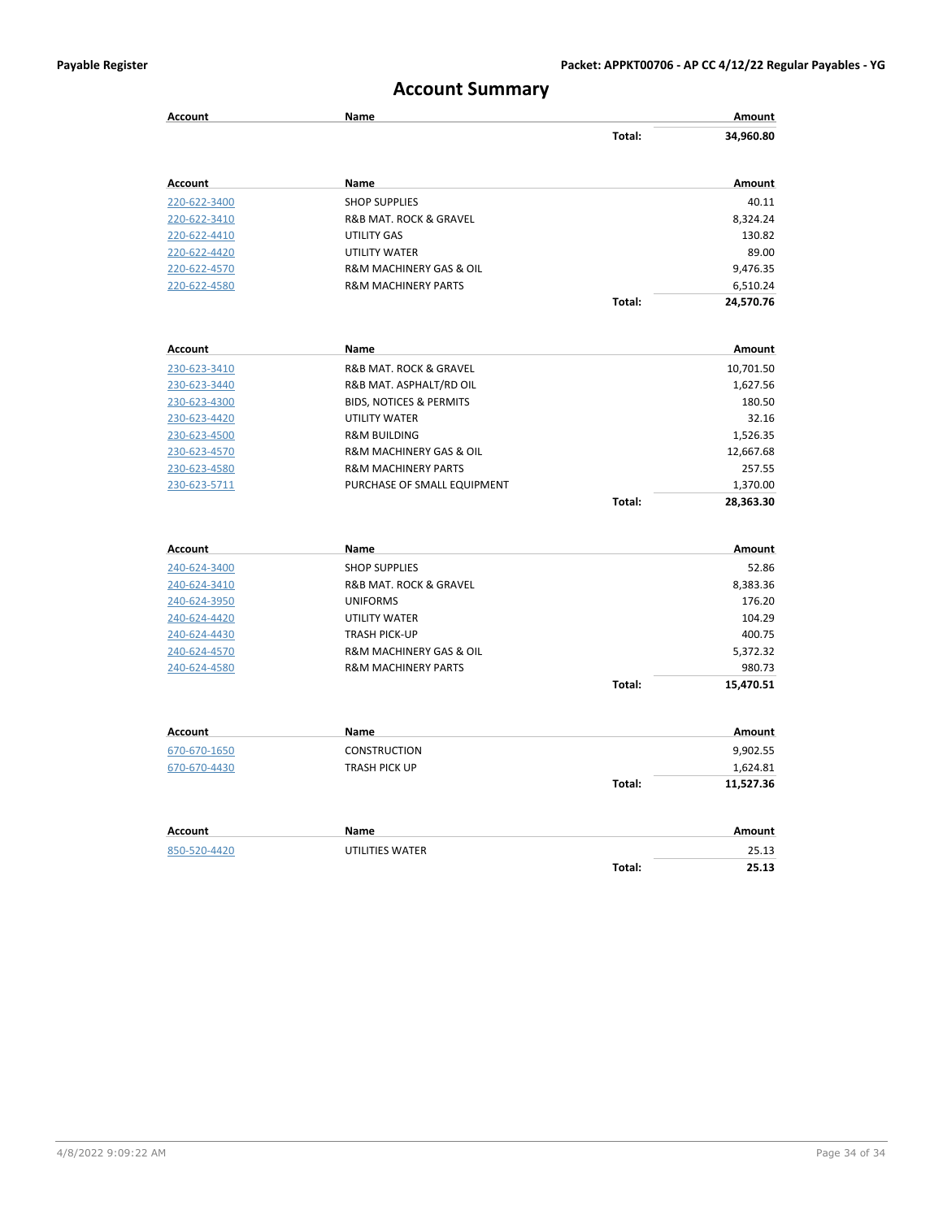# Account Summary

| Account | Name | | Amount |
|---|---|---|---|
| | | Total: | 34,960.80 |

| Account | Name | | Amount |
|---|---|---|---|
| 220-622-3400 | SHOP SUPPLIES | | 40.11 |
| 220-622-3410 | R&B MAT. ROCK & GRAVEL | | 8,324.24 |
| 220-622-4410 | UTILITY GAS | | 130.82 |
| 220-622-4420 | UTILITY WATER | | 89.00 |
| 220-622-4570 | R&M MACHINERY GAS & OIL | | 9,476.35 |
| 220-622-4580 | R&M MACHINERY PARTS | | 6,510.24 |
| | | Total: | 24,570.76 |

| Account | Name | | Amount |
|---|---|---|---|
| 230-623-3410 | R&B MAT. ROCK & GRAVEL | | 10,701.50 |
| 230-623-3440 | R&B MAT. ASPHALT/RD OIL | | 1,627.56 |
| 230-623-4300 | BIDS, NOTICES & PERMITS | | 180.50 |
| 230-623-4420 | UTILITY WATER | | 32.16 |
| 230-623-4500 | R&M BUILDING | | 1,526.35 |
| 230-623-4570 | R&M MACHINERY GAS & OIL | | 12,667.68 |
| 230-623-4580 | R&M MACHINERY PARTS | | 257.55 |
| 230-623-5711 | PURCHASE OF SMALL EQUIPMENT | | 1,370.00 |
| | | Total: | 28,363.30 |

| Account | Name | | Amount |
|---|---|---|---|
| 240-624-3400 | SHOP SUPPLIES | | 52.86 |
| 240-624-3410 | R&B MAT. ROCK & GRAVEL | | 8,383.36 |
| 240-624-3950 | UNIFORMS | | 176.20 |
| 240-624-4420 | UTILITY WATER | | 104.29 |
| 240-624-4430 | TRASH PICK-UP | | 400.75 |
| 240-624-4570 | R&M MACHINERY GAS & OIL | | 5,372.32 |
| 240-624-4580 | R&M MACHINERY PARTS | | 980.73 |
| | | Total: | 15,470.51 |

| Account | Name | | Amount |
|---|---|---|---|
| 670-670-1650 | CONSTRUCTION | | 9,902.55 |
| 670-670-4430 | TRASH PICK UP | | 1,624.81 |
| | | Total: | 11,527.36 |

| Account | Name | | Amount |
|---|---|---|---|
| 850-520-4420 | UTILITIES WATER | | 25.13 |
| | | Total: | 25.13 |